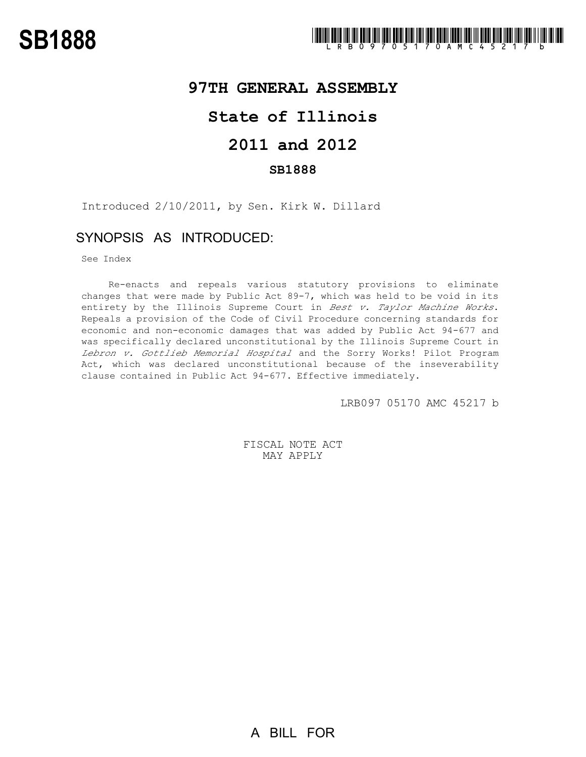# SB1888

LRB09705170AMC45217b

## 97TH GENERAL ASSEMBLY

## State of Illinois

## 2011 and 2012

### SB1888

Introduced 2/10/2011, by Sen. Kirk W. Dillard

## SYNOPSIS AS INTRODUCED:

See Index

Re-enacts and repeals various statutory provisions to eliminate changes that were made by Public Act 89-7, which was held to be void in its entirety by the Illinois Supreme Court in *Best v. Taylor Machine Works*. Repeals a provision of the Code of Civil Procedure concerning standards for economic and non-economic damages that was added by Public Act 94-677 and was specifically declared unconstitutional by the Illinois Supreme Court in *Lebron v. Gottlieb Memorial Hospital* and the Sorry Works! Pilot Program Act, which was declared unconstitutional because of the inseverability clause contained in Public Act 94-677. Effective immediately.

LRB097 05170 AMC 45217 b

FISCAL NOTE ACT
MAY APPLY

A BILL FOR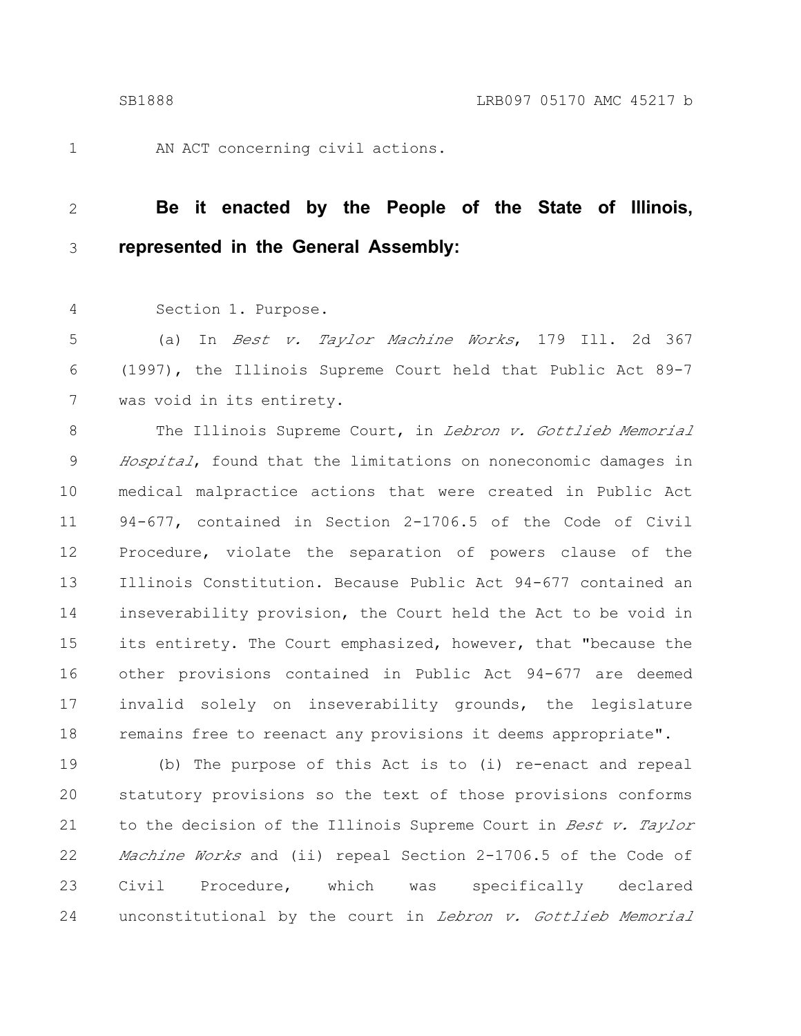AN ACT concerning civil actions.

**Be it enacted by the People of the State of Illinois, represented in the General Assembly:**

Section 1. Purpose.

(a) In *Best v. Taylor Machine Works*, 179 Ill. 2d 367 (1997), the Illinois Supreme Court held that Public Act 89-7 was void in its entirety.

The Illinois Supreme Court, in *Lebron v. Gottlieb Memorial Hospital*, found that the limitations on noneconomic damages in medical malpractice actions that were created in Public Act 94-677, contained in Section 2-1706.5 of the Code of Civil Procedure, violate the separation of powers clause of the Illinois Constitution. Because Public Act 94-677 contained an inseverability provision, the Court held the Act to be void in its entirety. The Court emphasized, however, that "because the other provisions contained in Public Act 94-677 are deemed invalid solely on inseverability grounds, the legislature remains free to reenact any provisions it deems appropriate".

(b) The purpose of this Act is to (i) re-enact and repeal statutory provisions so the text of those provisions conforms to the decision of the Illinois Supreme Court in *Best v. Taylor Machine Works* and (ii) repeal Section 2-1706.5 of the Code of Civil Procedure, which was specifically declared unconstitutional by the court in *Lebron v. Gottlieb Memorial*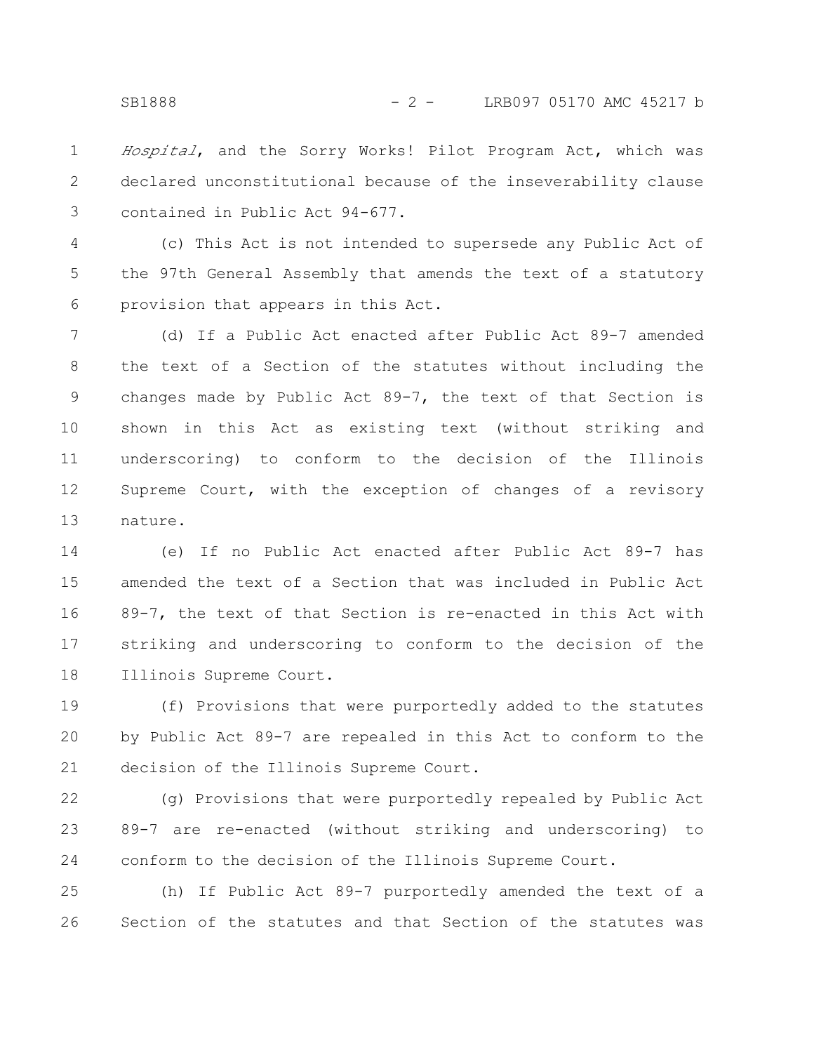*Hospital*, and the Sorry Works! Pilot Program Act, which was declared unconstitutional because of the inseverability clause contained in Public Act 94-677.

(c) This Act is not intended to supersede any Public Act of the 97th General Assembly that amends the text of a statutory provision that appears in this Act.

(d) If a Public Act enacted after Public Act 89-7 amended the text of a Section of the statutes without including the changes made by Public Act 89-7, the text of that Section is shown in this Act as existing text (without striking and underscoring) to conform to the decision of the Illinois Supreme Court, with the exception of changes of a revisory nature.

(e) If no Public Act enacted after Public Act 89-7 has amended the text of a Section that was included in Public Act 89-7, the text of that Section is re-enacted in this Act with striking and underscoring to conform to the decision of the Illinois Supreme Court.

(f) Provisions that were purportedly added to the statutes by Public Act 89-7 are repealed in this Act to conform to the decision of the Illinois Supreme Court.

(g) Provisions that were purportedly repealed by Public Act 89-7 are re-enacted (without striking and underscoring) to conform to the decision of the Illinois Supreme Court.

(h) If Public Act 89-7 purportedly amended the text of a Section of the statutes and that Section of the statutes was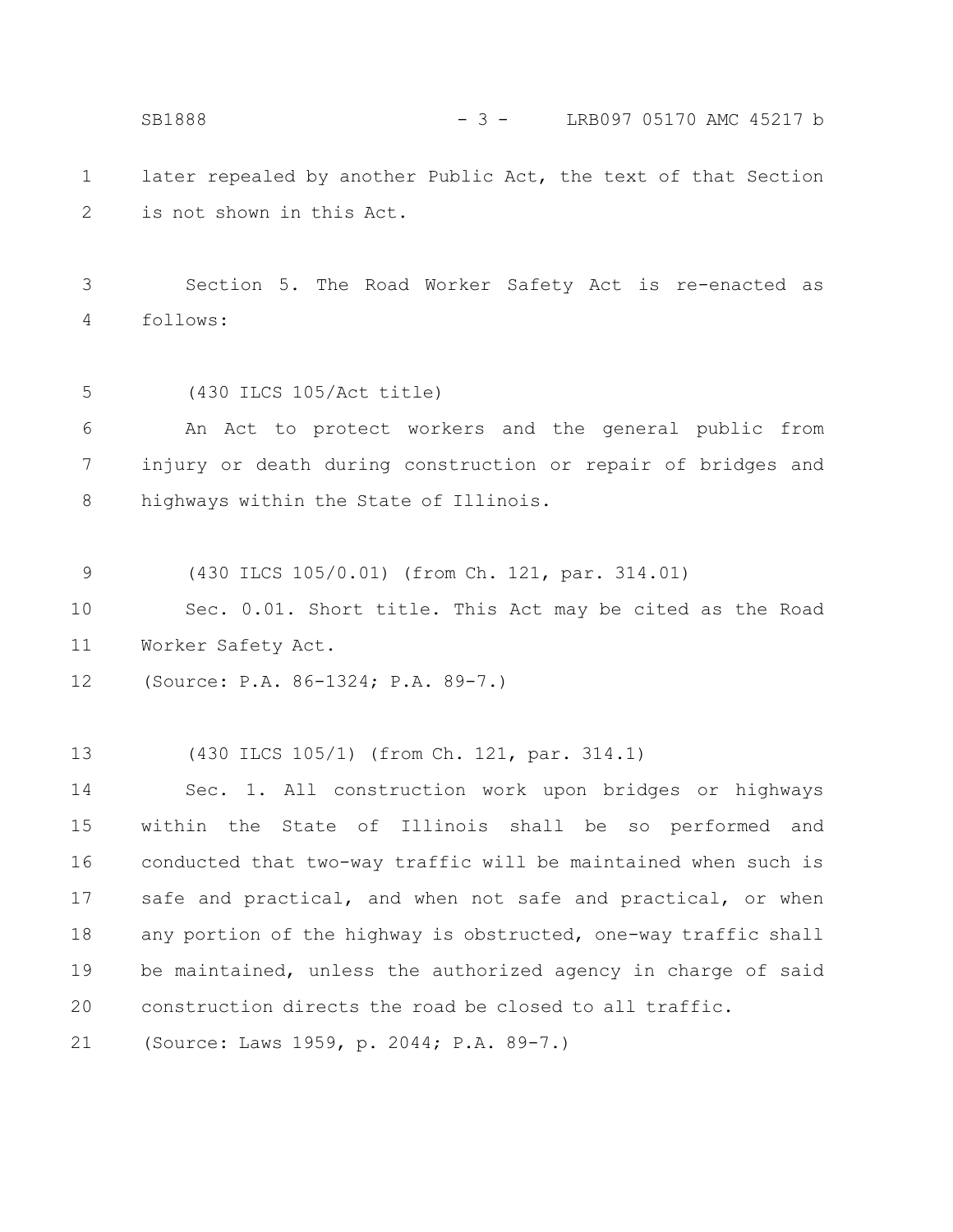later repealed by another Public Act, the text of that Section is not shown in this Act.

Section 5. The Road Worker Safety Act is re-enacted as follows:

(430 ILCS 105/Act title)

An Act to protect workers and the general public from injury or death during construction or repair of bridges and highways within the State of Illinois.

(430 ILCS 105/0.01) (from Ch. 121, par. 314.01)

Sec. 0.01. Short title. This Act may be cited as the Road Worker Safety Act.

(Source: P.A. 86-1324; P.A. 89-7.)

(430 ILCS 105/1) (from Ch. 121, par. 314.1)

Sec. 1. All construction work upon bridges or highways within the State of Illinois shall be so performed and conducted that two-way traffic will be maintained when such is safe and practical, and when not safe and practical, or when any portion of the highway is obstructed, one-way traffic shall be maintained, unless the authorized agency in charge of said construction directs the road be closed to all traffic.

(Source: Laws 1959, p. 2044; P.A. 89-7.)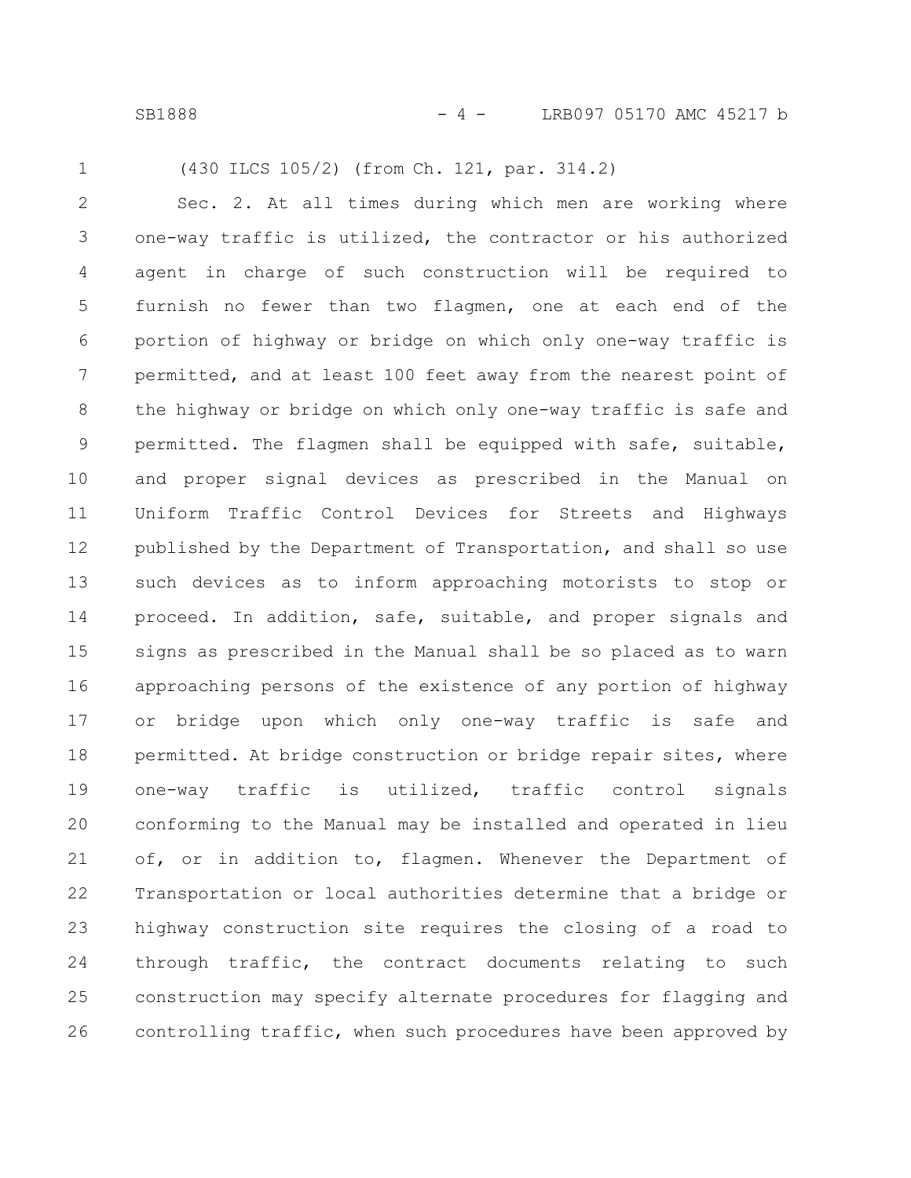(430 ILCS 105/2) (from Ch. 121, par. 314.2)

Sec. 2. At all times during which men are working where one-way traffic is utilized, the contractor or his authorized agent in charge of such construction will be required to furnish no fewer than two flagmen, one at each end of the portion of highway or bridge on which only one-way traffic is permitted, and at least 100 feet away from the nearest point of the highway or bridge on which only one-way traffic is safe and permitted. The flagmen shall be equipped with safe, suitable, and proper signal devices as prescribed in the Manual on Uniform Traffic Control Devices for Streets and Highways published by the Department of Transportation, and shall so use such devices as to inform approaching motorists to stop or proceed. In addition, safe, suitable, and proper signals and signs as prescribed in the Manual shall be so placed as to warn approaching persons of the existence of any portion of highway or bridge upon which only one-way traffic is safe and permitted. At bridge construction or bridge repair sites, where one-way traffic is utilized, traffic control signals conforming to the Manual may be installed and operated in lieu of, or in addition to, flagmen. Whenever the Department of Transportation or local authorities determine that a bridge or highway construction site requires the closing of a road to through traffic, the contract documents relating to such construction may specify alternate procedures for flagging and controlling traffic, when such procedures have been approved by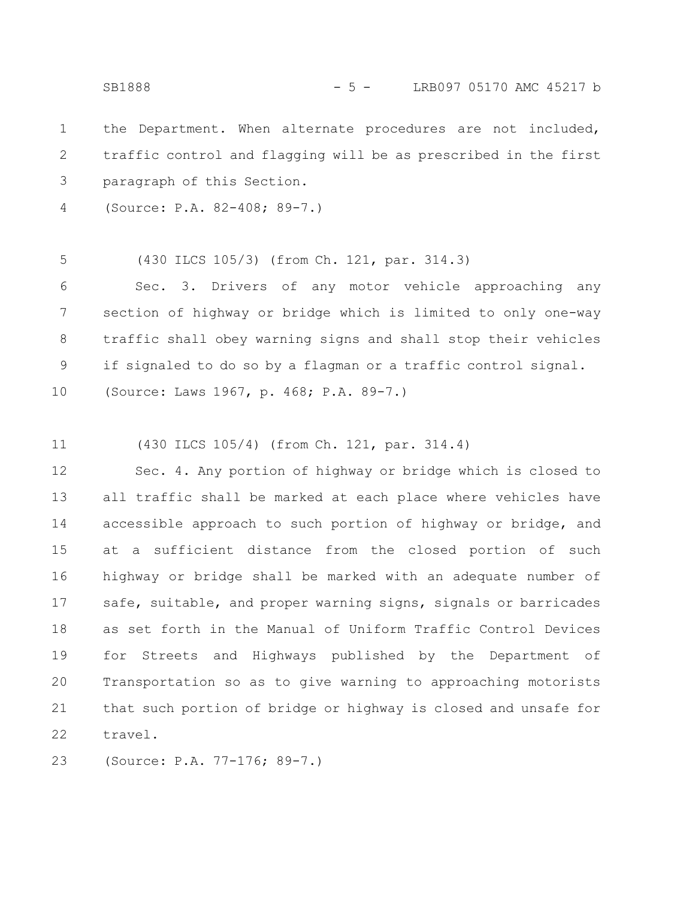the Department. When alternate procedures are not included, traffic control and flagging will be as prescribed in the first paragraph of this Section.

(Source: P.A. 82-408; 89-7.)

(430 ILCS 105/3) (from Ch. 121, par. 314.3)

Sec. 3. Drivers of any motor vehicle approaching any section of highway or bridge which is limited to only one-way traffic shall obey warning signs and shall stop their vehicles if signaled to do so by a flagman or a traffic control signal.

(Source: Laws 1967, p. 468; P.A. 89-7.)

(430 ILCS 105/4) (from Ch. 121, par. 314.4)

Sec. 4. Any portion of highway or bridge which is closed to all traffic shall be marked at each place where vehicles have accessible approach to such portion of highway or bridge, and at a sufficient distance from the closed portion of such highway or bridge shall be marked with an adequate number of safe, suitable, and proper warning signs, signals or barricades as set forth in the Manual of Uniform Traffic Control Devices for Streets and Highways published by the Department of Transportation so as to give warning to approaching motorists that such portion of bridge or highway is closed and unsafe for travel.

(Source: P.A. 77-176; 89-7.)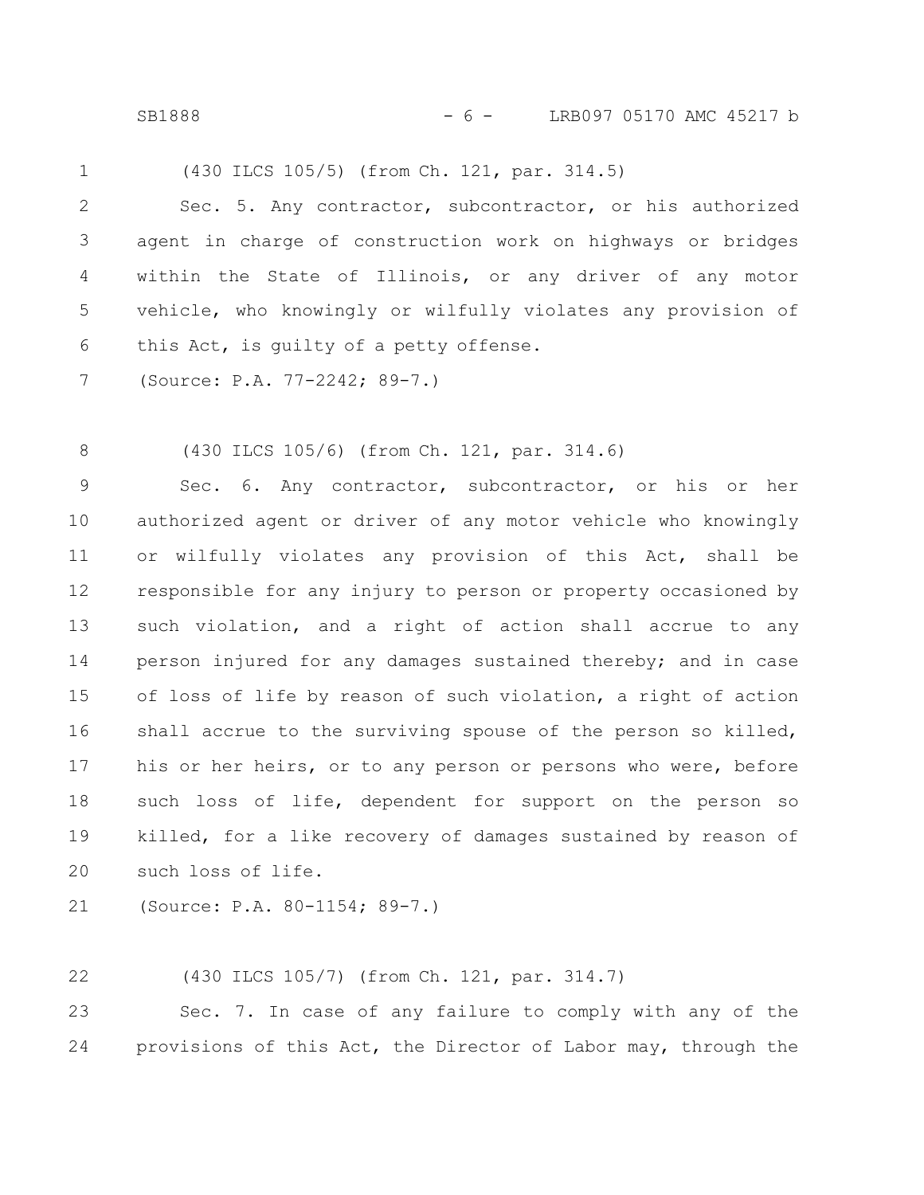(430 ILCS 105/5) (from Ch. 121, par. 314.5)

Sec. 5. Any contractor, subcontractor, or his authorized agent in charge of construction work on highways or bridges within the State of Illinois, or any driver of any motor vehicle, who knowingly or wilfully violates any provision of this Act, is guilty of a petty offense.

(Source: P.A. 77-2242; 89-7.)

(430 ILCS 105/6) (from Ch. 121, par. 314.6)

Sec. 6. Any contractor, subcontractor, or his or her authorized agent or driver of any motor vehicle who knowingly or wilfully violates any provision of this Act, shall be responsible for any injury to person or property occasioned by such violation, and a right of action shall accrue to any person injured for any damages sustained thereby; and in case of loss of life by reason of such violation, a right of action shall accrue to the surviving spouse of the person so killed, his or her heirs, or to any person or persons who were, before such loss of life, dependent for support on the person so killed, for a like recovery of damages sustained by reason of such loss of life.

(Source: P.A. 80-1154; 89-7.)

(430 ILCS 105/7) (from Ch. 121, par. 314.7)

Sec. 7. In case of any failure to comply with any of the provisions of this Act, the Director of Labor may, through the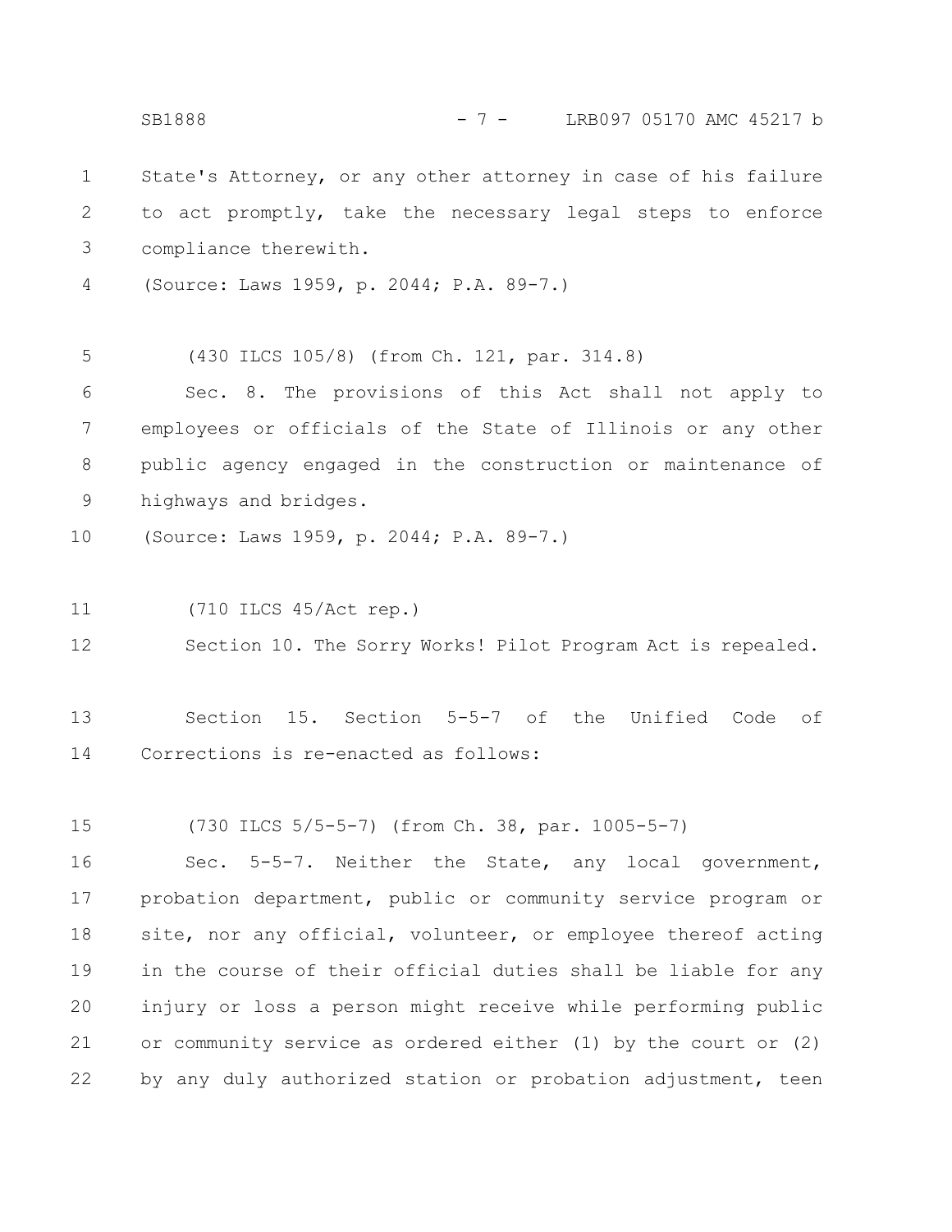State's Attorney, or any other attorney in case of his failure to act promptly, take the necessary legal steps to enforce compliance therewith.

(Source: Laws 1959, p. 2044; P.A. 89-7.)

(430 ILCS 105/8) (from Ch. 121, par. 314.8)

Sec. 8. The provisions of this Act shall not apply to employees or officials of the State of Illinois or any other public agency engaged in the construction or maintenance of highways and bridges.

(Source: Laws 1959, p. 2044; P.A. 89-7.)

(710 ILCS 45/Act rep.)

Section 10. The Sorry Works! Pilot Program Act is repealed.

Section 15. Section 5-5-7 of the Unified Code of Corrections is re-enacted as follows:

(730 ILCS 5/5-5-7) (from Ch. 38, par. 1005-5-7)

Sec. 5-5-7. Neither the State, any local government, probation department, public or community service program or site, nor any official, volunteer, or employee thereof acting in the course of their official duties shall be liable for any injury or loss a person might receive while performing public or community service as ordered either (1) by the court or (2) by any duly authorized station or probation adjustment, teen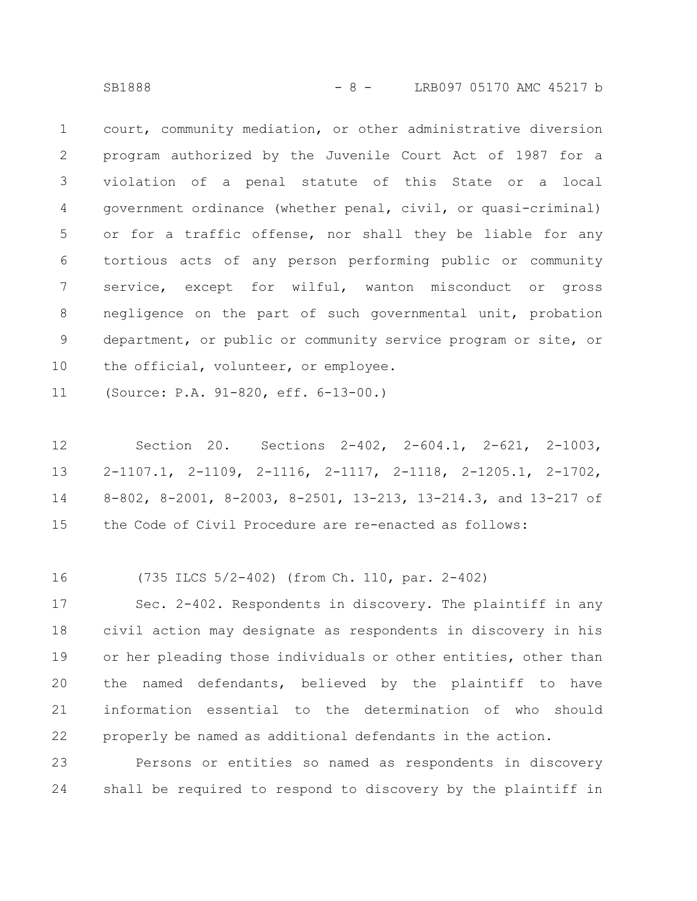court, community mediation, or other administrative diversion program authorized by the Juvenile Court Act of 1987 for a violation of a penal statute of this State or a local government ordinance (whether penal, civil, or quasi-criminal) or for a traffic offense, nor shall they be liable for any tortious acts of any person performing public or community service, except for wilful, wanton misconduct or gross negligence on the part of such governmental unit, probation department, or public or community service program or site, or the official, volunteer, or employee.

(Source: P.A. 91-820, eff. 6-13-00.)

Section 20. Sections 2-402, 2-604.1, 2-621, 2-1003, 2-1107.1, 2-1109, 2-1116, 2-1117, 2-1118, 2-1205.1, 2-1702, 8-802, 8-2001, 8-2003, 8-2501, 13-213, 13-214.3, and 13-217 of the Code of Civil Procedure are re-enacted as follows:

(735 ILCS 5/2-402) (from Ch. 110, par. 2-402)

Sec. 2-402. Respondents in discovery. The plaintiff in any civil action may designate as respondents in discovery in his or her pleading those individuals or other entities, other than the named defendants, believed by the plaintiff to have information essential to the determination of who should properly be named as additional defendants in the action.

Persons or entities so named as respondents in discovery shall be required to respond to discovery by the plaintiff in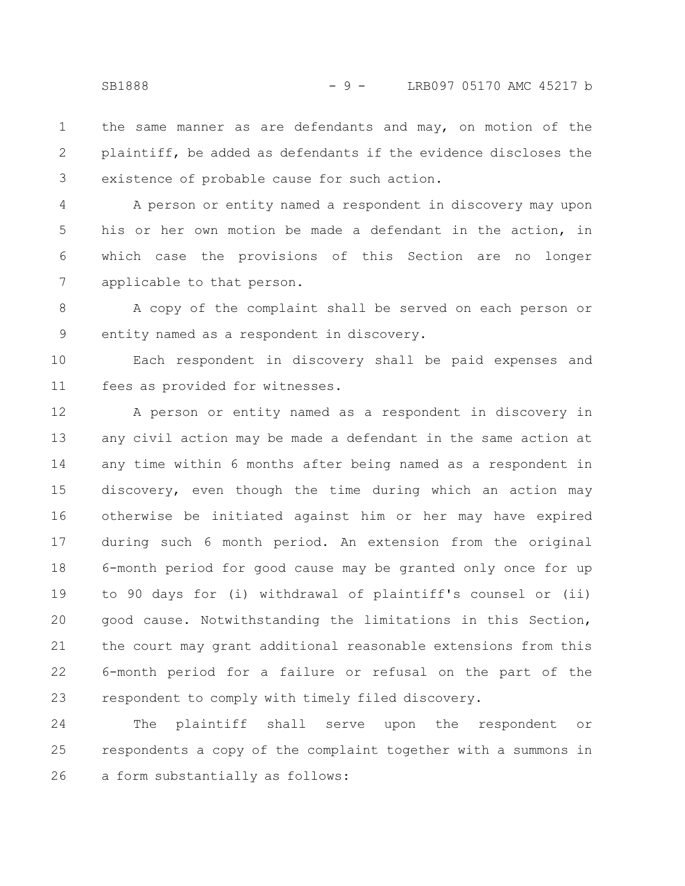the same manner as are defendants and may, on motion of the plaintiff, be added as defendants if the evidence discloses the existence of probable cause for such action.

A person or entity named a respondent in discovery may upon his or her own motion be made a defendant in the action, in which case the provisions of this Section are no longer applicable to that person.

A copy of the complaint shall be served on each person or entity named as a respondent in discovery.

Each respondent in discovery shall be paid expenses and fees as provided for witnesses.

A person or entity named as a respondent in discovery in any civil action may be made a defendant in the same action at any time within 6 months after being named as a respondent in discovery, even though the time during which an action may otherwise be initiated against him or her may have expired during such 6 month period. An extension from the original 6-month period for good cause may be granted only once for up to 90 days for (i) withdrawal of plaintiff's counsel or (ii) good cause. Notwithstanding the limitations in this Section, the court may grant additional reasonable extensions from this 6-month period for a failure or refusal on the part of the respondent to comply with timely filed discovery.

The plaintiff shall serve upon the respondent or respondents a copy of the complaint together with a summons in a form substantially as follows: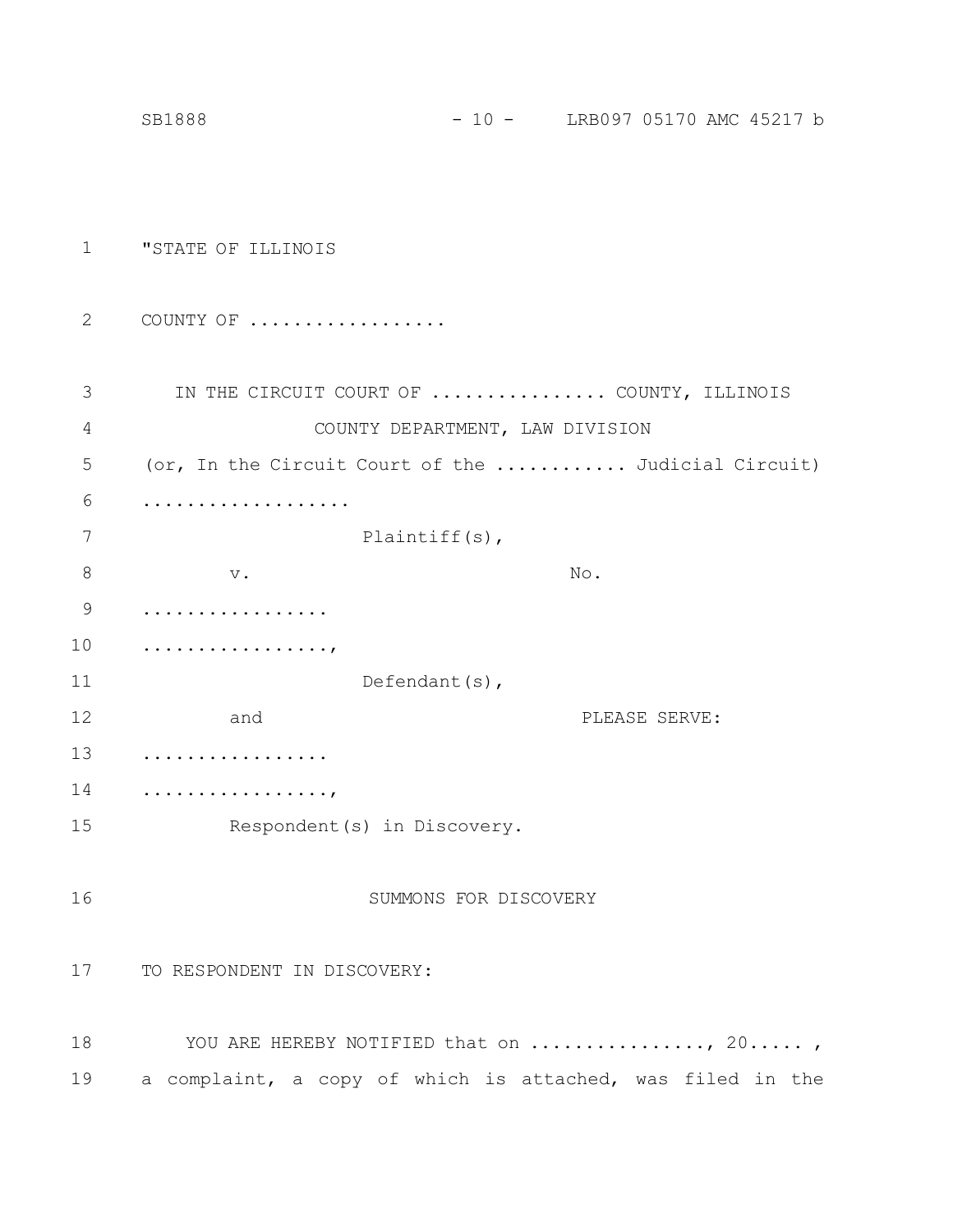"STATE OF ILLINOIS

COUNTY OF .................

IN THE CIRCUIT COURT OF ............... COUNTY, ILLINOIS

COUNTY DEPARTMENT, LAW DIVISION

(or, In the Circuit Court of the ........... Judicial Circuit)

..................

Plaintiff(s),

v. No.

................

................,

Defendant(s),

and PLEASE SERVE:

................

................,

Respondent(s) in Discovery.

SUMMONS FOR DISCOVERY

TO RESPONDENT IN DISCOVERY:

YOU ARE HEREBY NOTIFIED that on ..............., 20..... , a complaint, a copy of which is attached, was filed in the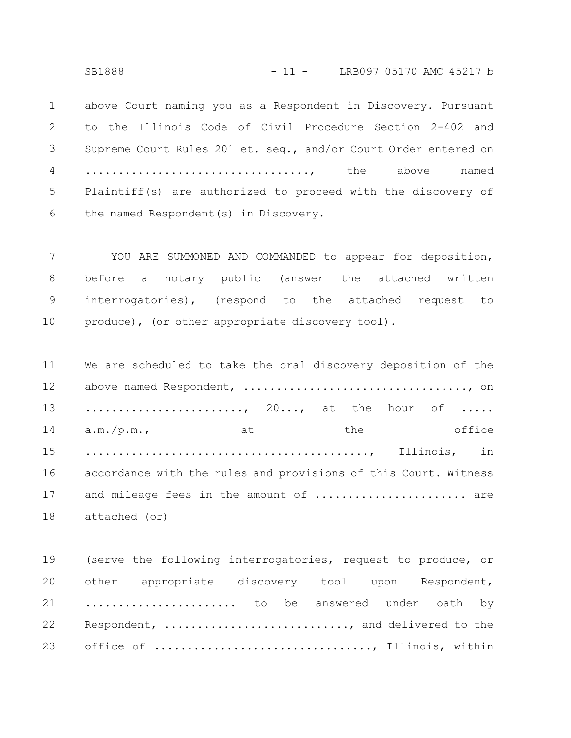above Court naming you as a Respondent in Discovery. Pursuant to the Illinois Code of Civil Procedure Section 2-402 and Supreme Court Rules 201 et. seq., and/or Court Order entered on ................................, the above named Plaintiff(s) are authorized to proceed with the discovery of the named Respondent(s) in Discovery.

YOU ARE SUMMONED AND COMMANDED to appear for deposition, before a notary public (answer the attached written interrogatories), (respond to the attached request to produce), (or other appropriate discovery tool).

We are scheduled to take the oral discovery deposition of the above named Respondent, ................................, on ......................., 20..., at the hour of ..... a.m./p.m., at the office ......................................, Illinois, in accordance with the rules and provisions of this Court. Witness and mileage fees in the amount of ...................... are attached (or)

(serve the following interrogatories, request to produce, or other appropriate discovery tool upon Respondent, ...................... to be answered under oath by Respondent, ..........................., and delivered to the office of ..............................., Illinois, within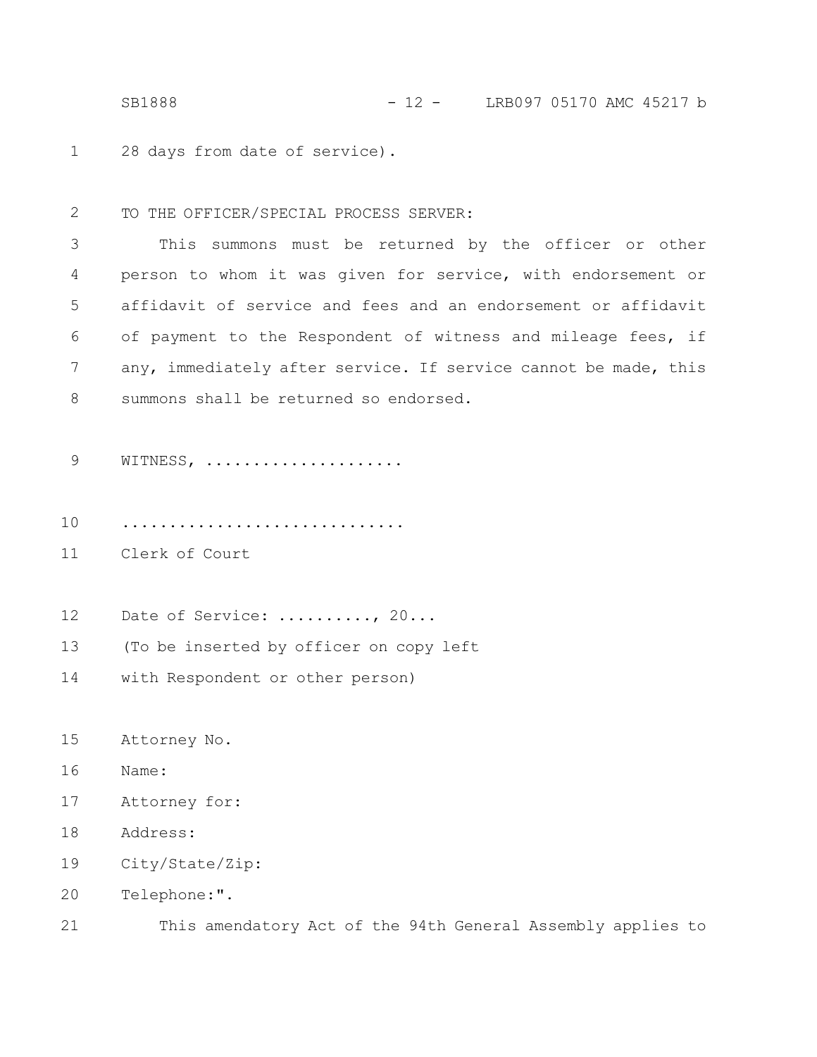28 days from date of service).

TO THE OFFICER/SPECIAL PROCESS SERVER:

This summons must be returned by the officer or other person to whom it was given for service, with endorsement or affidavit of service and fees and an endorsement or affidavit of payment to the Respondent of witness and mileage fees, if any, immediately after service. If service cannot be made, this summons shall be returned so endorsed.

WITNESS, ....................

.............................
Clerk of Court

Date of Service: .........., 20...
(To be inserted by officer on copy left
with Respondent or other person)

Attorney No.
Name:
Attorney for:
Address:
City/State/Zip:
Telephone:".

This amendatory Act of the 94th General Assembly applies to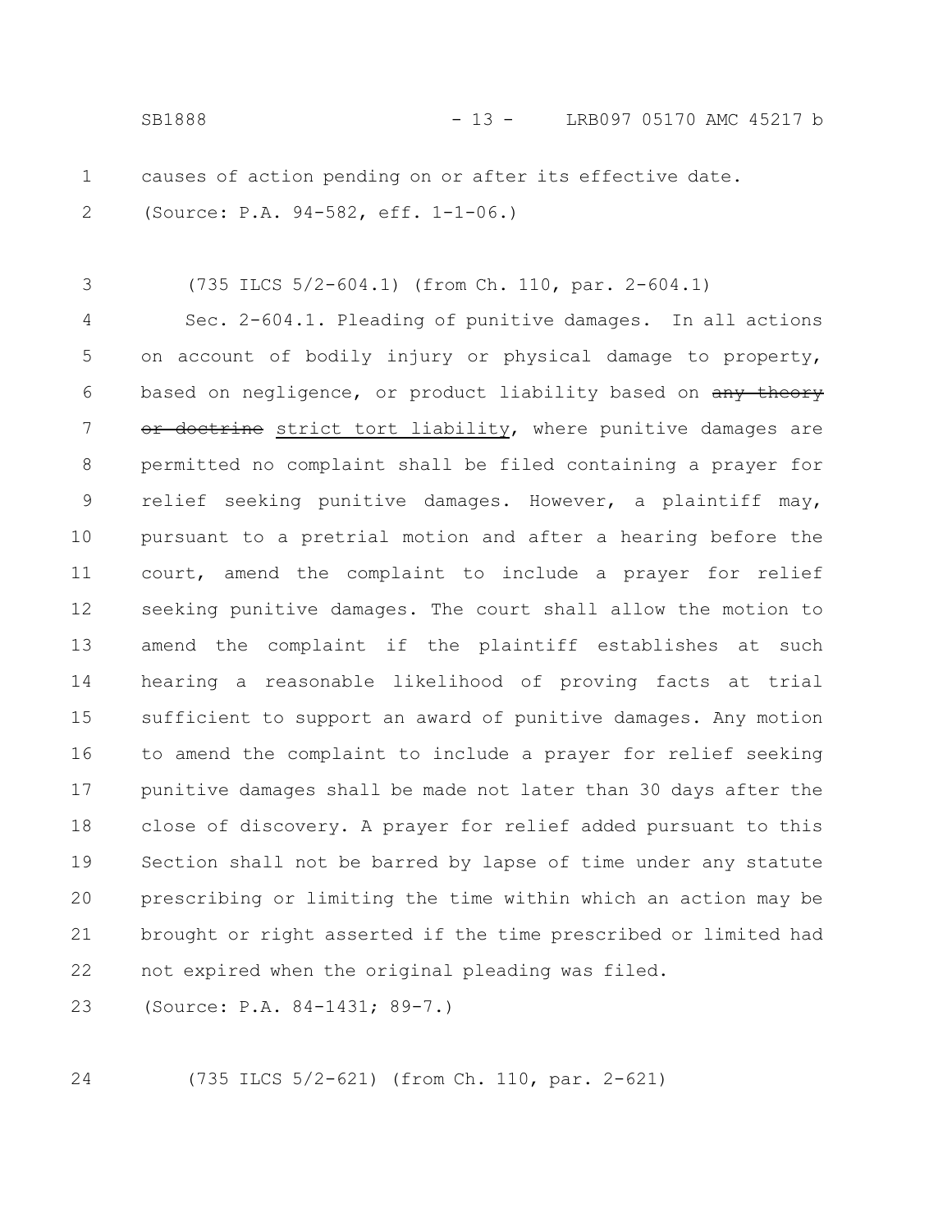causes of action pending on or after its effective date.

(Source: P.A. 94-582, eff. 1-1-06.)

(735 ILCS 5/2-604.1) (from Ch. 110, par. 2-604.1)

Sec. 2-604.1. Pleading of punitive damages. In all actions on account of bodily injury or physical damage to property, based on negligence, or product liability based on ~~any theory or doctrine~~ strict tort liability, where punitive damages are permitted no complaint shall be filed containing a prayer for relief seeking punitive damages. However, a plaintiff may, pursuant to a pretrial motion and after a hearing before the court, amend the complaint to include a prayer for relief seeking punitive damages. The court shall allow the motion to amend the complaint if the plaintiff establishes at such hearing a reasonable likelihood of proving facts at trial sufficient to support an award of punitive damages. Any motion to amend the complaint to include a prayer for relief seeking punitive damages shall be made not later than 30 days after the close of discovery. A prayer for relief added pursuant to this Section shall not be barred by lapse of time under any statute prescribing or limiting the time within which an action may be brought or right asserted if the time prescribed or limited had not expired when the original pleading was filed.

(Source: P.A. 84-1431; 89-7.)

(735 ILCS 5/2-621) (from Ch. 110, par. 2-621)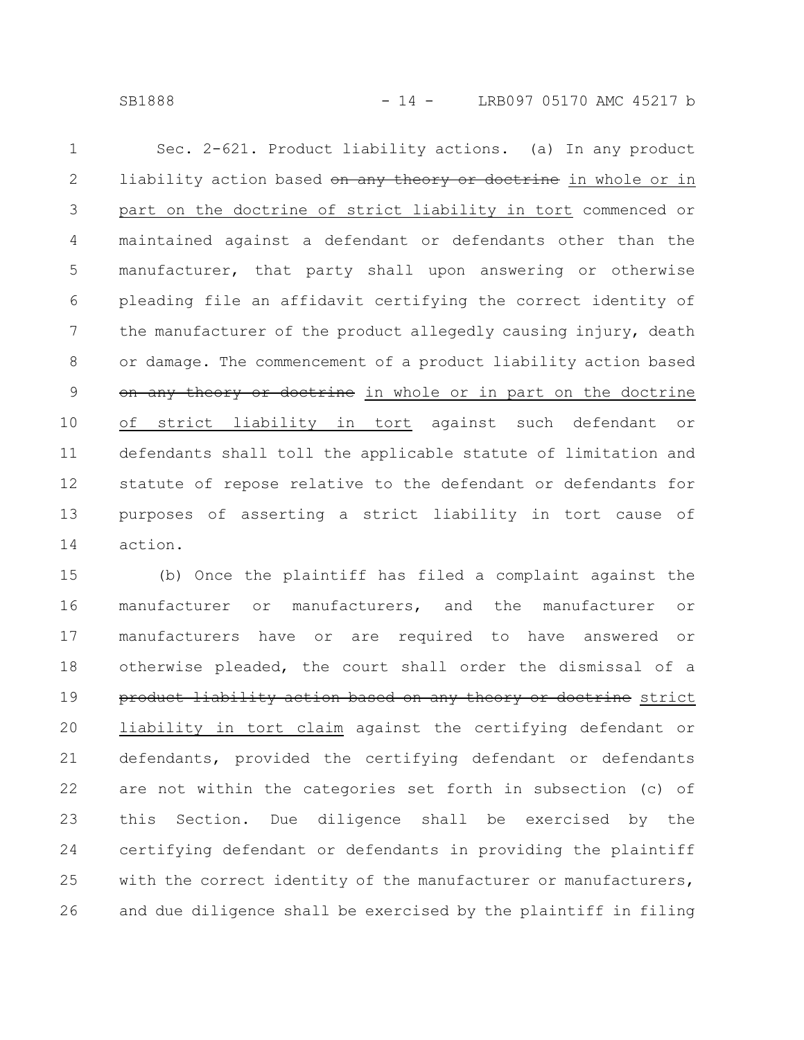Sec. 2-621. Product liability actions. (a) In any product liability action based ~~on any theory or doctrine~~ <u>in whole or in part on the doctrine of strict liability in tort</u> commenced or maintained against a defendant or defendants other than the manufacturer, that party shall upon answering or otherwise pleading file an affidavit certifying the correct identity of the manufacturer of the product allegedly causing injury, death or damage. The commencement of a product liability action based ~~on any theory or doctrine~~ <u>in whole or in part on the doctrine of strict liability in tort</u> against such defendant or defendants shall toll the applicable statute of limitation and statute of repose relative to the defendant or defendants for purposes of asserting a strict liability in tort cause of action.

(b) Once the plaintiff has filed a complaint against the manufacturer or manufacturers, and the manufacturer or manufacturers have or are required to have answered or otherwise pleaded, the court shall order the dismissal of a ~~product liability action based on any theory or doctrine~~ <u>strict liability in tort claim</u> against the certifying defendant or defendants, provided the certifying defendant or defendants are not within the categories set forth in subsection (c) of this Section. Due diligence shall be exercised by the certifying defendant or defendants in providing the plaintiff with the correct identity of the manufacturer or manufacturers, and due diligence shall be exercised by the plaintiff in filing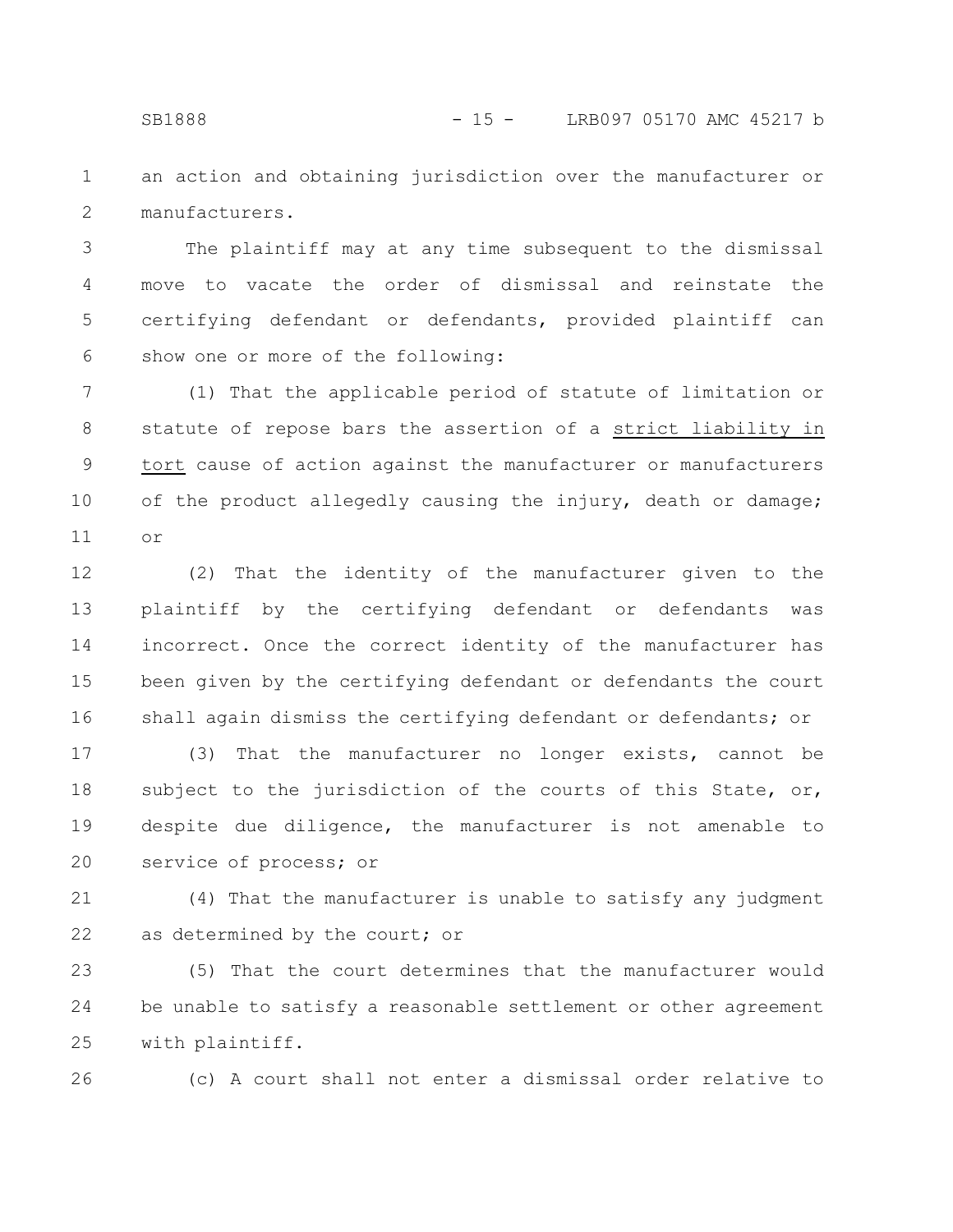an action and obtaining jurisdiction over the manufacturer or manufacturers.

The plaintiff may at any time subsequent to the dismissal move to vacate the order of dismissal and reinstate the certifying defendant or defendants, provided plaintiff can show one or more of the following:

(1) That the applicable period of statute of limitation or statute of repose bars the assertion of a strict liability in tort cause of action against the manufacturer or manufacturers of the product allegedly causing the injury, death or damage; or

(2) That the identity of the manufacturer given to the plaintiff by the certifying defendant or defendants was incorrect. Once the correct identity of the manufacturer has been given by the certifying defendant or defendants the court shall again dismiss the certifying defendant or defendants; or

(3) That the manufacturer no longer exists, cannot be subject to the jurisdiction of the courts of this State, or, despite due diligence, the manufacturer is not amenable to service of process; or

(4) That the manufacturer is unable to satisfy any judgment as determined by the court; or

(5) That the court determines that the manufacturer would be unable to satisfy a reasonable settlement or other agreement with plaintiff.

(c) A court shall not enter a dismissal order relative to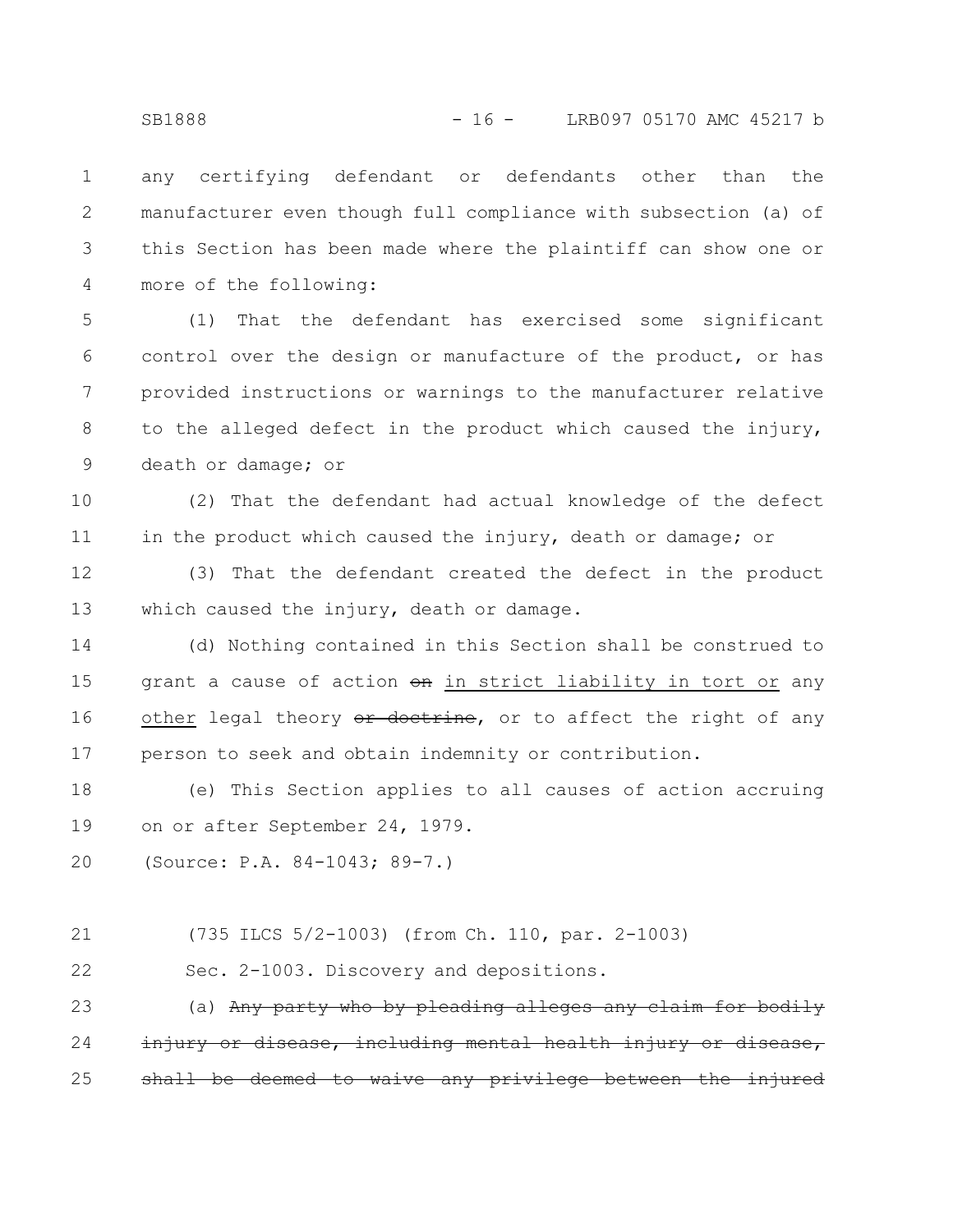any certifying defendant or defendants other than the manufacturer even though full compliance with subsection (a) of this Section has been made where the plaintiff can show one or more of the following:

(1) That the defendant has exercised some significant control over the design or manufacture of the product, or has provided instructions or warnings to the manufacturer relative to the alleged defect in the product which caused the injury, death or damage; or

(2) That the defendant had actual knowledge of the defect in the product which caused the injury, death or damage; or

(3) That the defendant created the defect in the product which caused the injury, death or damage.

(d) Nothing contained in this Section shall be construed to grant a cause of action ~~on~~ <u>in strict liability in tort or</u> any <u>other</u> legal theory ~~or doctrine~~, or to affect the right of any person to seek and obtain indemnity or contribution.

(e) This Section applies to all causes of action accruing on or after September 24, 1979.

(Source: P.A. 84-1043; 89-7.)

(735 ILCS 5/2-1003) (from Ch. 110, par. 2-1003)

Sec. 2-1003. Discovery and depositions.

(a) ~~Any party who by pleading alleges any claim for bodily injury or disease, including mental health injury or disease, shall be deemed to waive any privilege between the injured~~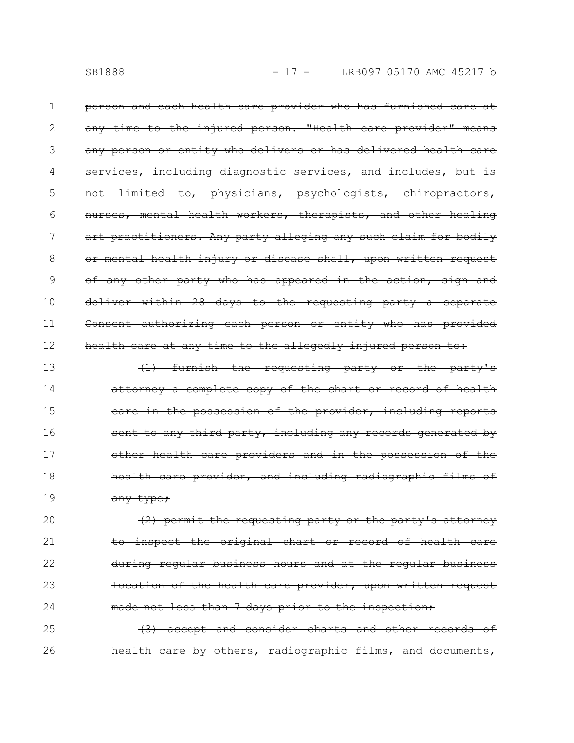~~person and each health care provider who has furnished care at any time to the injured person. "Health care provider" means any person or entity who delivers or has delivered health care services, including diagnostic services, and includes, but is not limited to, physicians, psychologists, chiropractors, nurses, mental health workers, therapists, and other healing art practitioners. Any party alleging any such claim for bodily or mental health injury or disease shall, upon written request of any other party who has appeared in the action, sign and deliver within 28 days to the requesting party a separate Consent authorizing each person or entity who has provided health care at any time to the allegedly injured person to:~~

~~(1) furnish the requesting party or the party's attorney a complete copy of the chart or record of health care in the possession of the provider, including reports sent to any third party, including any records generated by other health care providers and in the possession of the health care provider, and including radiographic films of any type;~~

~~(2) permit the requesting party or the party's attorney to inspect the original chart or record of health care during regular business hours and at the regular business location of the health care provider, upon written request made not less than 7 days prior to the inspection;~~

~~(3) accept and consider charts and other records of health care by others, radiographic films, and documents,~~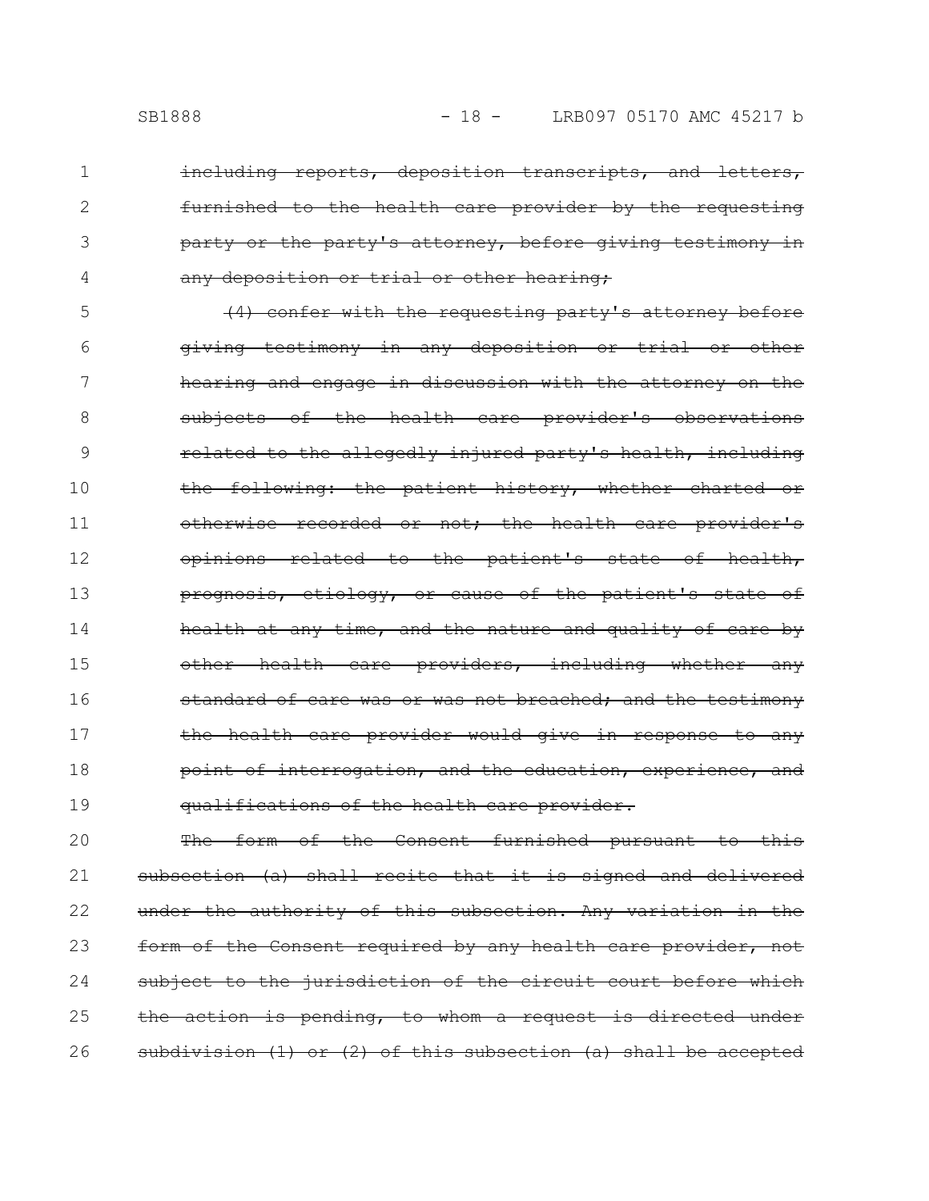~~including reports, deposition transcripts, and letters, furnished to the health care provider by the requesting party or the party's attorney, before giving testimony in any deposition or trial or other hearing;~~

~~(4) confer with the requesting party's attorney before giving testimony in any deposition or trial or other hearing and engage in discussion with the attorney on the subjects of the health care provider's observations related to the allegedly injured party's health, including the following: the patient history, whether charted or otherwise recorded or not; the health care provider's opinions related to the patient's state of health, prognosis, etiology, or cause of the patient's state of health at any time, and the nature and quality of care by other health care providers, including whether any standard of care was or was not breached; and the testimony the health care provider would give in response to any point of interrogation, and the education, experience, and qualifications of the health care provider.~~

~~The form of the Consent furnished pursuant to this subsection (a) shall recite that it is signed and delivered under the authority of this subsection. Any variation in the form of the Consent required by any health care provider, not subject to the jurisdiction of the circuit court before which the action is pending, to whom a request is directed under subdivision (1) or (2) of this subsection (a) shall be accepted~~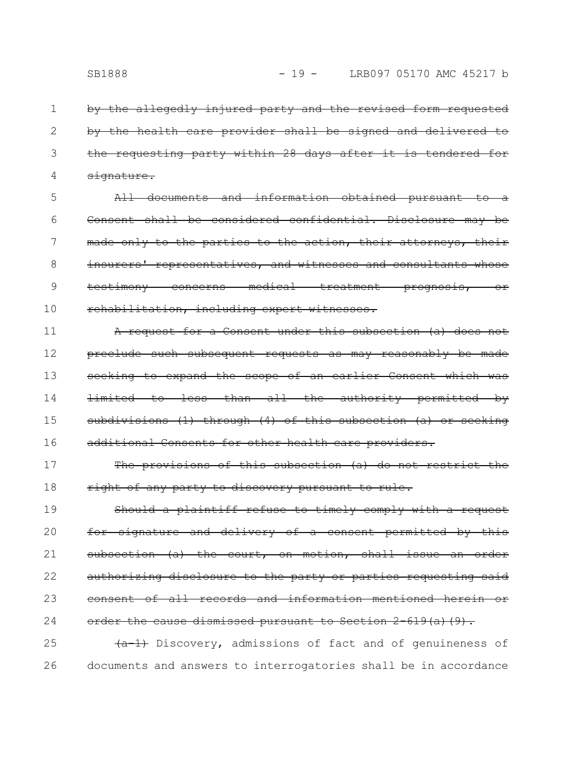~~by the allegedly injured party and the revised form requested by the health care provider shall be signed and delivered to the requesting party within 28 days after it is tendered for signature.~~

~~All documents and information obtained pursuant to a Consent shall be considered confidential. Disclosure may be made only to the parties to the action, their attorneys, their insurers' representatives, and witnesses and consultants whose testimony concerns medical treatment prognosis, or rehabilitation, including expert witnesses.~~

~~A request for a Consent under this subsection (a) does not preclude such subsequent requests as may reasonably be made seeking to expand the scope of an earlier Consent which was limited to less than all the authority permitted by subdivisions (1) through (4) of this subsection (a) or seeking additional Consents for other health care providers.~~

~~The provisions of this subsection (a) do not restrict the right of any party to discovery pursuant to rule.~~

~~Should a plaintiff refuse to timely comply with a request for signature and delivery of a consent permitted by this subsection (a) the court, on motion, shall issue an order authorizing disclosure to the party or parties requesting said consent of all records and information mentioned herein or order the cause dismissed pursuant to Section 2-619(a)(9).~~

~~(a-1)~~ Discovery, admissions of fact and of genuineness of documents and answers to interrogatories shall be in accordance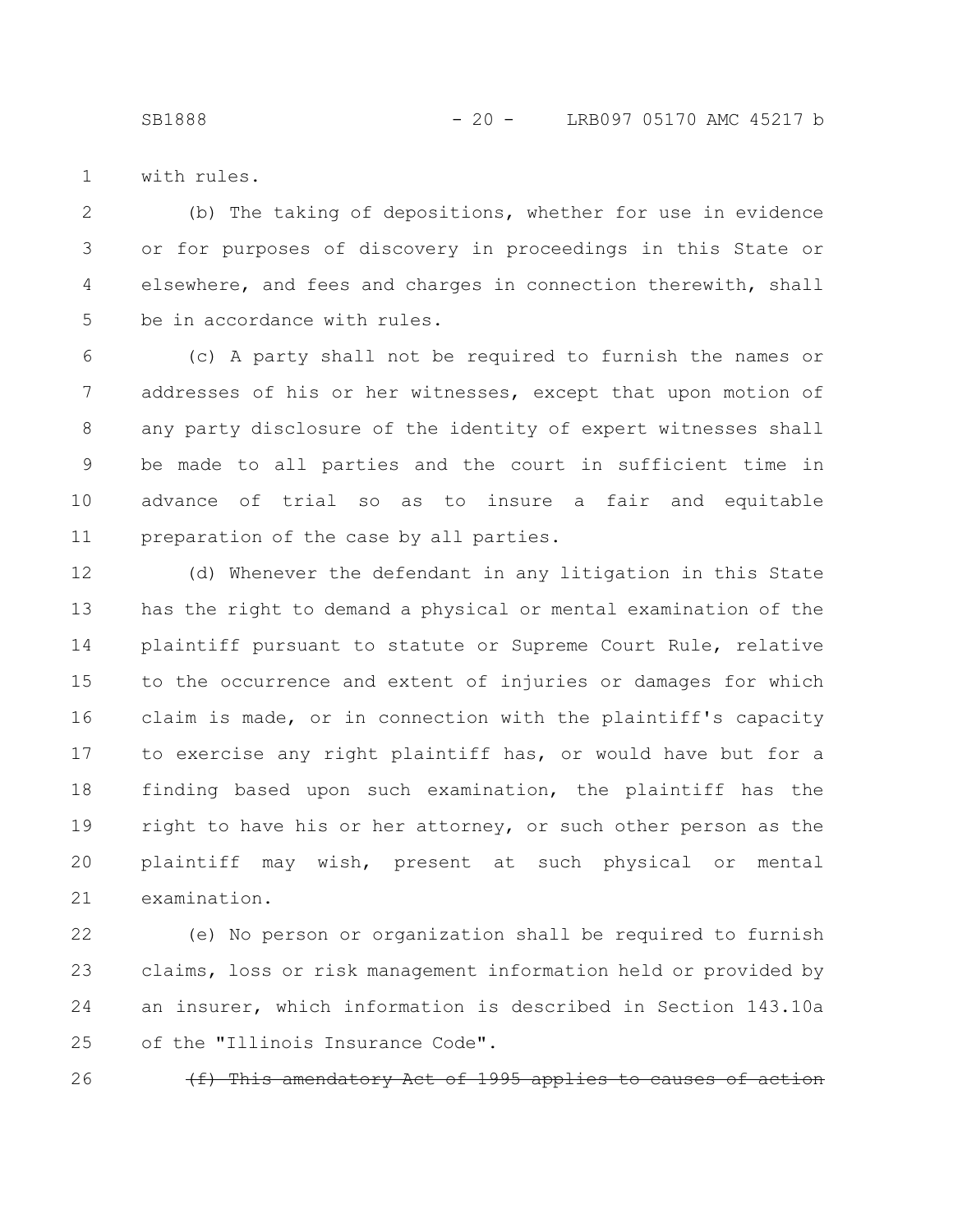with rules.

(b) The taking of depositions, whether for use in evidence or for purposes of discovery in proceedings in this State or elsewhere, and fees and charges in connection therewith, shall be in accordance with rules.

(c) A party shall not be required to furnish the names or addresses of his or her witnesses, except that upon motion of any party disclosure of the identity of expert witnesses shall be made to all parties and the court in sufficient time in advance of trial so as to insure a fair and equitable preparation of the case by all parties.

(d) Whenever the defendant in any litigation in this State has the right to demand a physical or mental examination of the plaintiff pursuant to statute or Supreme Court Rule, relative to the occurrence and extent of injuries or damages for which claim is made, or in connection with the plaintiff's capacity to exercise any right plaintiff has, or would have but for a finding based upon such examination, the plaintiff has the right to have his or her attorney, or such other person as the plaintiff may wish, present at such physical or mental examination.

(e) No person or organization shall be required to furnish claims, loss or risk management information held or provided by an insurer, which information is described in Section 143.10a of the "Illinois Insurance Code".

~~(f) This amendatory Act of 1995 applies to causes of action~~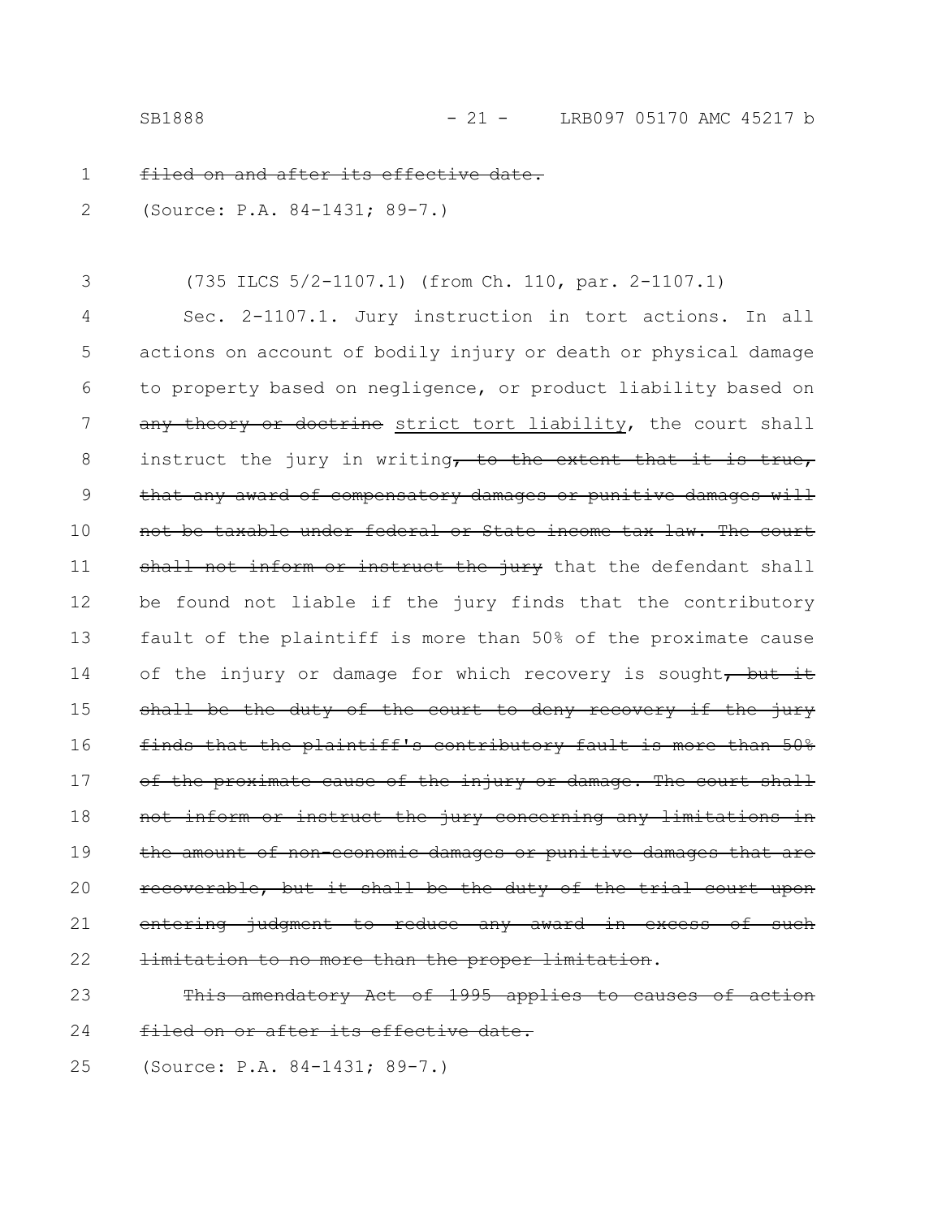~~filed on and after its effective date.~~

(Source: P.A. 84-1431; 89-7.)

(735 ILCS 5/2-1107.1) (from Ch. 110, par. 2-1107.1)

Sec. 2-1107.1. Jury instruction in tort actions. In all actions on account of bodily injury or death or physical damage to property based on negligence, or product liability based on ~~any theory or doctrine~~ <u>strict tort liability</u>, the court shall instruct the jury in writing~~, to the extent that it is true, that any award of compensatory damages or punitive damages will not be taxable under federal or State income tax law. The court shall not inform or instruct the jury~~ that the defendant shall be found not liable if the jury finds that the contributory fault of the plaintiff is more than 50% of the proximate cause of the injury or damage for which recovery is sought~~, but it shall be the duty of the court to deny recovery if the jury finds that the plaintiff's contributory fault is more than 50% of the proximate cause of the injury or damage. The court shall not inform or instruct the jury concerning any limitations in the amount of non-economic damages or punitive damages that are recoverable, but it shall be the duty of the trial court upon entering judgment to reduce any award in excess of such limitation to no more than the proper limitation~~.

~~This amendatory Act of 1995 applies to causes of action filed on or after its effective date.~~

(Source: P.A. 84-1431; 89-7.)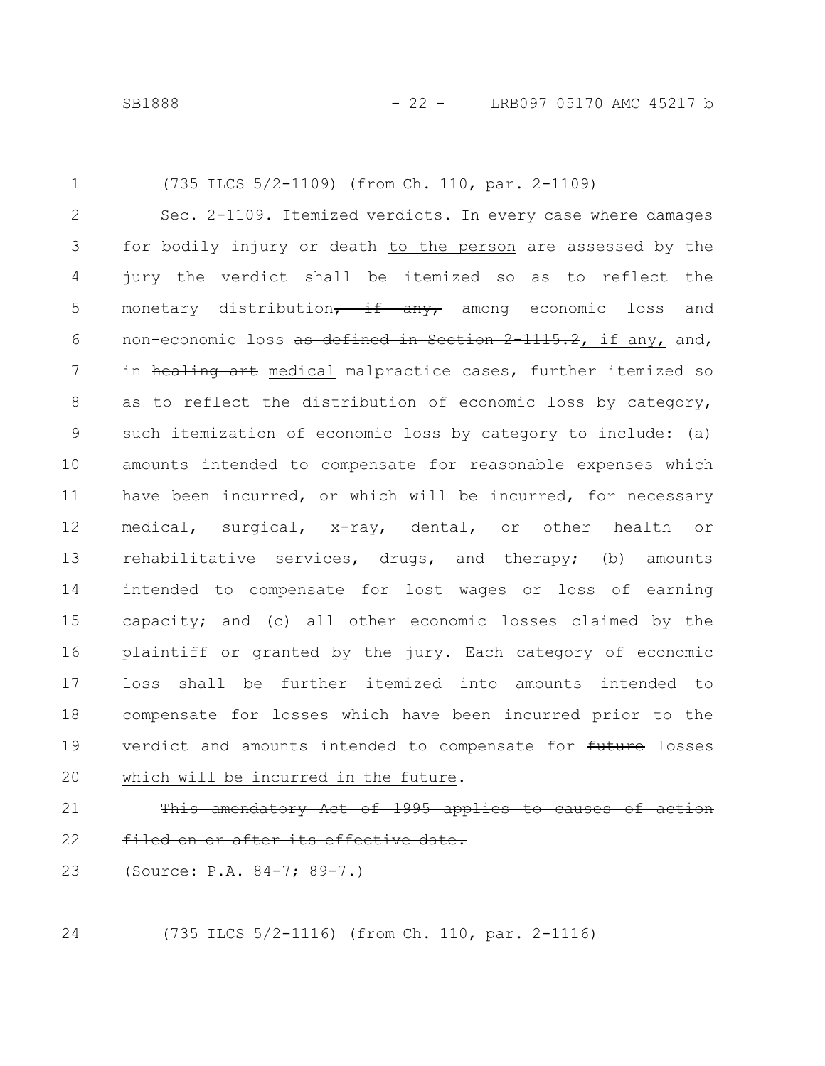(735 ILCS 5/2-1109) (from Ch. 110, par. 2-1109)

Sec. 2-1109. Itemized verdicts. In every case where damages for ~~bodily~~ injury ~~or death~~ <u>to the person</u> are assessed by the jury the verdict shall be itemized so as to reflect the monetary distribution~~, if any,~~ among economic loss and non-economic loss ~~as defined in Section 2-1115.2~~<u>, if any,</u> and, in ~~healing art~~ <u>medical</u> malpractice cases, further itemized so as to reflect the distribution of economic loss by category, such itemization of economic loss by category to include: (a) amounts intended to compensate for reasonable expenses which have been incurred, or which will be incurred, for necessary medical, surgical, x-ray, dental, or other health or rehabilitative services, drugs, and therapy; (b) amounts intended to compensate for lost wages or loss of earning capacity; and (c) all other economic losses claimed by the plaintiff or granted by the jury. Each category of economic loss shall be further itemized into amounts intended to compensate for losses which have been incurred prior to the verdict and amounts intended to compensate for ~~future~~ losses <u>which will be incurred in the future</u>.

~~This amendatory Act of 1995 applies to causes of action filed on or after its effective date.~~

(Source: P.A. 84-7; 89-7.)

(735 ILCS 5/2-1116) (from Ch. 110, par. 2-1116)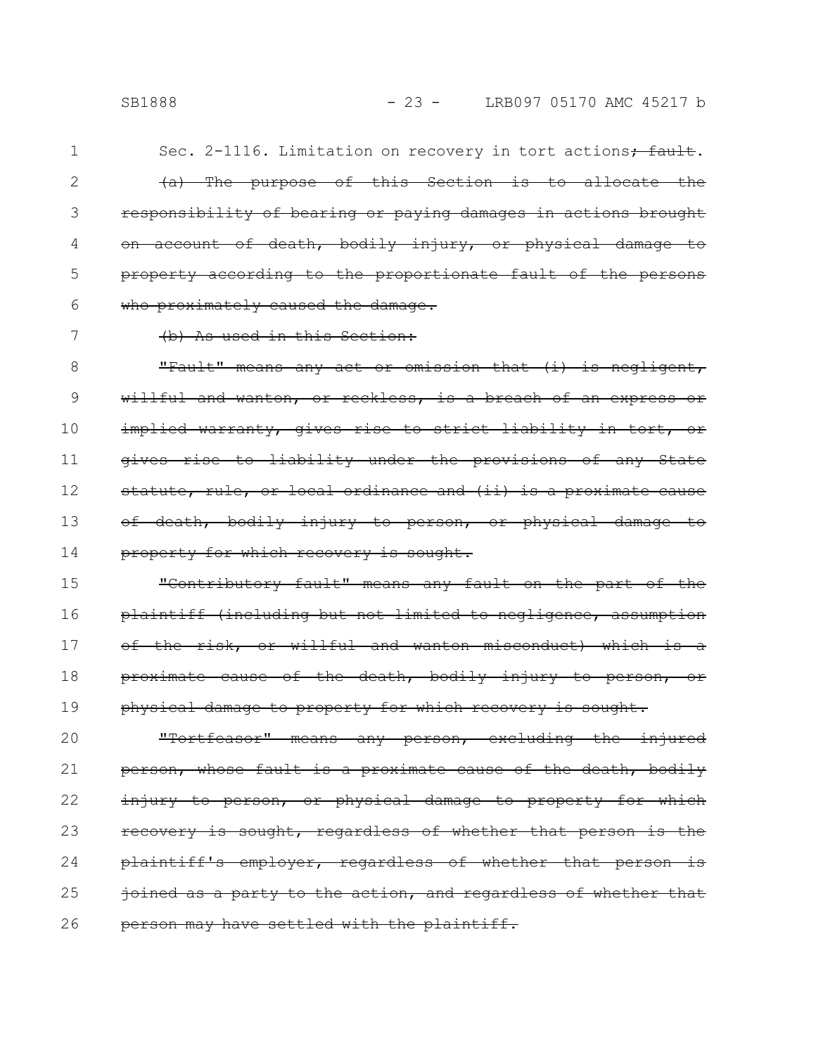Sec. 2-1116. Limitation on recovery in tort actions~~; fault~~.

~~(a) The purpose of this Section is to allocate the responsibility of bearing or paying damages in actions brought on account of death, bodily injury, or physical damage to property according to the proportionate fault of the persons who proximately caused the damage.~~

~~(b) As used in this Section:~~

~~"Fault" means any act or omission that (i) is negligent, willful and wanton, or reckless, is a breach of an express or implied warranty, gives rise to strict liability in tort, or gives rise to liability under the provisions of any State statute, rule, or local ordinance and (ii) is a proximate cause of death, bodily injury to person, or physical damage to property for which recovery is sought.~~

~~"Contributory fault" means any fault on the part of the plaintiff (including but not limited to negligence, assumption of the risk, or willful and wanton misconduct) which is a proximate cause of the death, bodily injury to person, or physical damage to property for which recovery is sought.~~

~~"Tortfeasor" means any person, excluding the injured person, whose fault is a proximate cause of the death, bodily injury to person, or physical damage to property for which recovery is sought, regardless of whether that person is the plaintiff's employer, regardless of whether that person is joined as a party to the action, and regardless of whether that person may have settled with the plaintiff.~~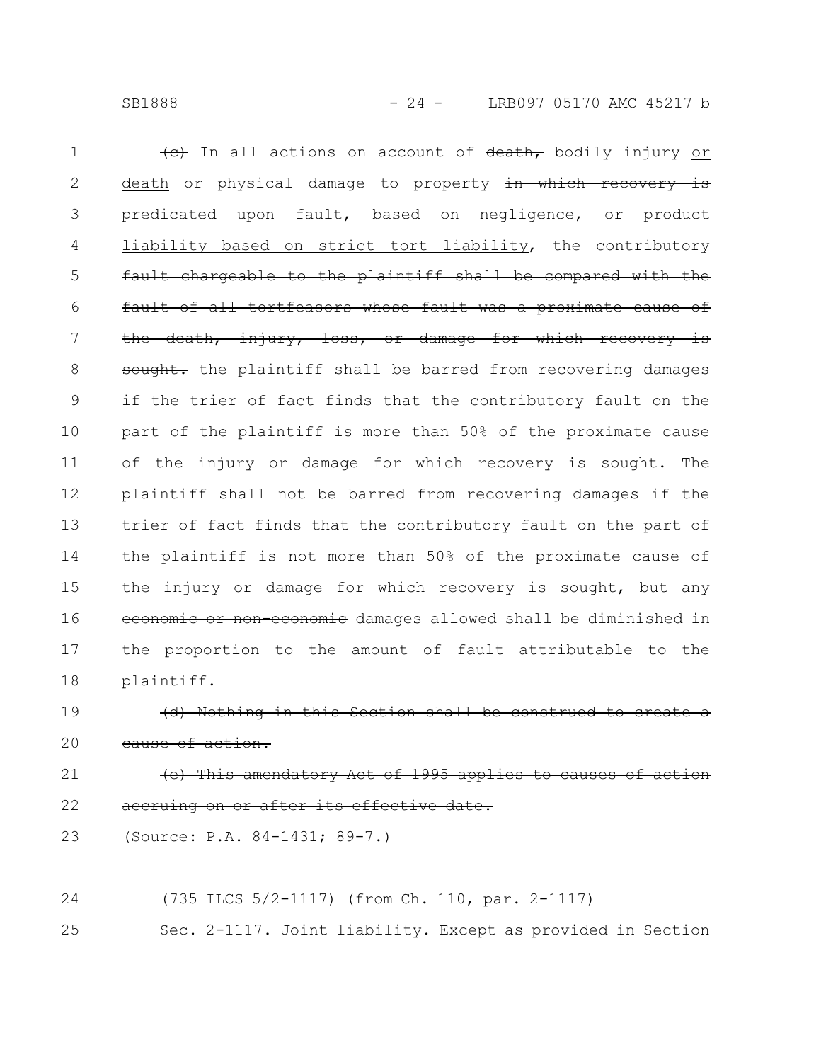~~(c)~~ In all actions on account of ~~death,~~ bodily injury <u>or death</u> or physical damage to property ~~in which recovery is predicated upon fault~~<u>, based on negligence, or product liability based on strict tort liability</u>, ~~the contributory fault chargeable to the plaintiff shall be compared with the fault of all tortfeasors whose fault was a proximate cause of the death, injury, loss, or damage for which recovery is sought.~~ the plaintiff shall be barred from recovering damages if the trier of fact finds that the contributory fault on the part of the plaintiff is more than 50% of the proximate cause of the injury or damage for which recovery is sought. The plaintiff shall not be barred from recovering damages if the trier of fact finds that the contributory fault on the part of the plaintiff is not more than 50% of the proximate cause of the injury or damage for which recovery is sought, but any ~~economic or non-economic~~ damages allowed shall be diminished in the proportion to the amount of fault attributable to the plaintiff.

~~(d) Nothing in this Section shall be construed to create a cause of action.~~

~~(e) This amendatory Act of 1995 applies to causes of action accruing on or after its effective date.~~

(Source: P.A. 84-1431; 89-7.)

(735 ILCS 5/2-1117) (from Ch. 110, par. 2-1117)

Sec. 2-1117. Joint liability. Except as provided in Section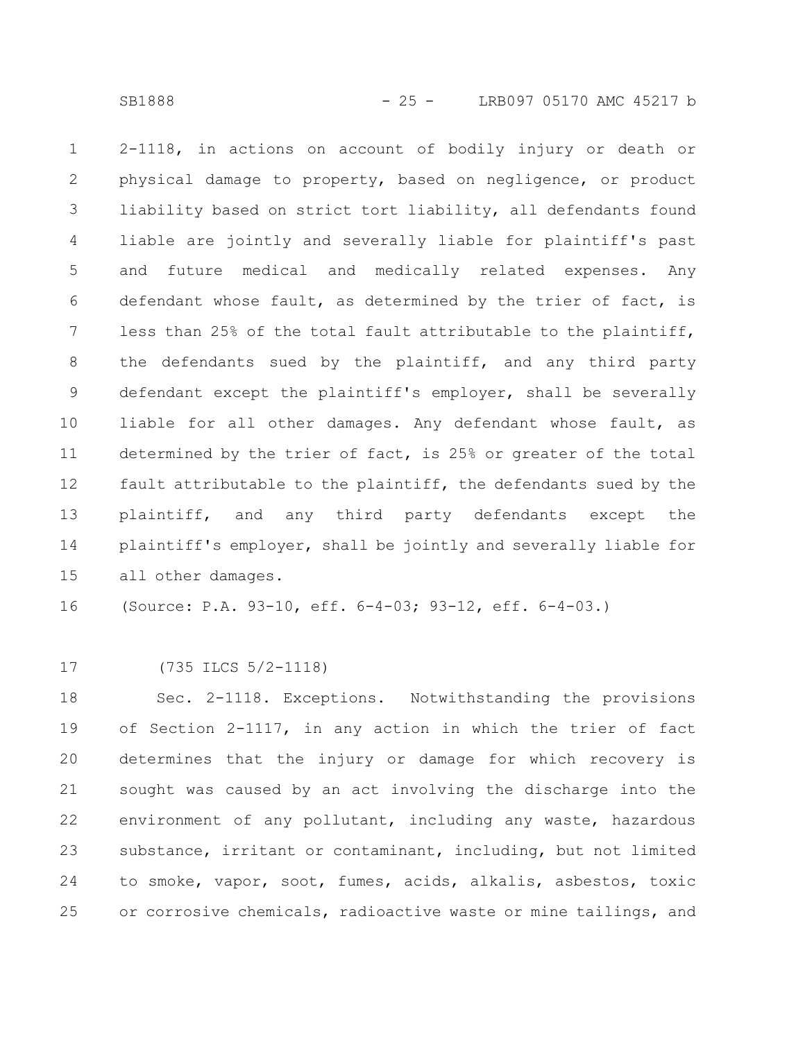2-1118, in actions on account of bodily injury or death or physical damage to property, based on negligence, or product liability based on strict tort liability, all defendants found liable are jointly and severally liable for plaintiff's past and future medical and medically related expenses. Any defendant whose fault, as determined by the trier of fact, is less than 25% of the total fault attributable to the plaintiff, the defendants sued by the plaintiff, and any third party defendant except the plaintiff's employer, shall be severally liable for all other damages. Any defendant whose fault, as determined by the trier of fact, is 25% or greater of the total fault attributable to the plaintiff, the defendants sued by the plaintiff, and any third party defendants except the plaintiff's employer, shall be jointly and severally liable for all other damages.

(Source: P.A. 93-10, eff. 6-4-03; 93-12, eff. 6-4-03.)

(735 ILCS 5/2-1118)

Sec. 2-1118. Exceptions. Notwithstanding the provisions of Section 2-1117, in any action in which the trier of fact determines that the injury or damage for which recovery is sought was caused by an act involving the discharge into the environment of any pollutant, including any waste, hazardous substance, irritant or contaminant, including, but not limited to smoke, vapor, soot, fumes, acids, alkalis, asbestos, toxic or corrosive chemicals, radioactive waste or mine tailings, and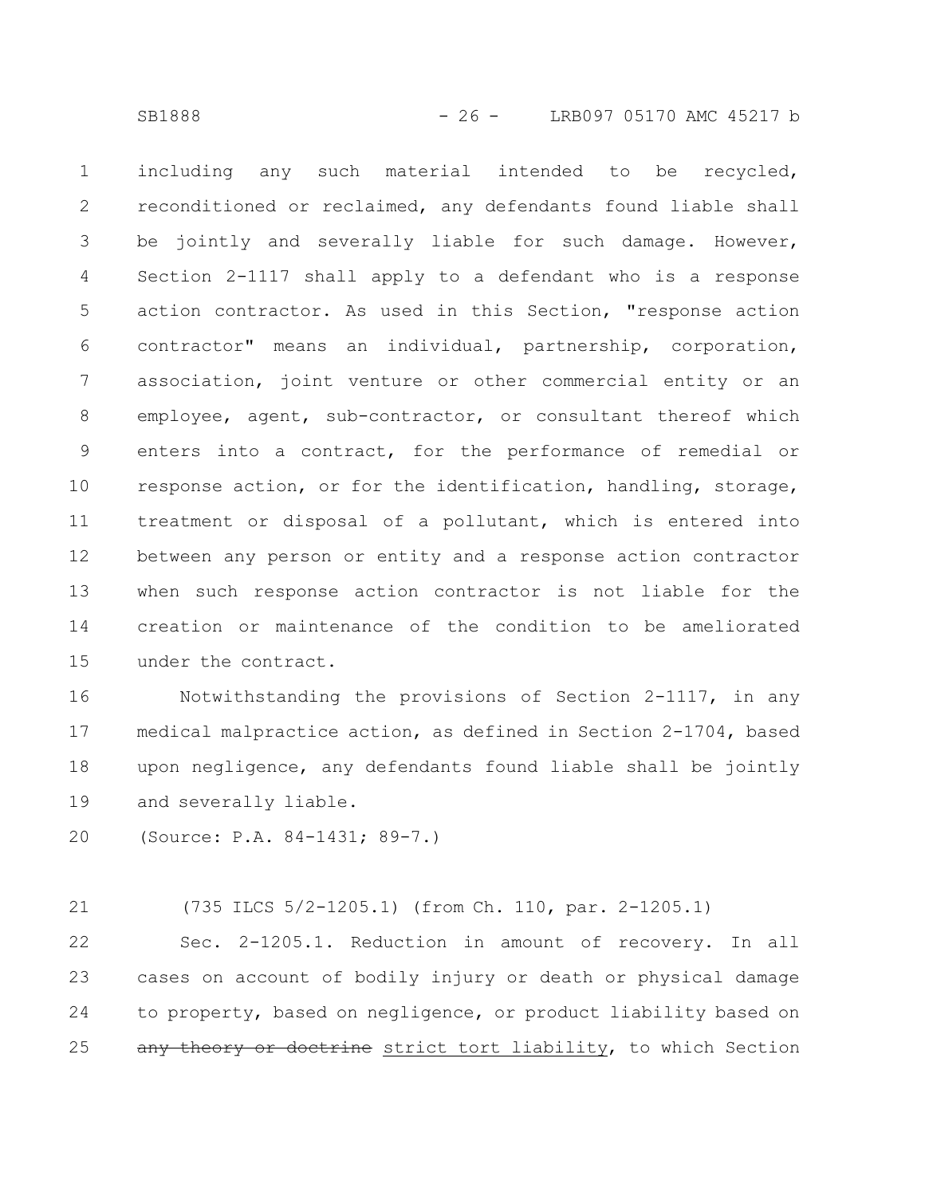including any such material intended to be recycled, reconditioned or reclaimed, any defendants found liable shall be jointly and severally liable for such damage. However, Section 2-1117 shall apply to a defendant who is a response action contractor. As used in this Section, "response action contractor" means an individual, partnership, corporation, association, joint venture or other commercial entity or an employee, agent, sub-contractor, or consultant thereof which enters into a contract, for the performance of remedial or response action, or for the identification, handling, storage, treatment or disposal of a pollutant, which is entered into between any person or entity and a response action contractor when such response action contractor is not liable for the creation or maintenance of the condition to be ameliorated under the contract.

Notwithstanding the provisions of Section 2-1117, in any medical malpractice action, as defined in Section 2-1704, based upon negligence, any defendants found liable shall be jointly and severally liable.

(Source: P.A. 84-1431; 89-7.)

(735 ILCS 5/2-1205.1) (from Ch. 110, par. 2-1205.1)

Sec. 2-1205.1. Reduction in amount of recovery. In all cases on account of bodily injury or death or physical damage to property, based on negligence, or product liability based on ~~any theory or doctrine~~ strict tort liability, to which Section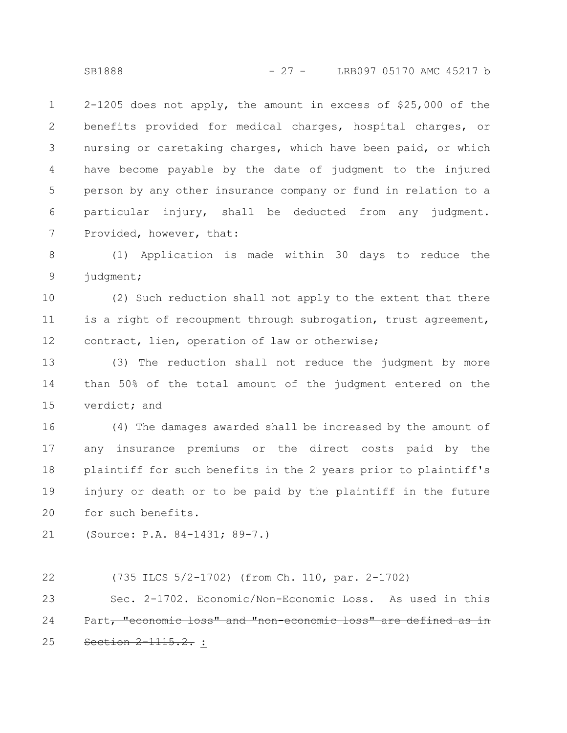2-1205 does not apply, the amount in excess of $25,000 of the benefits provided for medical charges, hospital charges, or nursing or caretaking charges, which have been paid, or which have become payable by the date of judgment to the injured person by any other insurance company or fund in relation to a particular injury, shall be deducted from any judgment. Provided, however, that:

(1) Application is made within 30 days to reduce the judgment;

(2) Such reduction shall not apply to the extent that there is a right of recoupment through subrogation, trust agreement, contract, lien, operation of law or otherwise;

(3) The reduction shall not reduce the judgment by more than 50% of the total amount of the judgment entered on the verdict; and

(4) The damages awarded shall be increased by the amount of any insurance premiums or the direct costs paid by the plaintiff for such benefits in the 2 years prior to plaintiff's injury or death or to be paid by the plaintiff in the future for such benefits.

(Source: P.A. 84-1431; 89-7.)

(735 ILCS 5/2-1702) (from Ch. 110, par. 2-1702)

Sec. 2-1702. Economic/Non-Economic Loss. As used in this Part~~, "economic loss" and "non-economic loss" are defined as in Section 2-1115.2.~~ <u>:</u>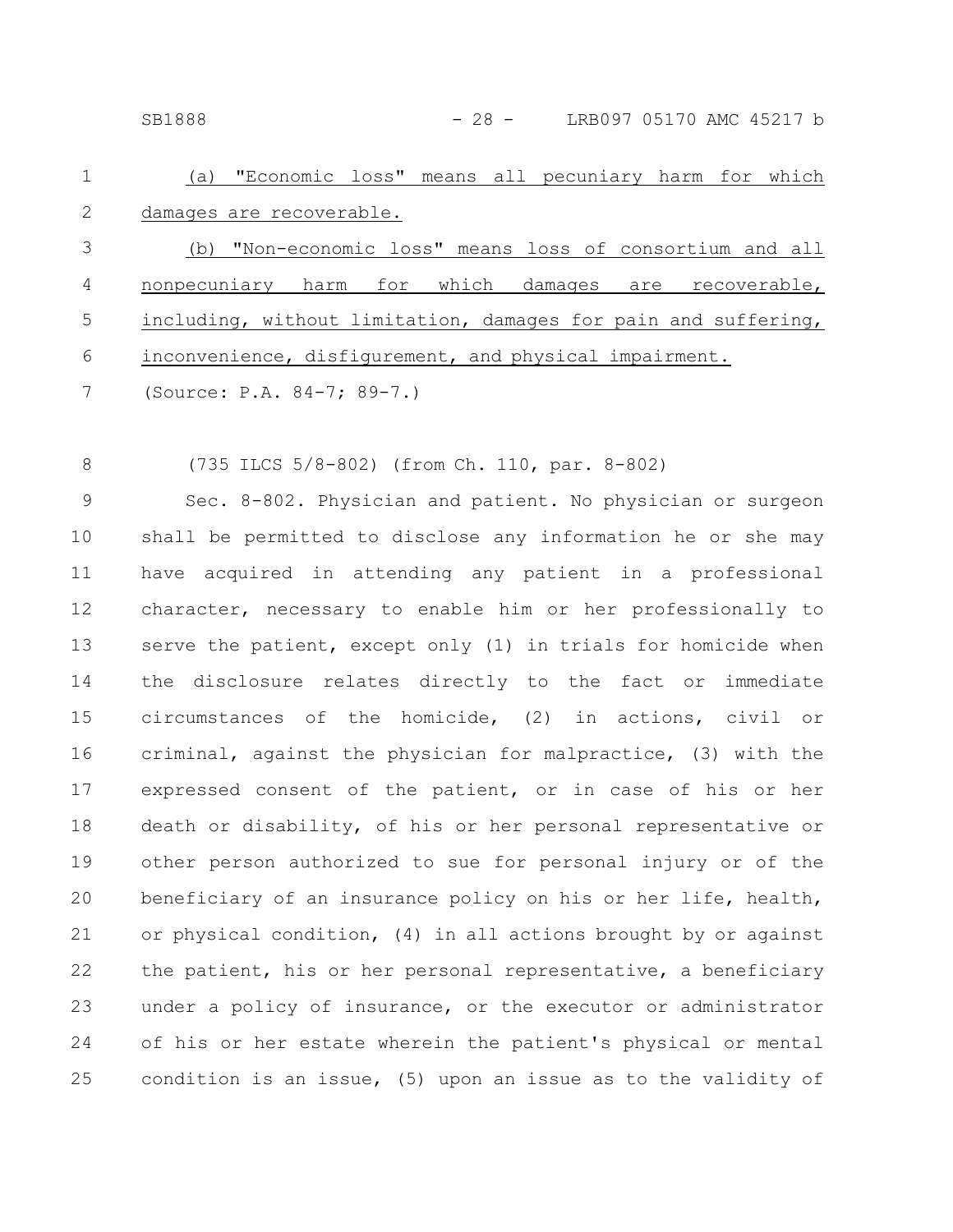(a) "Economic loss" means all pecuniary harm for which damages are recoverable.

(b) "Non-economic loss" means loss of consortium and all nonpecuniary harm for which damages are recoverable, including, without limitation, damages for pain and suffering, inconvenience, disfigurement, and physical impairment.

(Source: P.A. 84-7; 89-7.)

(735 ILCS 5/8-802) (from Ch. 110, par. 8-802)

Sec. 8-802. Physician and patient. No physician or surgeon shall be permitted to disclose any information he or she may have acquired in attending any patient in a professional character, necessary to enable him or her professionally to serve the patient, except only (1) in trials for homicide when the disclosure relates directly to the fact or immediate circumstances of the homicide, (2) in actions, civil or criminal, against the physician for malpractice, (3) with the expressed consent of the patient, or in case of his or her death or disability, of his or her personal representative or other person authorized to sue for personal injury or of the beneficiary of an insurance policy on his or her life, health, or physical condition, (4) in all actions brought by or against the patient, his or her personal representative, a beneficiary under a policy of insurance, or the executor or administrator of his or her estate wherein the patient's physical or mental condition is an issue, (5) upon an issue as to the validity of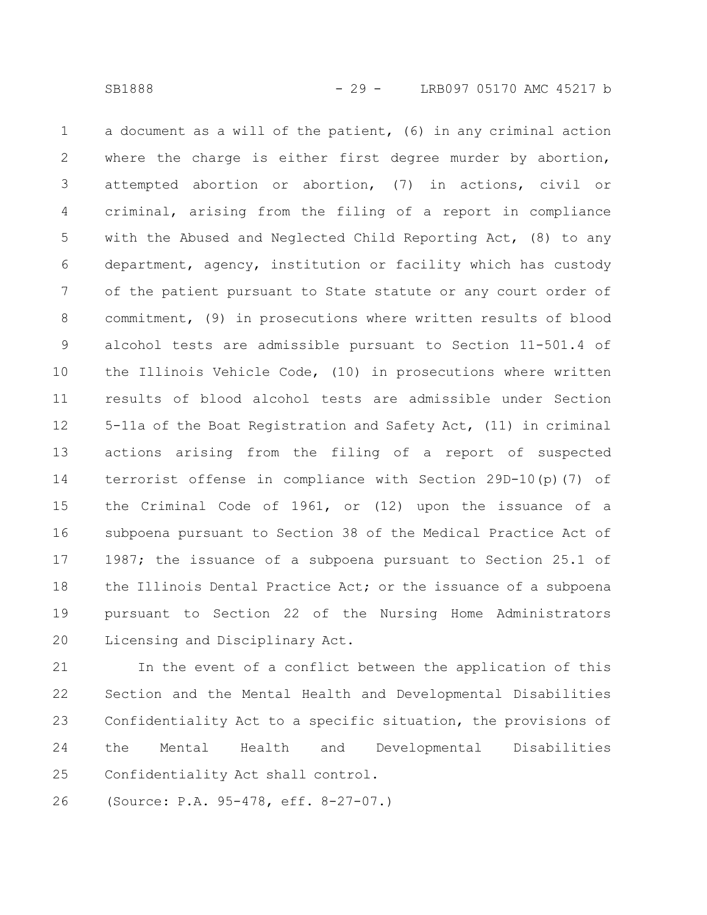a document as a will of the patient, (6) in any criminal action where the charge is either first degree murder by abortion, attempted abortion or abortion, (7) in actions, civil or criminal, arising from the filing of a report in compliance with the Abused and Neglected Child Reporting Act, (8) to any department, agency, institution or facility which has custody of the patient pursuant to State statute or any court order of commitment, (9) in prosecutions where written results of blood alcohol tests are admissible pursuant to Section 11-501.4 of the Illinois Vehicle Code, (10) in prosecutions where written results of blood alcohol tests are admissible under Section 5-11a of the Boat Registration and Safety Act, (11) in criminal actions arising from the filing of a report of suspected terrorist offense in compliance with Section 29D-10(p)(7) of the Criminal Code of 1961, or (12) upon the issuance of a subpoena pursuant to Section 38 of the Medical Practice Act of 1987; the issuance of a subpoena pursuant to Section 25.1 of the Illinois Dental Practice Act; or the issuance of a subpoena pursuant to Section 22 of the Nursing Home Administrators Licensing and Disciplinary Act.

In the event of a conflict between the application of this Section and the Mental Health and Developmental Disabilities Confidentiality Act to a specific situation, the provisions of the Mental Health and Developmental Disabilities Confidentiality Act shall control.

(Source: P.A. 95-478, eff. 8-27-07.)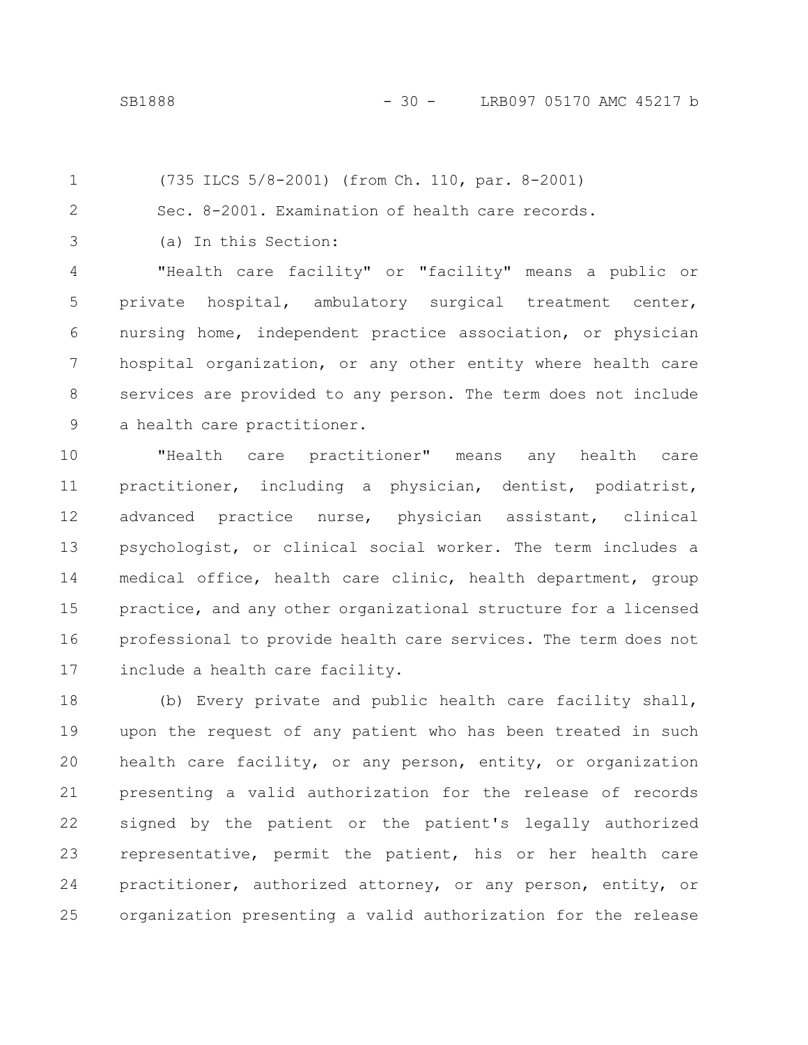(735 ILCS 5/8-2001) (from Ch. 110, par. 8-2001)

Sec. 8-2001. Examination of health care records.

(a) In this Section:

"Health care facility" or "facility" means a public or private hospital, ambulatory surgical treatment center, nursing home, independent practice association, or physician hospital organization, or any other entity where health care services are provided to any person. The term does not include a health care practitioner.

"Health care practitioner" means any health care practitioner, including a physician, dentist, podiatrist, advanced practice nurse, physician assistant, clinical psychologist, or clinical social worker. The term includes a medical office, health care clinic, health department, group practice, and any other organizational structure for a licensed professional to provide health care services. The term does not include a health care facility.

(b) Every private and public health care facility shall, upon the request of any patient who has been treated in such health care facility, or any person, entity, or organization presenting a valid authorization for the release of records signed by the patient or the patient's legally authorized representative, permit the patient, his or her health care practitioner, authorized attorney, or any person, entity, or organization presenting a valid authorization for the release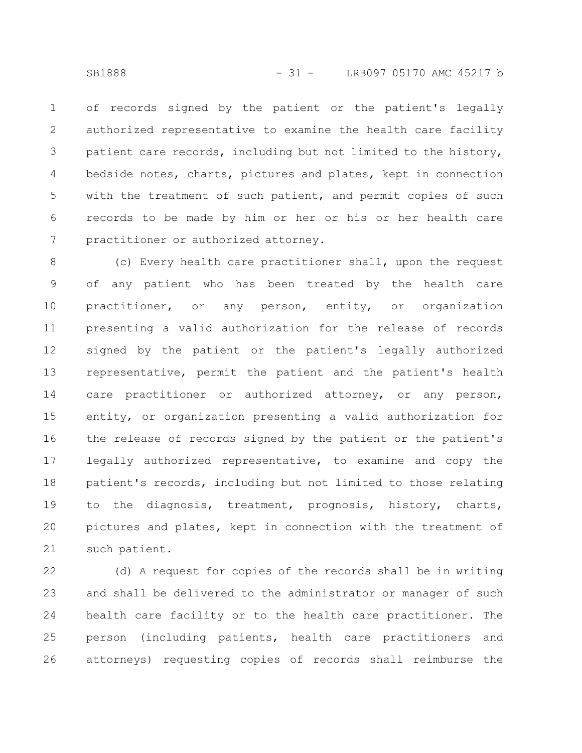of records signed by the patient or the patient's legally authorized representative to examine the health care facility patient care records, including but not limited to the history, bedside notes, charts, pictures and plates, kept in connection with the treatment of such patient, and permit copies of such records to be made by him or her or his or her health care practitioner or authorized attorney.

(c) Every health care practitioner shall, upon the request of any patient who has been treated by the health care practitioner, or any person, entity, or organization presenting a valid authorization for the release of records signed by the patient or the patient's legally authorized representative, permit the patient and the patient's health care practitioner or authorized attorney, or any person, entity, or organization presenting a valid authorization for the release of records signed by the patient or the patient's legally authorized representative, to examine and copy the patient's records, including but not limited to those relating to the diagnosis, treatment, prognosis, history, charts, pictures and plates, kept in connection with the treatment of such patient.

(d) A request for copies of the records shall be in writing and shall be delivered to the administrator or manager of such health care facility or to the health care practitioner. The person (including patients, health care practitioners and attorneys) requesting copies of records shall reimburse the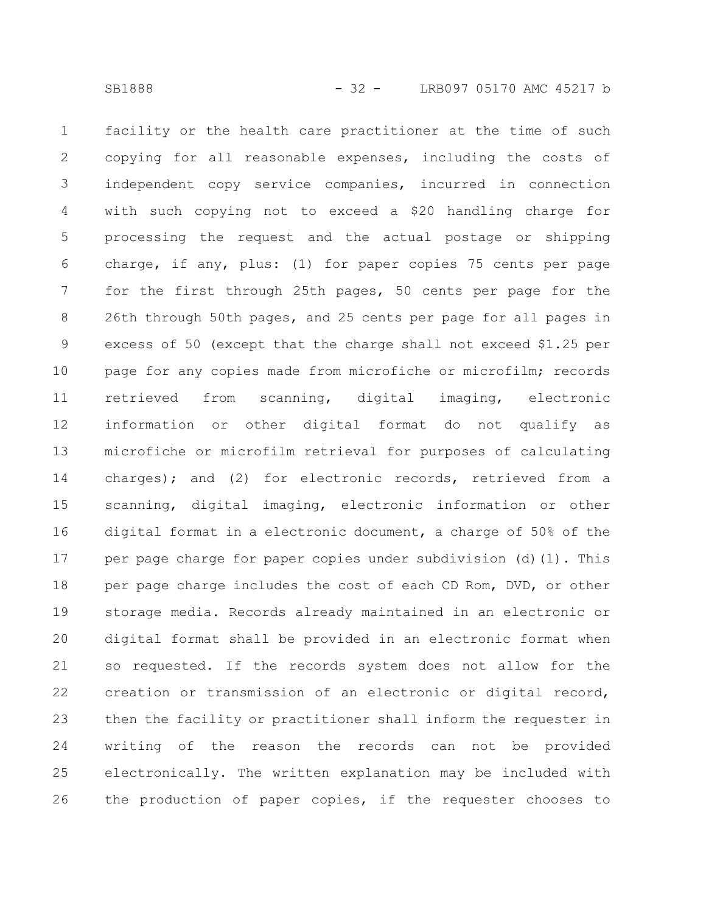facility or the health care practitioner at the time of such copying for all reasonable expenses, including the costs of independent copy service companies, incurred in connection with such copying not to exceed a $20 handling charge for processing the request and the actual postage or shipping charge, if any, plus: (1) for paper copies 75 cents per page for the first through 25th pages, 50 cents per page for the 26th through 50th pages, and 25 cents per page for all pages in excess of 50 (except that the charge shall not exceed $1.25 per page for any copies made from microfiche or microfilm; records retrieved from scanning, digital imaging, electronic information or other digital format do not qualify as microfiche or microfilm retrieval for purposes of calculating charges); and (2) for electronic records, retrieved from a scanning, digital imaging, electronic information or other digital format in a electronic document, a charge of 50% of the per page charge for paper copies under subdivision (d)(1). This per page charge includes the cost of each CD Rom, DVD, or other storage media. Records already maintained in an electronic or digital format shall be provided in an electronic format when so requested. If the records system does not allow for the creation or transmission of an electronic or digital record, then the facility or practitioner shall inform the requester in writing of the reason the records can not be provided electronically. The written explanation may be included with the production of paper copies, if the requester chooses to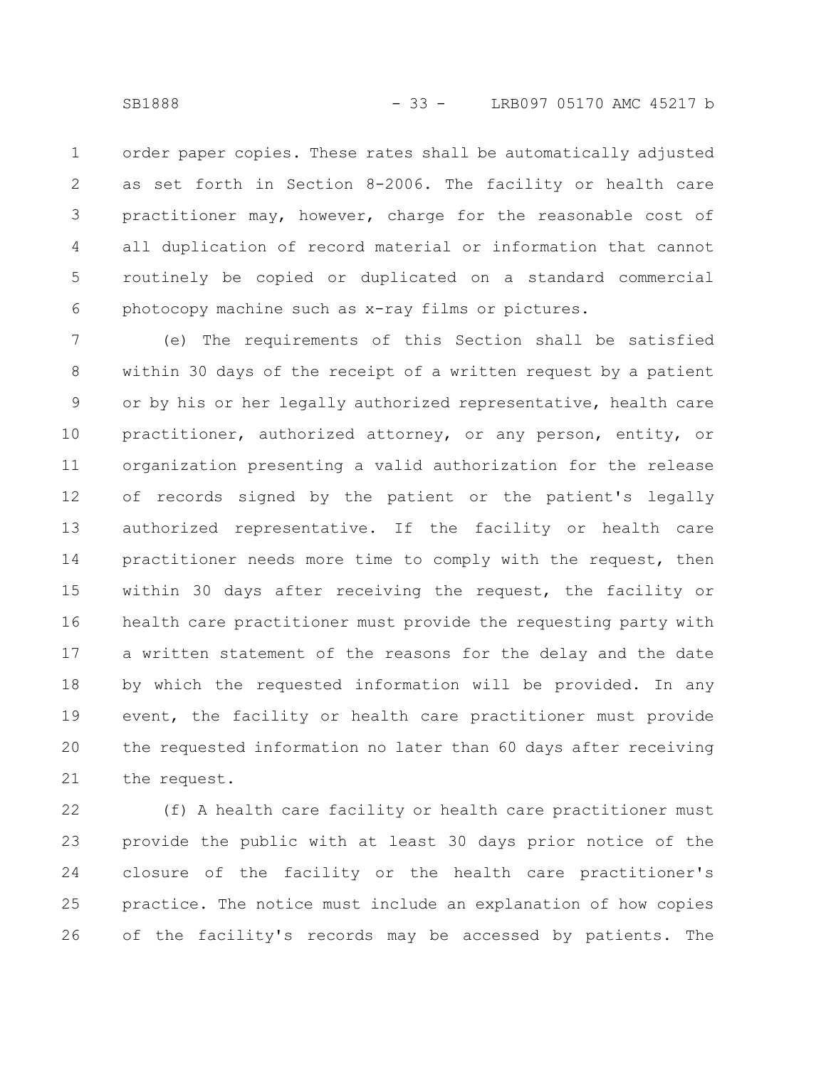order paper copies. These rates shall be automatically adjusted as set forth in Section 8-2006. The facility or health care practitioner may, however, charge for the reasonable cost of all duplication of record material or information that cannot routinely be copied or duplicated on a standard commercial photocopy machine such as x-ray films or pictures.

(e) The requirements of this Section shall be satisfied within 30 days of the receipt of a written request by a patient or by his or her legally authorized representative, health care practitioner, authorized attorney, or any person, entity, or organization presenting a valid authorization for the release of records signed by the patient or the patient's legally authorized representative. If the facility or health care practitioner needs more time to comply with the request, then within 30 days after receiving the request, the facility or health care practitioner must provide the requesting party with a written statement of the reasons for the delay and the date by which the requested information will be provided. In any event, the facility or health care practitioner must provide the requested information no later than 60 days after receiving the request.

(f) A health care facility or health care practitioner must provide the public with at least 30 days prior notice of the closure of the facility or the health care practitioner's practice. The notice must include an explanation of how copies of the facility's records may be accessed by patients. The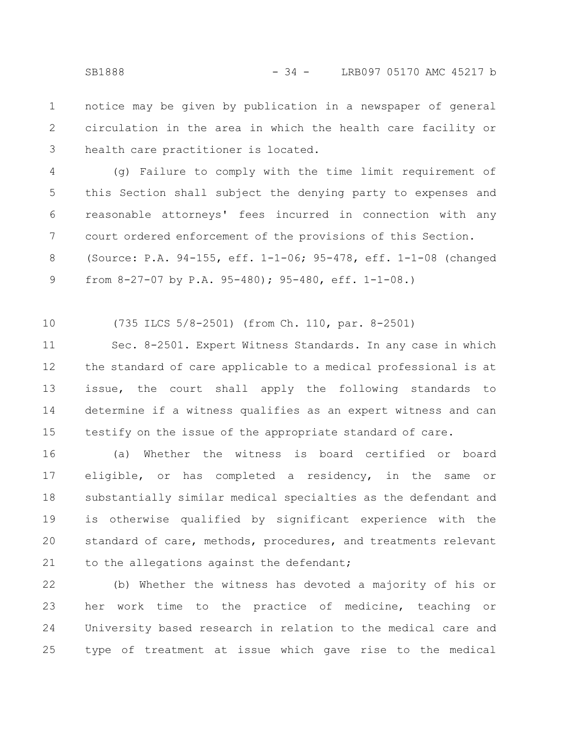notice may be given by publication in a newspaper of general circulation in the area in which the health care facility or health care practitioner is located.

(g) Failure to comply with the time limit requirement of this Section shall subject the denying party to expenses and reasonable attorneys' fees incurred in connection with any court ordered enforcement of the provisions of this Section.

(Source: P.A. 94-155, eff. 1-1-06; 95-478, eff. 1-1-08 (changed from 8-27-07 by P.A. 95-480); 95-480, eff. 1-1-08.)

(735 ILCS 5/8-2501) (from Ch. 110, par. 8-2501)

Sec. 8-2501. Expert Witness Standards. In any case in which the standard of care applicable to a medical professional is at issue, the court shall apply the following standards to determine if a witness qualifies as an expert witness and can testify on the issue of the appropriate standard of care.

(a) Whether the witness is board certified or board eligible, or has completed a residency, in the same or substantially similar medical specialties as the defendant and is otherwise qualified by significant experience with the standard of care, methods, procedures, and treatments relevant to the allegations against the defendant;

(b) Whether the witness has devoted a majority of his or her work time to the practice of medicine, teaching or University based research in relation to the medical care and type of treatment at issue which gave rise to the medical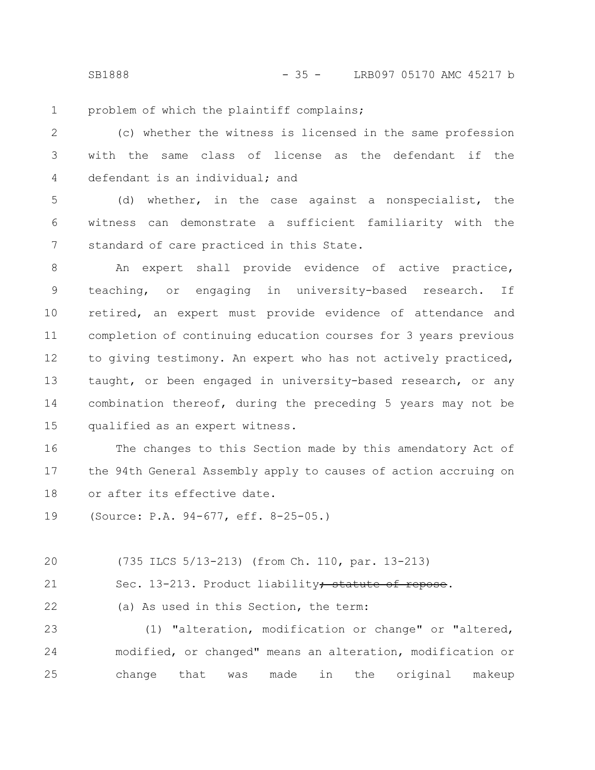problem of which the plaintiff complains;

(c) whether the witness is licensed in the same profession with the same class of license as the defendant if the defendant is an individual; and

(d) whether, in the case against a nonspecialist, the witness can demonstrate a sufficient familiarity with the standard of care practiced in this State.

An expert shall provide evidence of active practice, teaching, or engaging in university-based research. If retired, an expert must provide evidence of attendance and completion of continuing education courses for 3 years previous to giving testimony. An expert who has not actively practiced, taught, or been engaged in university-based research, or any combination thereof, during the preceding 5 years may not be qualified as an expert witness.

The changes to this Section made by this amendatory Act of the 94th General Assembly apply to causes of action accruing on or after its effective date.

(Source: P.A. 94-677, eff. 8-25-05.)

(735 ILCS 5/13-213) (from Ch. 110, par. 13-213)

Sec. 13-213. Product liability~~; statute of repose~~.

(a) As used in this Section, the term:

(1) "alteration, modification or change" or "altered, modified, or changed" means an alteration, modification or change that was made in the original makeup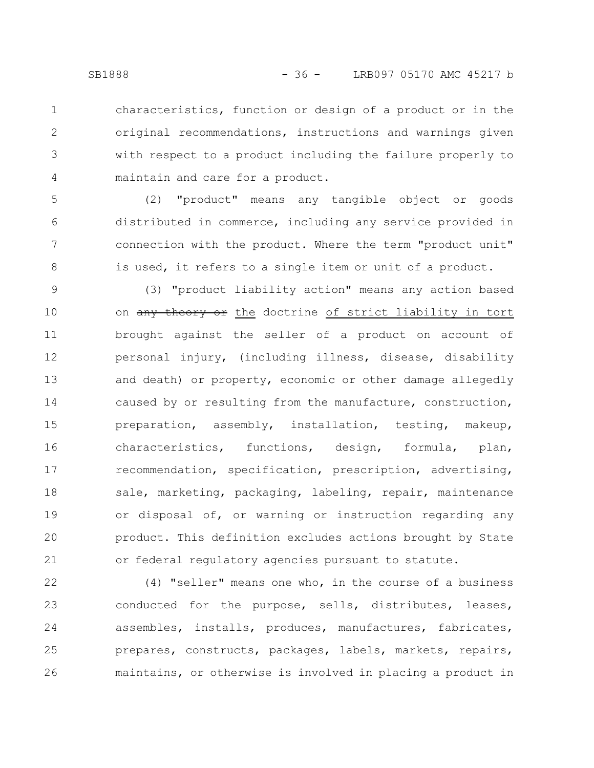characteristics, function or design of a product or in the original recommendations, instructions and warnings given with respect to a product including the failure properly to maintain and care for a product.

(2) "product" means any tangible object or goods distributed in commerce, including any service provided in connection with the product. Where the term "product unit" is used, it refers to a single item or unit of a product.

(3) "product liability action" means any action based on ~~any theory or~~ the doctrine of strict liability in tort brought against the seller of a product on account of personal injury, (including illness, disease, disability and death) or property, economic or other damage allegedly caused by or resulting from the manufacture, construction, preparation, assembly, installation, testing, makeup, characteristics, functions, design, formula, plan, recommendation, specification, prescription, advertising, sale, marketing, packaging, labeling, repair, maintenance or disposal of, or warning or instruction regarding any product. This definition excludes actions brought by State or federal regulatory agencies pursuant to statute.

(4) "seller" means one who, in the course of a business conducted for the purpose, sells, distributes, leases, assembles, installs, produces, manufactures, fabricates, prepares, constructs, packages, labels, markets, repairs, maintains, or otherwise is involved in placing a product in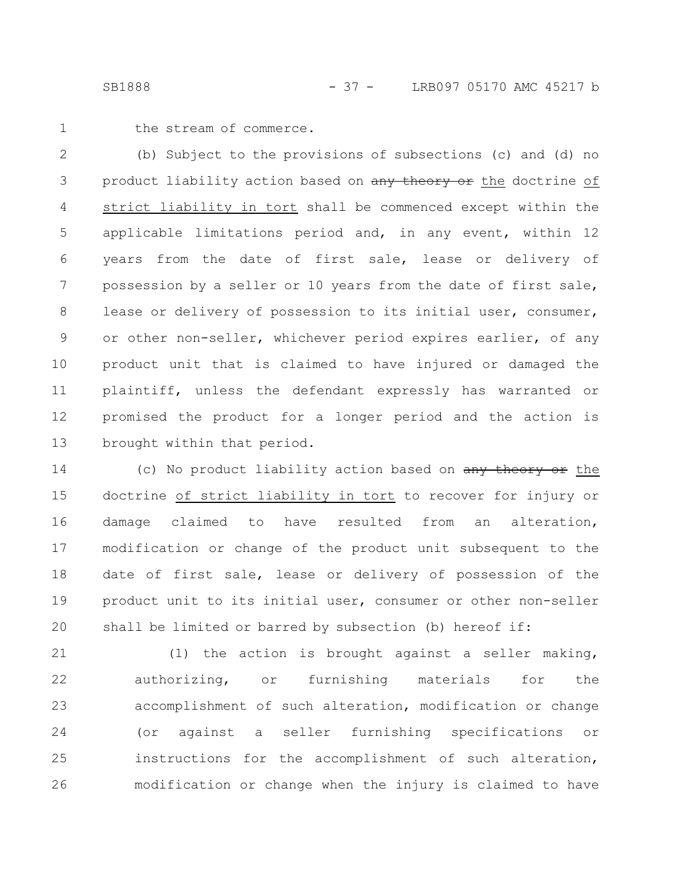the stream of commerce.

(b) Subject to the provisions of subsections (c) and (d) no product liability action based on ~~any theory or~~ the doctrine of strict liability in tort shall be commenced except within the applicable limitations period and, in any event, within 12 years from the date of first sale, lease or delivery of possession by a seller or 10 years from the date of first sale, lease or delivery of possession to its initial user, consumer, or other non-seller, whichever period expires earlier, of any product unit that is claimed to have injured or damaged the plaintiff, unless the defendant expressly has warranted or promised the product for a longer period and the action is brought within that period.

(c) No product liability action based on ~~any theory or~~ the doctrine of strict liability in tort to recover for injury or damage claimed to have resulted from an alteration, modification or change of the product unit subsequent to the date of first sale, lease or delivery of possession of the product unit to its initial user, consumer or other non-seller shall be limited or barred by subsection (b) hereof if:

(1) the action is brought against a seller making, authorizing, or furnishing materials for the accomplishment of such alteration, modification or change (or against a seller furnishing specifications or instructions for the accomplishment of such alteration, modification or change when the injury is claimed to have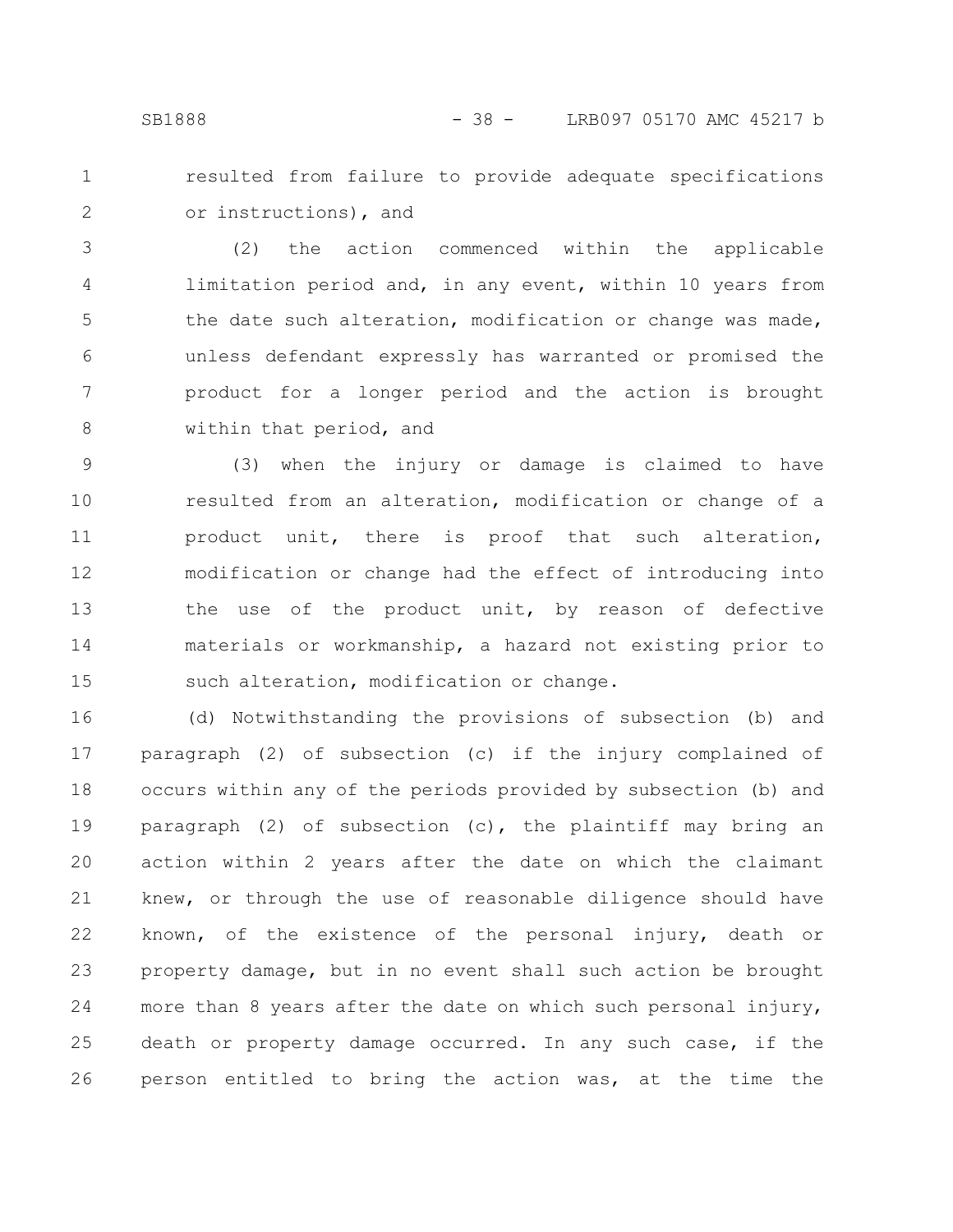resulted from failure to provide adequate specifications or instructions), and

(2) the action commenced within the applicable limitation period and, in any event, within 10 years from the date such alteration, modification or change was made, unless defendant expressly has warranted or promised the product for a longer period and the action is brought within that period, and

(3) when the injury or damage is claimed to have resulted from an alteration, modification or change of a product unit, there is proof that such alteration, modification or change had the effect of introducing into the use of the product unit, by reason of defective materials or workmanship, a hazard not existing prior to such alteration, modification or change.

(d) Notwithstanding the provisions of subsection (b) and paragraph (2) of subsection (c) if the injury complained of occurs within any of the periods provided by subsection (b) and paragraph (2) of subsection (c), the plaintiff may bring an action within 2 years after the date on which the claimant knew, or through the use of reasonable diligence should have known, of the existence of the personal injury, death or property damage, but in no event shall such action be brought more than 8 years after the date on which such personal injury, death or property damage occurred. In any such case, if the person entitled to bring the action was, at the time the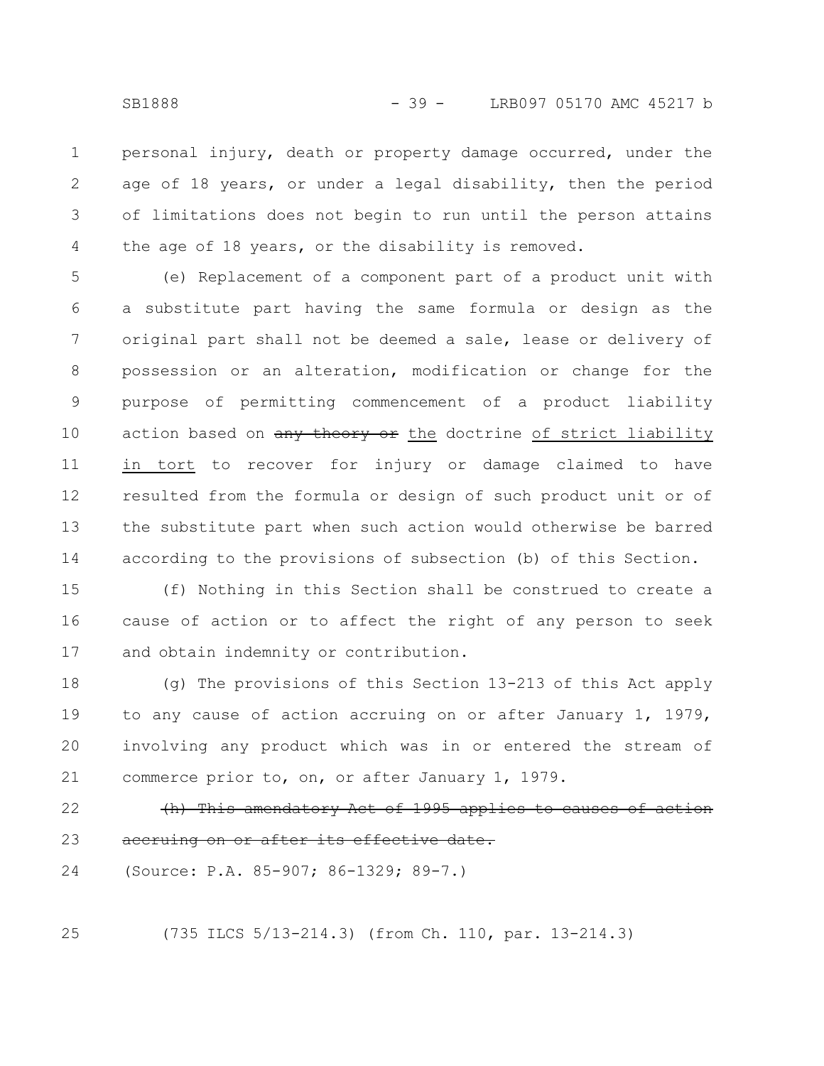personal injury, death or property damage occurred, under the age of 18 years, or under a legal disability, then the period of limitations does not begin to run until the person attains the age of 18 years, or the disability is removed.

(e) Replacement of a component part of a product unit with a substitute part having the same formula or design as the original part shall not be deemed a sale, lease or delivery of possession or an alteration, modification or change for the purpose of permitting commencement of a product liability action based on ~~any theory or~~ the doctrine of strict liability in tort to recover for injury or damage claimed to have resulted from the formula or design of such product unit or of the substitute part when such action would otherwise be barred according to the provisions of subsection (b) of this Section.

(f) Nothing in this Section shall be construed to create a cause of action or to affect the right of any person to seek and obtain indemnity or contribution.

(g) The provisions of this Section 13-213 of this Act apply to any cause of action accruing on or after January 1, 1979, involving any product which was in or entered the stream of commerce prior to, on, or after January 1, 1979.

~~(h) This amendatory Act of 1995 applies to causes of action accruing on or after its effective date.~~

(Source: P.A. 85-907; 86-1329; 89-7.)

(735 ILCS 5/13-214.3) (from Ch. 110, par. 13-214.3)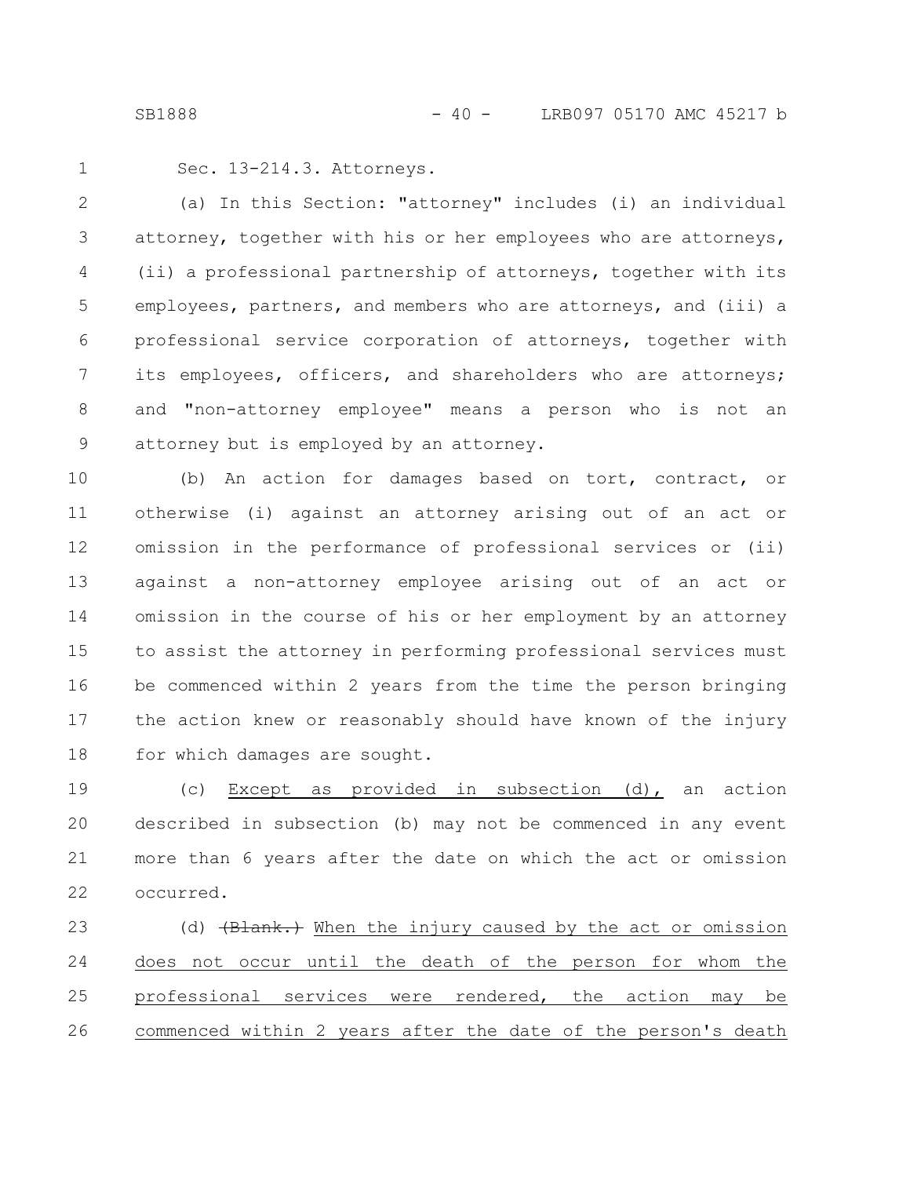Sec. 13-214.3. Attorneys.

(a) In this Section: "attorney" includes (i) an individual attorney, together with his or her employees who are attorneys, (ii) a professional partnership of attorneys, together with its employees, partners, and members who are attorneys, and (iii) a professional service corporation of attorneys, together with its employees, officers, and shareholders who are attorneys; and "non-attorney employee" means a person who is not an attorney but is employed by an attorney.

(b) An action for damages based on tort, contract, or otherwise (i) against an attorney arising out of an act or omission in the performance of professional services or (ii) against a non-attorney employee arising out of an act or omission in the course of his or her employment by an attorney to assist the attorney in performing professional services must be commenced within 2 years from the time the person bringing the action knew or reasonably should have known of the injury for which damages are sought.

(c) Except as provided in subsection (d), an action described in subsection (b) may not be commenced in any event more than 6 years after the date on which the act or omission occurred.

(d) ~~(Blank.)~~ When the injury caused by the act or omission does not occur until the death of the person for whom the professional services were rendered, the action may be commenced within 2 years after the date of the person's death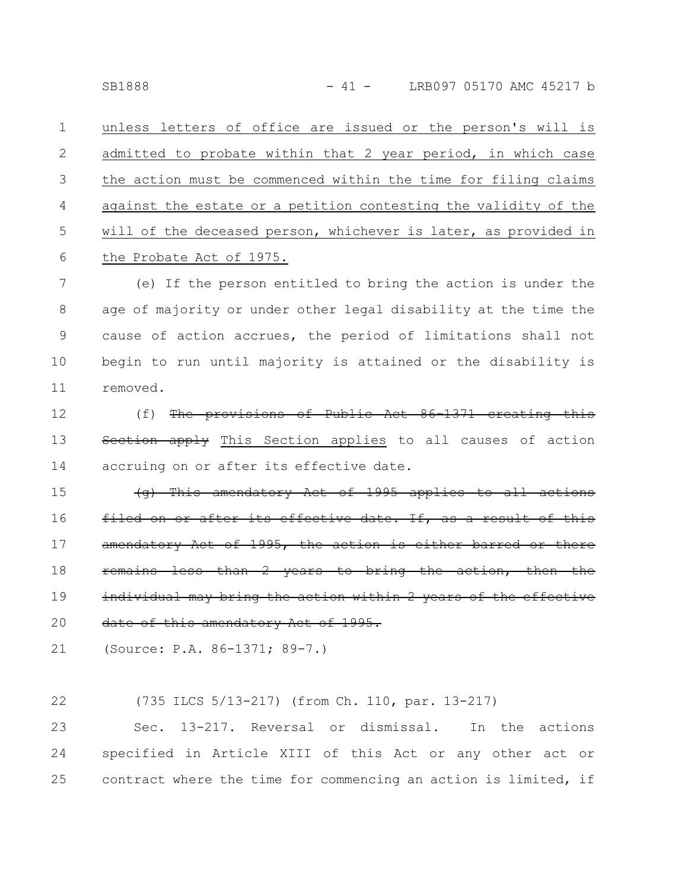unless letters of office are issued or the person's will is admitted to probate within that 2 year period, in which case the action must be commenced within the time for filing claims against the estate or a petition contesting the validity of the will of the deceased person, whichever is later, as provided in the Probate Act of 1975.

(e) If the person entitled to bring the action is under the age of majority or under other legal disability at the time the cause of action accrues, the period of limitations shall not begin to run until majority is attained or the disability is removed.

(f) ~~The provisions of Public Act 86-1371 creating this Section apply~~ This Section applies to all causes of action accruing on or after its effective date.

~~(g) This amendatory Act of 1995 applies to all actions filed on or after its effective date. If, as a result of this amendatory Act of 1995, the action is either barred or there remains less than 2 years to bring the action, then the individual may bring the action within 2 years of the effective date of this amendatory Act of 1995.~~

(Source: P.A. 86-1371; 89-7.)

(735 ILCS 5/13-217) (from Ch. 110, par. 13-217)

Sec. 13-217. Reversal or dismissal. In the actions specified in Article XIII of this Act or any other act or contract where the time for commencing an action is limited, if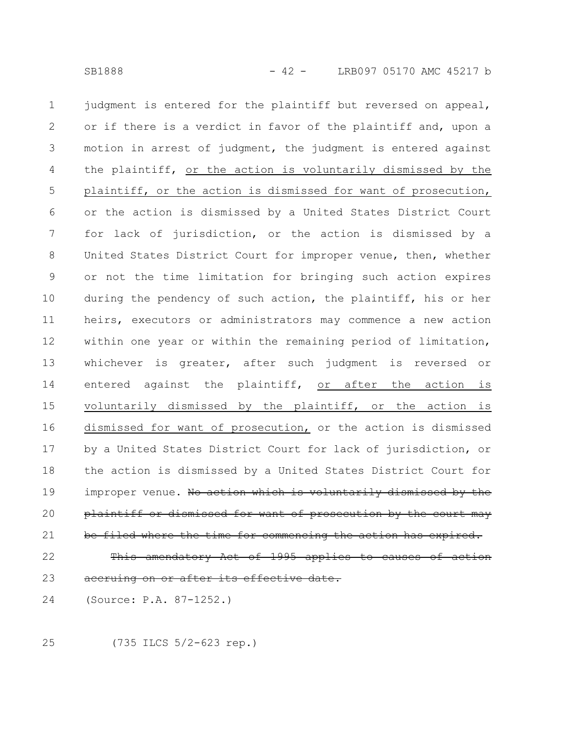judgment is entered for the plaintiff but reversed on appeal, or if there is a verdict in favor of the plaintiff and, upon a motion in arrest of judgment, the judgment is entered against the plaintiff, <u>or the action is voluntarily dismissed by the plaintiff, or the action is dismissed for want of prosecution,</u> or the action is dismissed by a United States District Court for lack of jurisdiction, or the action is dismissed by a United States District Court for improper venue, then, whether or not the time limitation for bringing such action expires during the pendency of such action, the plaintiff, his or her heirs, executors or administrators may commence a new action within one year or within the remaining period of limitation, whichever is greater, after such judgment is reversed or entered against the plaintiff, <u>or after the action is voluntarily dismissed by the plaintiff, or the action is dismissed for want of prosecution,</u> or the action is dismissed by a United States District Court for lack of jurisdiction, or the action is dismissed by a United States District Court for improper venue. ~~No action which is voluntarily dismissed by the plaintiff or dismissed for want of prosecution by the court may be filed where the time for commencing the action has expired.~~

~~This amendatory Act of 1995 applies to causes of action accruing on or after its effective date.~~

(Source: P.A. 87-1252.)

(735 ILCS 5/2-623 rep.)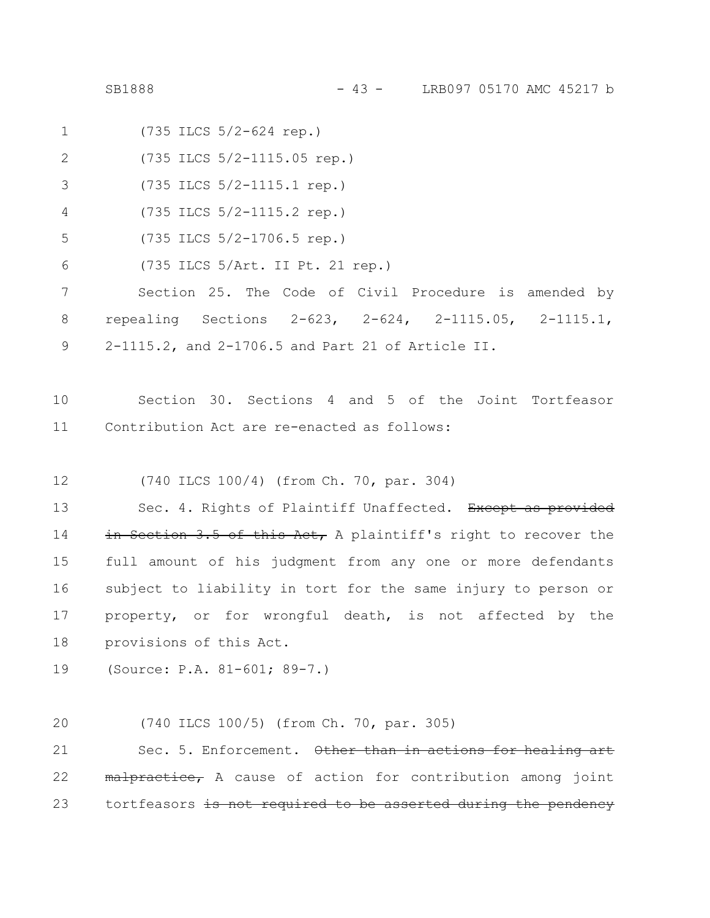(735 ILCS 5/2-624 rep.)

(735 ILCS 5/2-1115.05 rep.)

(735 ILCS 5/2-1115.1 rep.)

(735 ILCS 5/2-1115.2 rep.)

(735 ILCS 5/2-1706.5 rep.)

(735 ILCS 5/Art. II Pt. 21 rep.)

Section 25. The Code of Civil Procedure is amended by repealing Sections 2-623, 2-624, 2-1115.05, 2-1115.1, 2-1115.2, and 2-1706.5 and Part 21 of Article II.

Section 30. Sections 4 and 5 of the Joint Tortfeasor Contribution Act are re-enacted as follows:

(740 ILCS 100/4) (from Ch. 70, par. 304)

Sec. 4. Rights of Plaintiff Unaffected. ~~Except as provided in Section 3.5 of this Act,~~ A plaintiff's right to recover the full amount of his judgment from any one or more defendants subject to liability in tort for the same injury to person or property, or for wrongful death, is not affected by the provisions of this Act.

(Source: P.A. 81-601; 89-7.)

(740 ILCS 100/5) (from Ch. 70, par. 305)

Sec. 5. Enforcement. ~~Other than in actions for healing art malpractice,~~ A cause of action for contribution among joint tortfeasors ~~is not required to be asserted during the pendency~~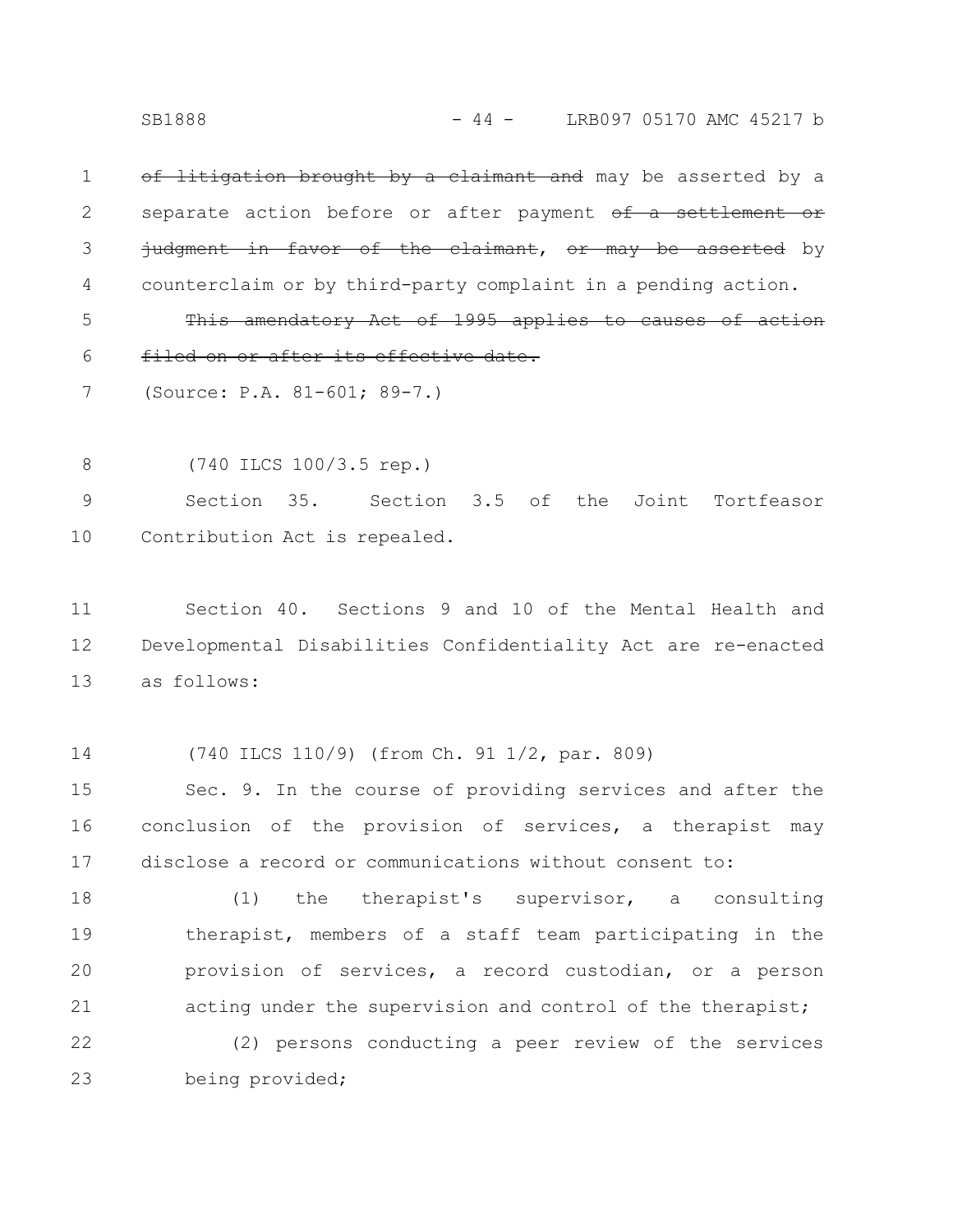~~of litigation brought by a claimant and~~ may be asserted by a separate action before or after payment ~~of a settlement or judgment in favor of the claimant~~, ~~or may be asserted~~ by counterclaim or by third-party complaint in a pending action.

~~This amendatory Act of 1995 applies to causes of action filed on or after its effective date.~~

(Source: P.A. 81-601; 89-7.)

(740 ILCS 100/3.5 rep.)

Section 35. Section 3.5 of the Joint Tortfeasor Contribution Act is repealed.

Section 40. Sections 9 and 10 of the Mental Health and Developmental Disabilities Confidentiality Act are re-enacted as follows:

(740 ILCS 110/9) (from Ch. 91 1/2, par. 809)

Sec. 9. In the course of providing services and after the conclusion of the provision of services, a therapist may disclose a record or communications without consent to:

(1) the therapist's supervisor, a consulting therapist, members of a staff team participating in the provision of services, a record custodian, or a person acting under the supervision and control of the therapist;

(2) persons conducting a peer review of the services being provided;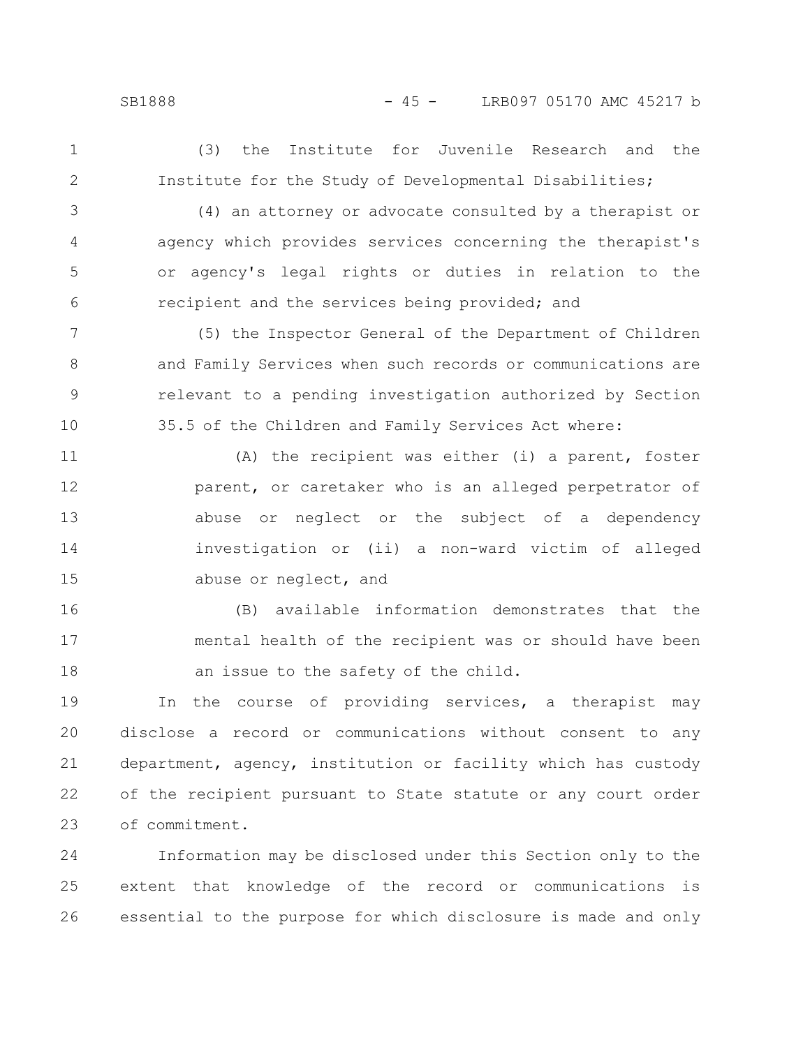(3) the Institute for Juvenile Research and the Institute for the Study of Developmental Disabilities;

(4) an attorney or advocate consulted by a therapist or agency which provides services concerning the therapist's or agency's legal rights or duties in relation to the recipient and the services being provided; and

(5) the Inspector General of the Department of Children and Family Services when such records or communications are relevant to a pending investigation authorized by Section 35.5 of the Children and Family Services Act where:

(A) the recipient was either (i) a parent, foster parent, or caretaker who is an alleged perpetrator of abuse or neglect or the subject of a dependency investigation or (ii) a non-ward victim of alleged abuse or neglect, and

(B) available information demonstrates that the mental health of the recipient was or should have been an issue to the safety of the child.

In the course of providing services, a therapist may disclose a record or communications without consent to any department, agency, institution or facility which has custody of the recipient pursuant to State statute or any court order of commitment.

Information may be disclosed under this Section only to the extent that knowledge of the record or communications is essential to the purpose for which disclosure is made and only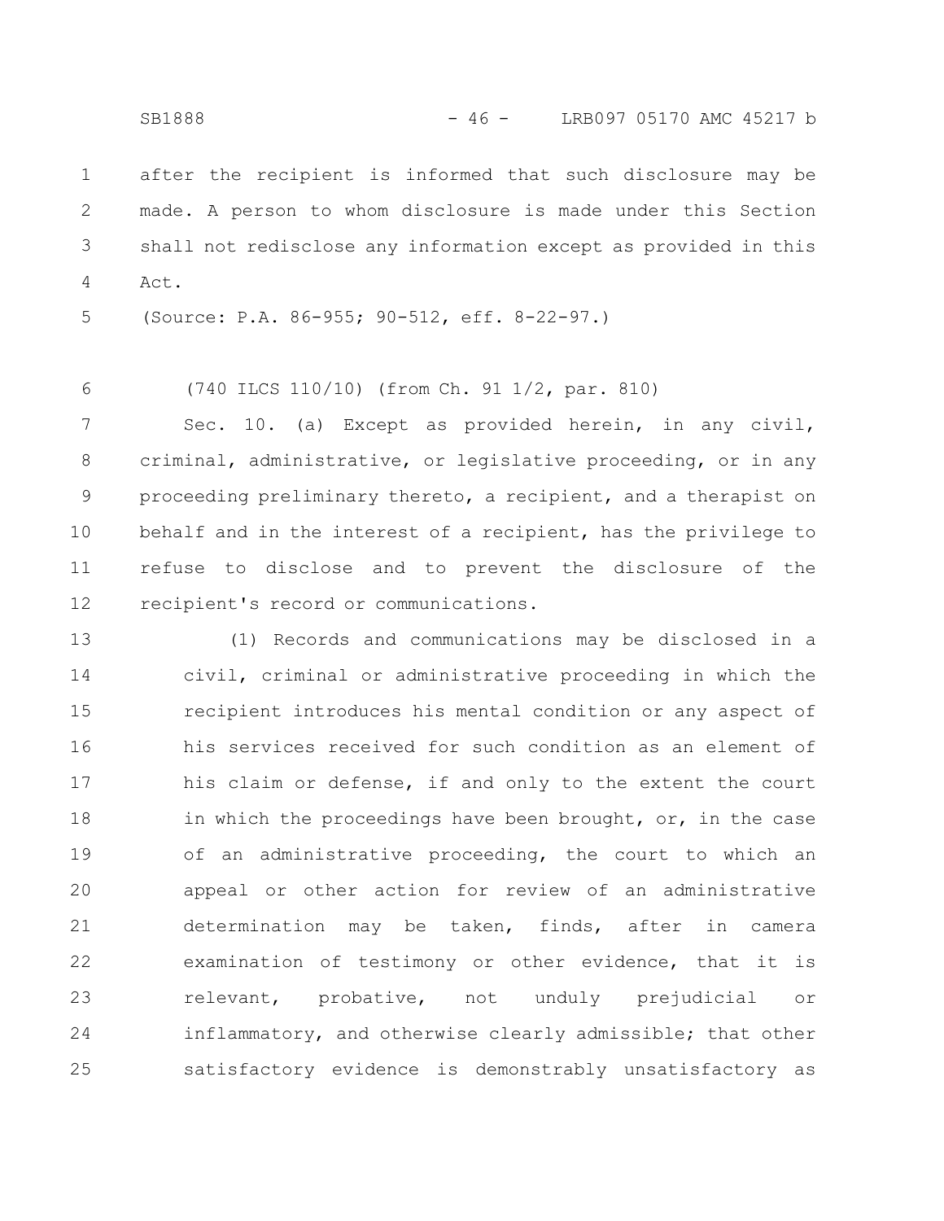after the recipient is informed that such disclosure may be made. A person to whom disclosure is made under this Section shall not redisclose any information except as provided in this Act.

(Source: P.A. 86-955; 90-512, eff. 8-22-97.)

(740 ILCS 110/10) (from Ch. 91 1/2, par. 810)

Sec. 10. (a) Except as provided herein, in any civil, criminal, administrative, or legislative proceeding, or in any proceeding preliminary thereto, a recipient, and a therapist on behalf and in the interest of a recipient, has the privilege to refuse to disclose and to prevent the disclosure of the recipient's record or communications.

(1) Records and communications may be disclosed in a civil, criminal or administrative proceeding in which the recipient introduces his mental condition or any aspect of his services received for such condition as an element of his claim or defense, if and only to the extent the court in which the proceedings have been brought, or, in the case of an administrative proceeding, the court to which an appeal or other action for review of an administrative determination may be taken, finds, after in camera examination of testimony or other evidence, that it is relevant, probative, not unduly prejudicial or inflammatory, and otherwise clearly admissible; that other satisfactory evidence is demonstrably unsatisfactory as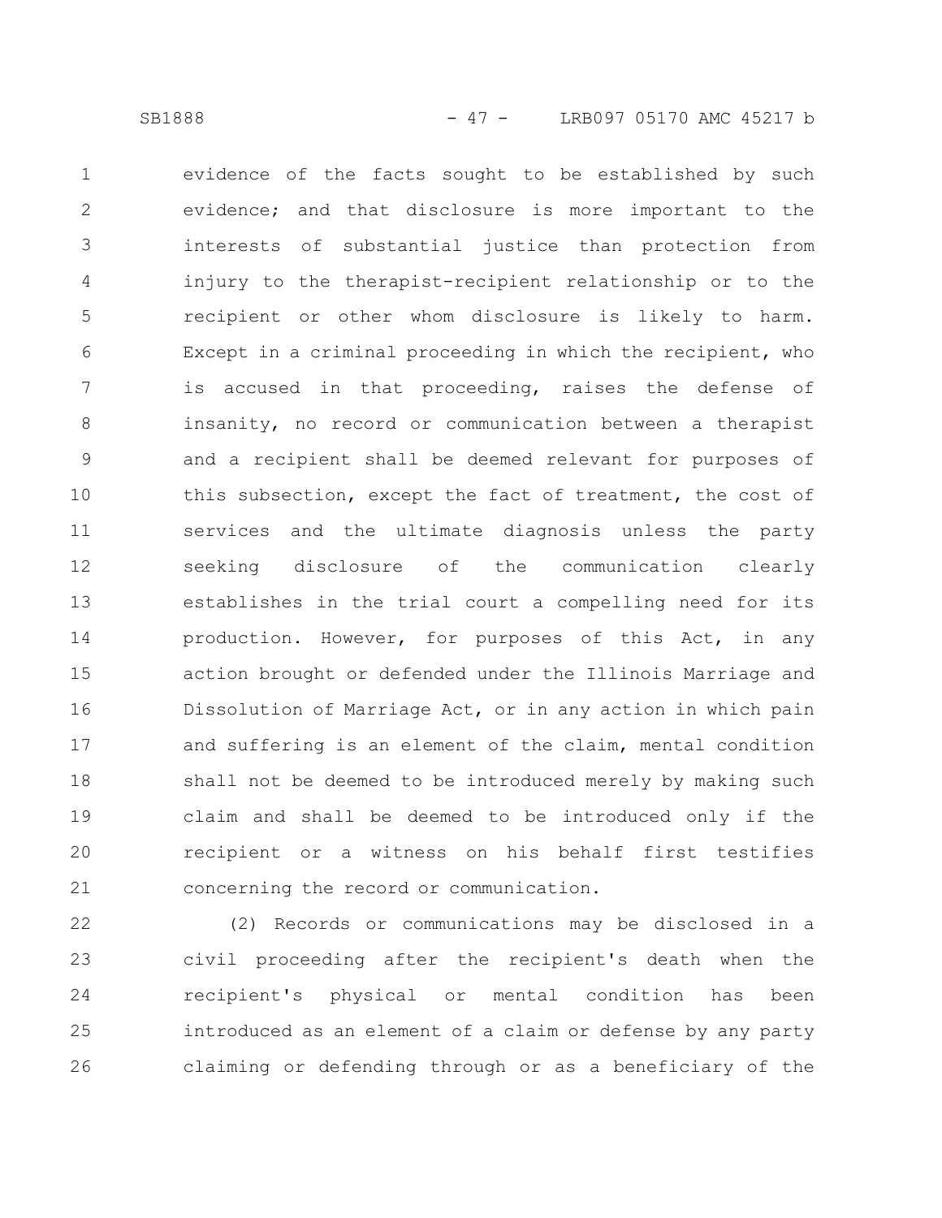evidence of the facts sought to be established by such evidence; and that disclosure is more important to the interests of substantial justice than protection from injury to the therapist-recipient relationship or to the recipient or other whom disclosure is likely to harm. Except in a criminal proceeding in which the recipient, who is accused in that proceeding, raises the defense of insanity, no record or communication between a therapist and a recipient shall be deemed relevant for purposes of this subsection, except the fact of treatment, the cost of services and the ultimate diagnosis unless the party seeking disclosure of the communication clearly establishes in the trial court a compelling need for its production. However, for purposes of this Act, in any action brought or defended under the Illinois Marriage and Dissolution of Marriage Act, or in any action in which pain and suffering is an element of the claim, mental condition shall not be deemed to be introduced merely by making such claim and shall be deemed to be introduced only if the recipient or a witness on his behalf first testifies concerning the record or communication.

(2) Records or communications may be disclosed in a civil proceeding after the recipient's death when the recipient's physical or mental condition has been introduced as an element of a claim or defense by any party claiming or defending through or as a beneficiary of the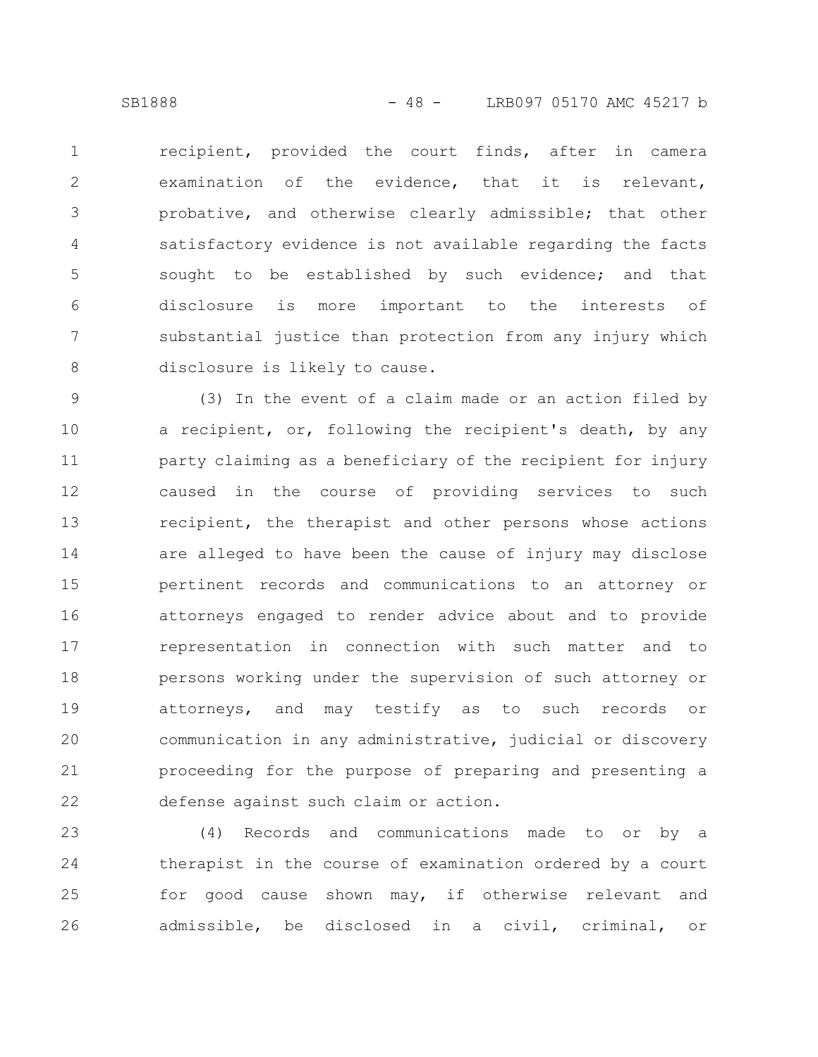recipient, provided the court finds, after in camera examination of the evidence, that it is relevant, probative, and otherwise clearly admissible; that other satisfactory evidence is not available regarding the facts sought to be established by such evidence; and that disclosure is more important to the interests of substantial justice than protection from any injury which disclosure is likely to cause.

(3) In the event of a claim made or an action filed by a recipient, or, following the recipient's death, by any party claiming as a beneficiary of the recipient for injury caused in the course of providing services to such recipient, the therapist and other persons whose actions are alleged to have been the cause of injury may disclose pertinent records and communications to an attorney or attorneys engaged to render advice about and to provide representation in connection with such matter and to persons working under the supervision of such attorney or attorneys, and may testify as to such records or communication in any administrative, judicial or discovery proceeding for the purpose of preparing and presenting a defense against such claim or action.

(4) Records and communications made to or by a therapist in the course of examination ordered by a court for good cause shown may, if otherwise relevant and admissible, be disclosed in a civil, criminal, or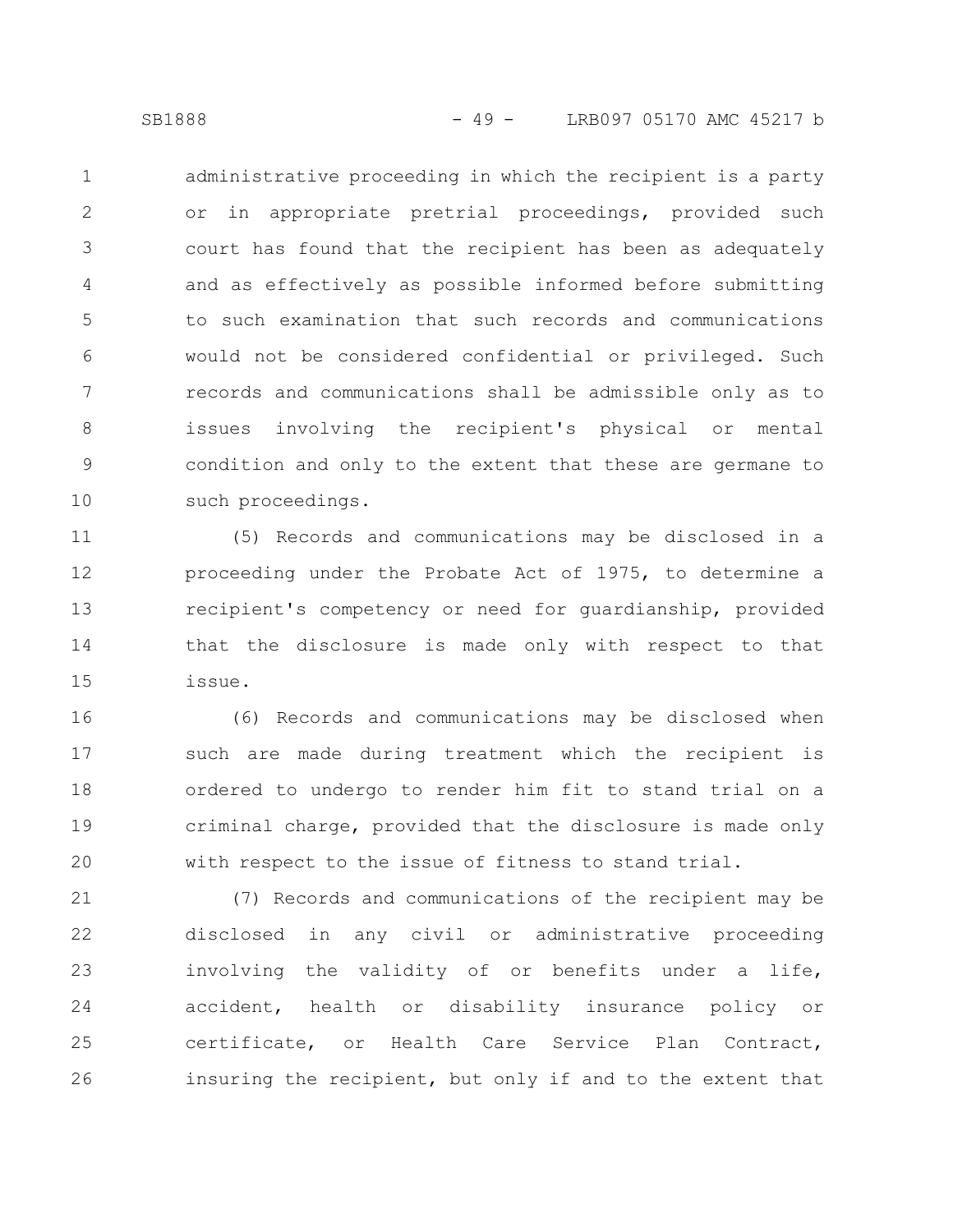administrative proceeding in which the recipient is a party or in appropriate pretrial proceedings, provided such court has found that the recipient has been as adequately and as effectively as possible informed before submitting to such examination that such records and communications would not be considered confidential or privileged. Such records and communications shall be admissible only as to issues involving the recipient's physical or mental condition and only to the extent that these are germane to such proceedings.

(5) Records and communications may be disclosed in a proceeding under the Probate Act of 1975, to determine a recipient's competency or need for guardianship, provided that the disclosure is made only with respect to that issue.

(6) Records and communications may be disclosed when such are made during treatment which the recipient is ordered to undergo to render him fit to stand trial on a criminal charge, provided that the disclosure is made only with respect to the issue of fitness to stand trial.

(7) Records and communications of the recipient may be disclosed in any civil or administrative proceeding involving the validity of or benefits under a life, accident, health or disability insurance policy or certificate, or Health Care Service Plan Contract, insuring the recipient, but only if and to the extent that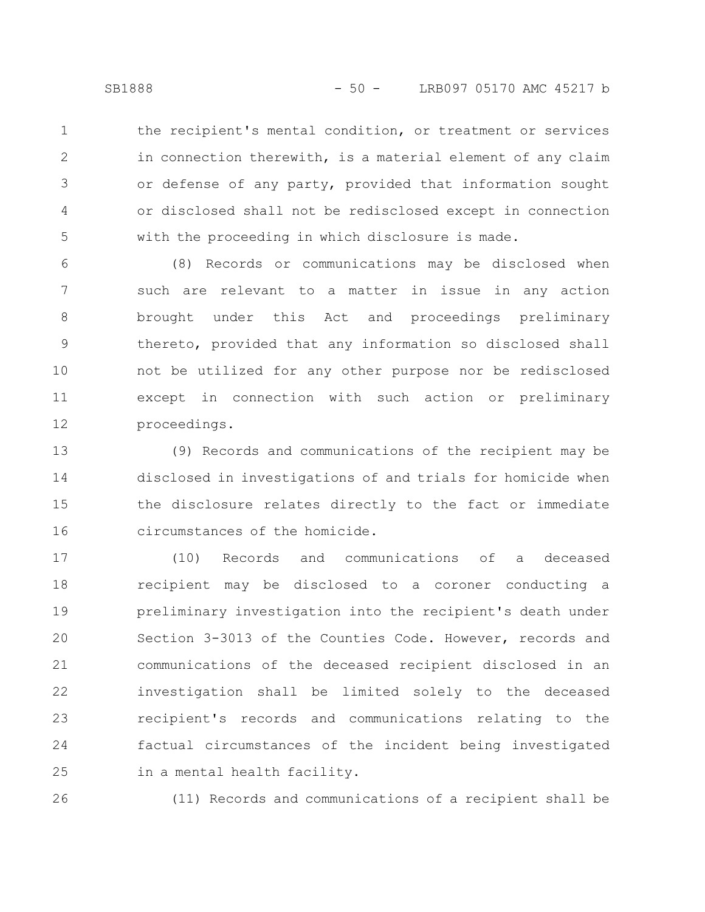the recipient's mental condition, or treatment or services in connection therewith, is a material element of any claim or defense of any party, provided that information sought or disclosed shall not be redisclosed except in connection with the proceeding in which disclosure is made.

(8) Records or communications may be disclosed when such are relevant to a matter in issue in any action brought under this Act and proceedings preliminary thereto, provided that any information so disclosed shall not be utilized for any other purpose nor be redisclosed except in connection with such action or preliminary proceedings.

(9) Records and communications of the recipient may be disclosed in investigations of and trials for homicide when the disclosure relates directly to the fact or immediate circumstances of the homicide.

(10) Records and communications of a deceased recipient may be disclosed to a coroner conducting a preliminary investigation into the recipient's death under Section 3-3013 of the Counties Code. However, records and communications of the deceased recipient disclosed in an investigation shall be limited solely to the deceased recipient's records and communications relating to the factual circumstances of the incident being investigated in a mental health facility.

(11) Records and communications of a recipient shall be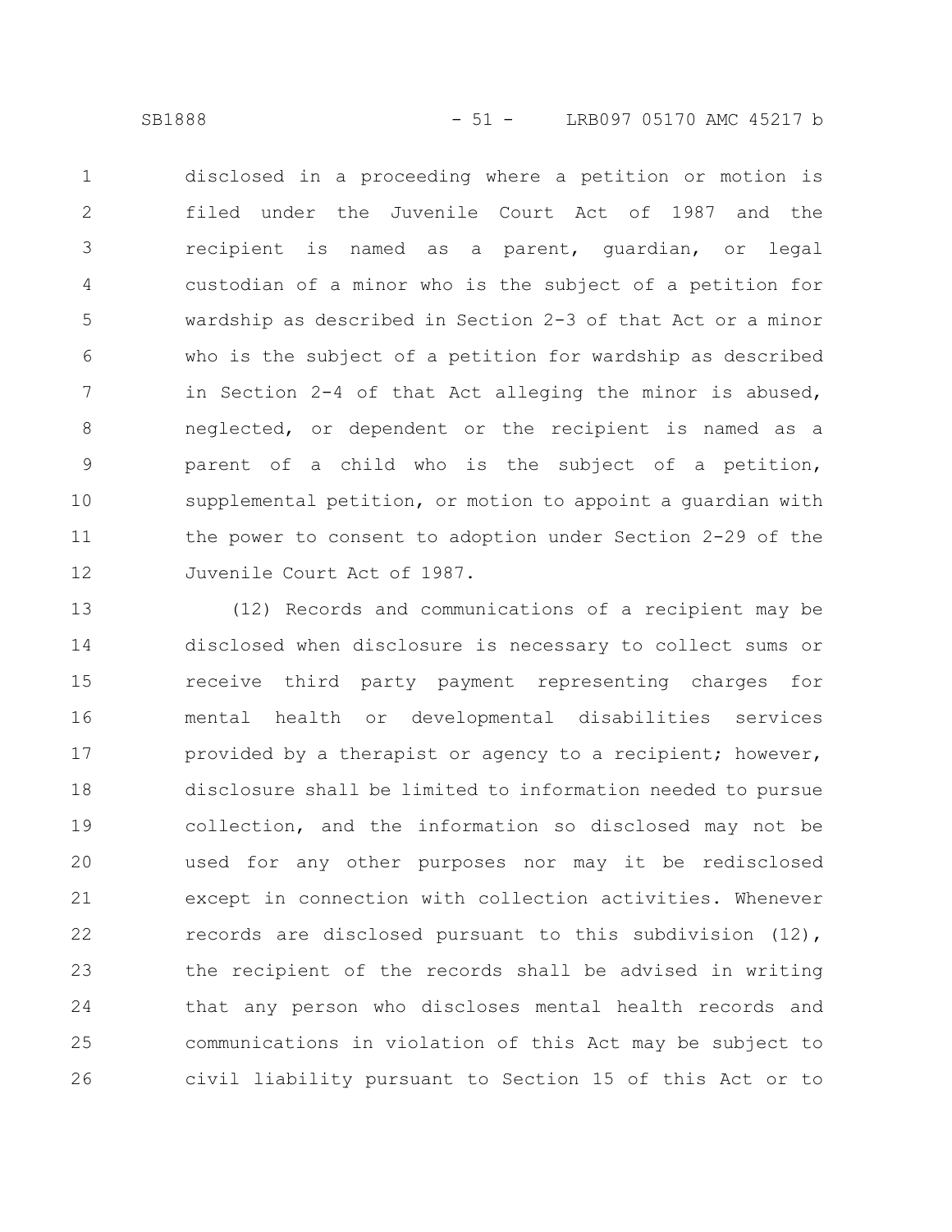disclosed in a proceeding where a petition or motion is filed under the Juvenile Court Act of 1987 and the recipient is named as a parent, guardian, or legal custodian of a minor who is the subject of a petition for wardship as described in Section 2-3 of that Act or a minor who is the subject of a petition for wardship as described in Section 2-4 of that Act alleging the minor is abused, neglected, or dependent or the recipient is named as a parent of a child who is the subject of a petition, supplemental petition, or motion to appoint a guardian with the power to consent to adoption under Section 2-29 of the Juvenile Court Act of 1987.

(12) Records and communications of a recipient may be disclosed when disclosure is necessary to collect sums or receive third party payment representing charges for mental health or developmental disabilities services provided by a therapist or agency to a recipient; however, disclosure shall be limited to information needed to pursue collection, and the information so disclosed may not be used for any other purposes nor may it be redisclosed except in connection with collection activities. Whenever records are disclosed pursuant to this subdivision (12), the recipient of the records shall be advised in writing that any person who discloses mental health records and communications in violation of this Act may be subject to civil liability pursuant to Section 15 of this Act or to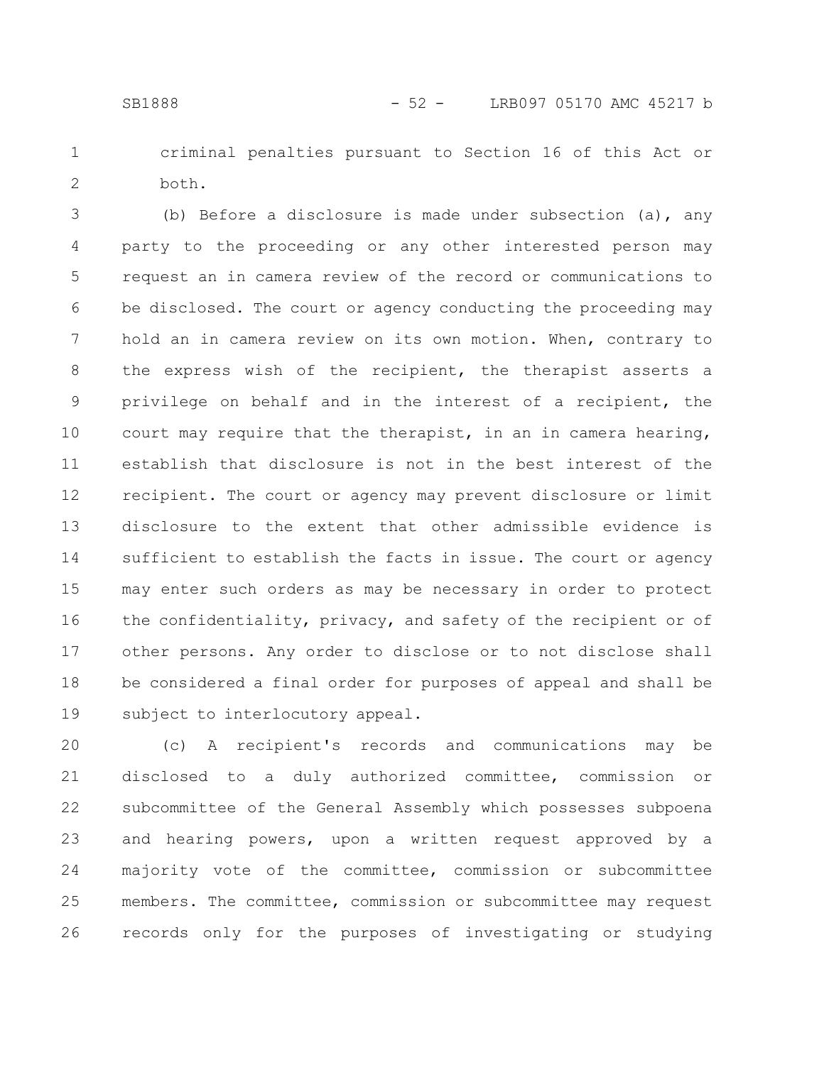criminal penalties pursuant to Section 16 of this Act or both.

(b) Before a disclosure is made under subsection (a), any party to the proceeding or any other interested person may request an in camera review of the record or communications to be disclosed. The court or agency conducting the proceeding may hold an in camera review on its own motion. When, contrary to the express wish of the recipient, the therapist asserts a privilege on behalf and in the interest of a recipient, the court may require that the therapist, in an in camera hearing, establish that disclosure is not in the best interest of the recipient. The court or agency may prevent disclosure or limit disclosure to the extent that other admissible evidence is sufficient to establish the facts in issue. The court or agency may enter such orders as may be necessary in order to protect the confidentiality, privacy, and safety of the recipient or of other persons. Any order to disclose or to not disclose shall be considered a final order for purposes of appeal and shall be subject to interlocutory appeal.

(c) A recipient's records and communications may be disclosed to a duly authorized committee, commission or subcommittee of the General Assembly which possesses subpoena and hearing powers, upon a written request approved by a majority vote of the committee, commission or subcommittee members. The committee, commission or subcommittee may request records only for the purposes of investigating or studying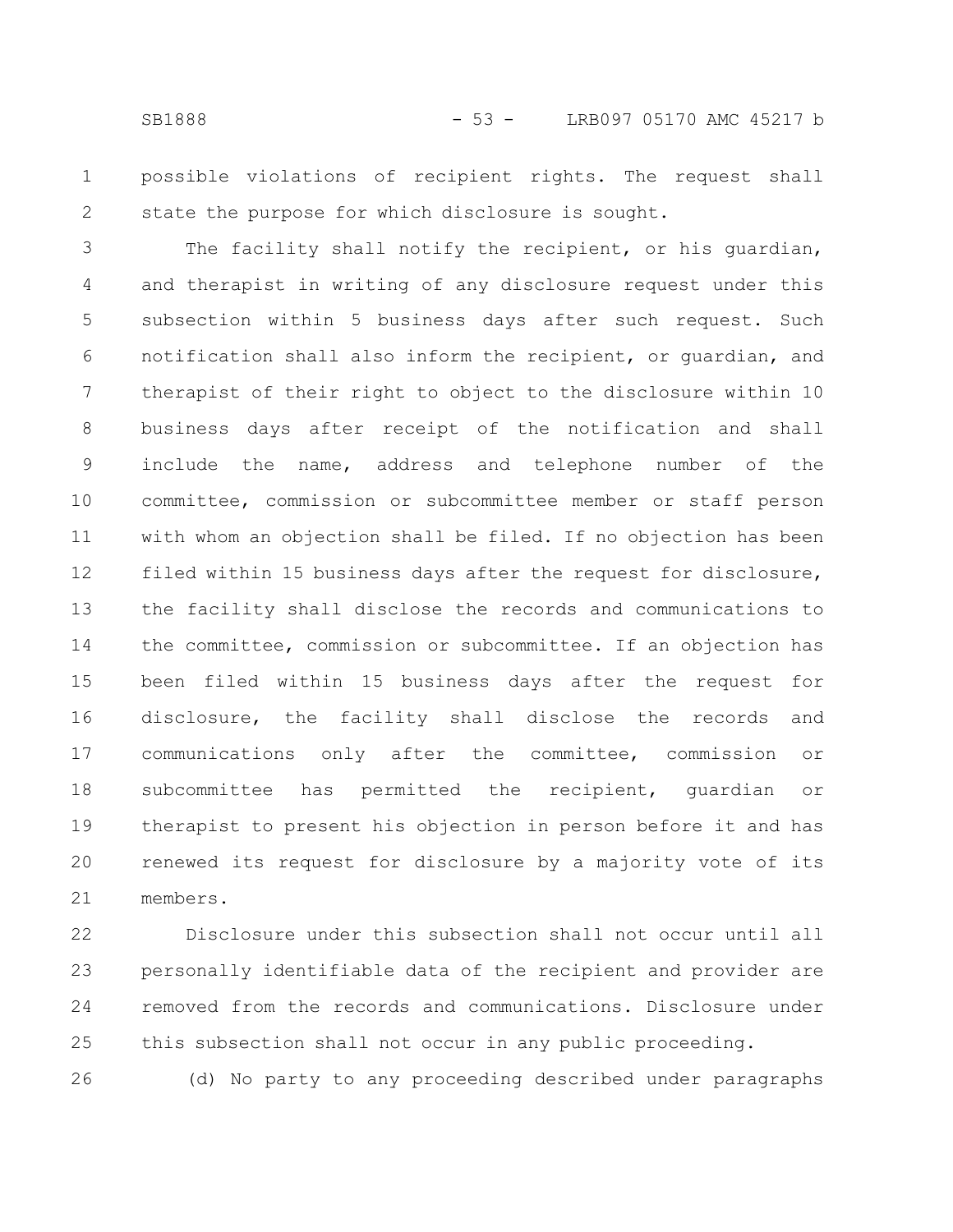possible violations of recipient rights. The request shall state the purpose for which disclosure is sought.

The facility shall notify the recipient, or his guardian, and therapist in writing of any disclosure request under this subsection within 5 business days after such request. Such notification shall also inform the recipient, or guardian, and therapist of their right to object to the disclosure within 10 business days after receipt of the notification and shall include the name, address and telephone number of the committee, commission or subcommittee member or staff person with whom an objection shall be filed. If no objection has been filed within 15 business days after the request for disclosure, the facility shall disclose the records and communications to the committee, commission or subcommittee. If an objection has been filed within 15 business days after the request for disclosure, the facility shall disclose the records and communications only after the committee, commission or subcommittee has permitted the recipient, guardian or therapist to present his objection in person before it and has renewed its request for disclosure by a majority vote of its members.

Disclosure under this subsection shall not occur until all personally identifiable data of the recipient and provider are removed from the records and communications. Disclosure under this subsection shall not occur in any public proceeding.

(d) No party to any proceeding described under paragraphs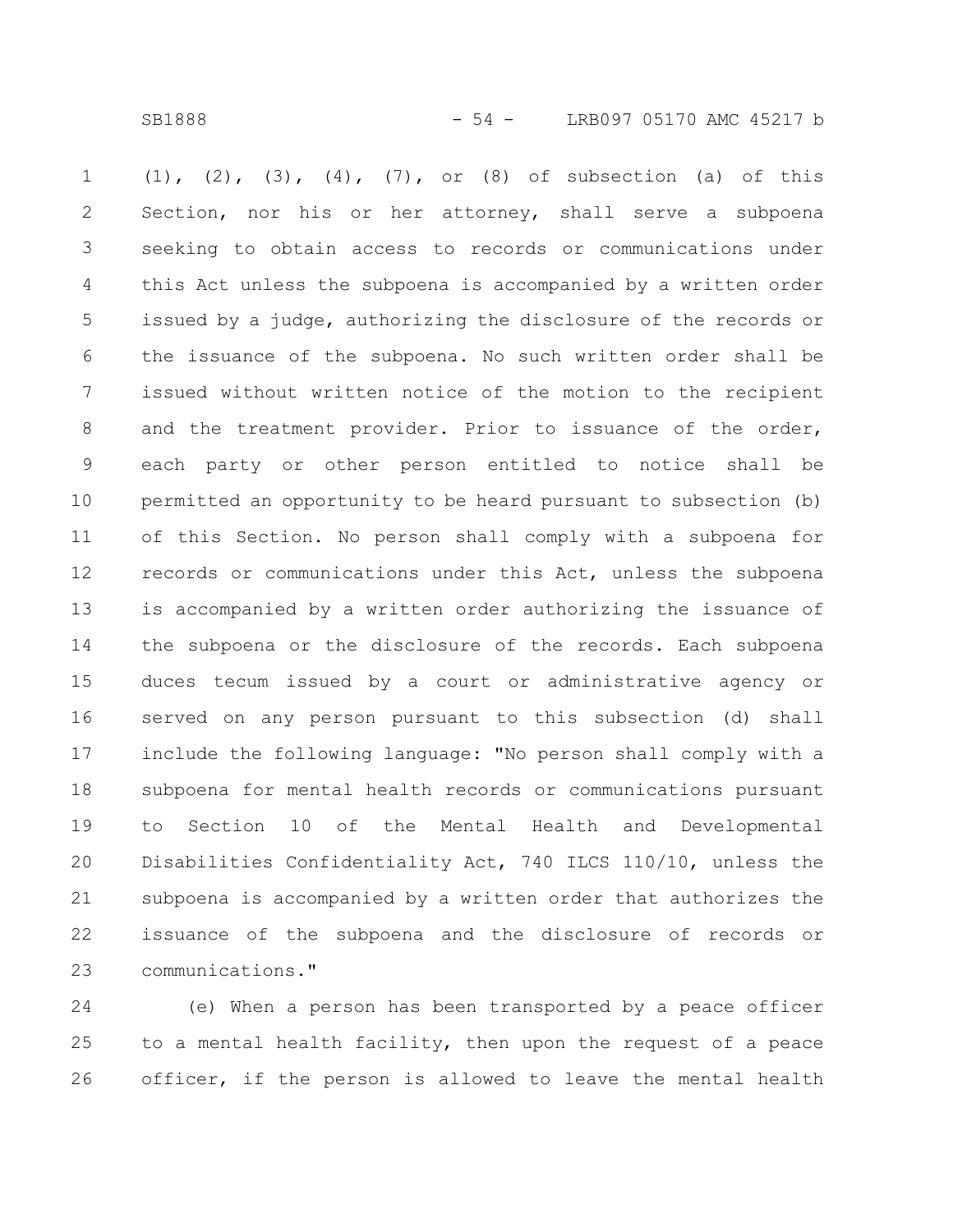(1), (2), (3), (4), (7), or (8) of subsection (a) of this Section, nor his or her attorney, shall serve a subpoena seeking to obtain access to records or communications under this Act unless the subpoena is accompanied by a written order issued by a judge, authorizing the disclosure of the records or the issuance of the subpoena. No such written order shall be issued without written notice of the motion to the recipient and the treatment provider. Prior to issuance of the order, each party or other person entitled to notice shall be permitted an opportunity to be heard pursuant to subsection (b) of this Section. No person shall comply with a subpoena for records or communications under this Act, unless the subpoena is accompanied by a written order authorizing the issuance of the subpoena or the disclosure of the records. Each subpoena duces tecum issued by a court or administrative agency or served on any person pursuant to this subsection (d) shall include the following language: "No person shall comply with a subpoena for mental health records or communications pursuant to Section 10 of the Mental Health and Developmental Disabilities Confidentiality Act, 740 ILCS 110/10, unless the subpoena is accompanied by a written order that authorizes the issuance of the subpoena and the disclosure of records or communications."

(e) When a person has been transported by a peace officer to a mental health facility, then upon the request of a peace officer, if the person is allowed to leave the mental health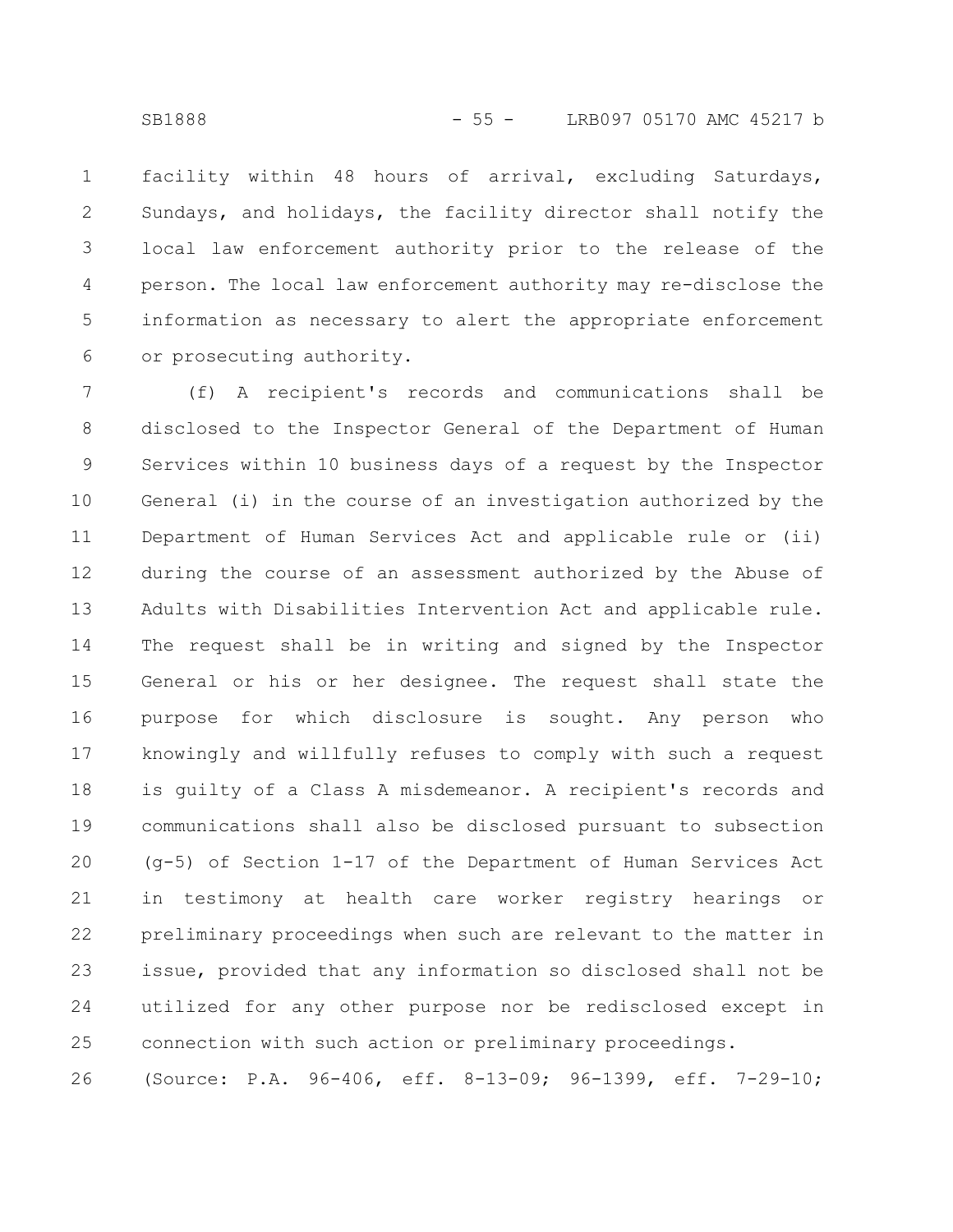facility within 48 hours of arrival, excluding Saturdays, Sundays, and holidays, the facility director shall notify the local law enforcement authority prior to the release of the person. The local law enforcement authority may re-disclose the information as necessary to alert the appropriate enforcement or prosecuting authority.

(f) A recipient's records and communications shall be disclosed to the Inspector General of the Department of Human Services within 10 business days of a request by the Inspector General (i) in the course of an investigation authorized by the Department of Human Services Act and applicable rule or (ii) during the course of an assessment authorized by the Abuse of Adults with Disabilities Intervention Act and applicable rule. The request shall be in writing and signed by the Inspector General or his or her designee. The request shall state the purpose for which disclosure is sought. Any person who knowingly and willfully refuses to comply with such a request is guilty of a Class A misdemeanor. A recipient's records and communications shall also be disclosed pursuant to subsection (g-5) of Section 1-17 of the Department of Human Services Act in testimony at health care worker registry hearings or preliminary proceedings when such are relevant to the matter in issue, provided that any information so disclosed shall not be utilized for any other purpose nor be redisclosed except in connection with such action or preliminary proceedings.

(Source: P.A. 96-406, eff. 8-13-09; 96-1399, eff. 7-29-10;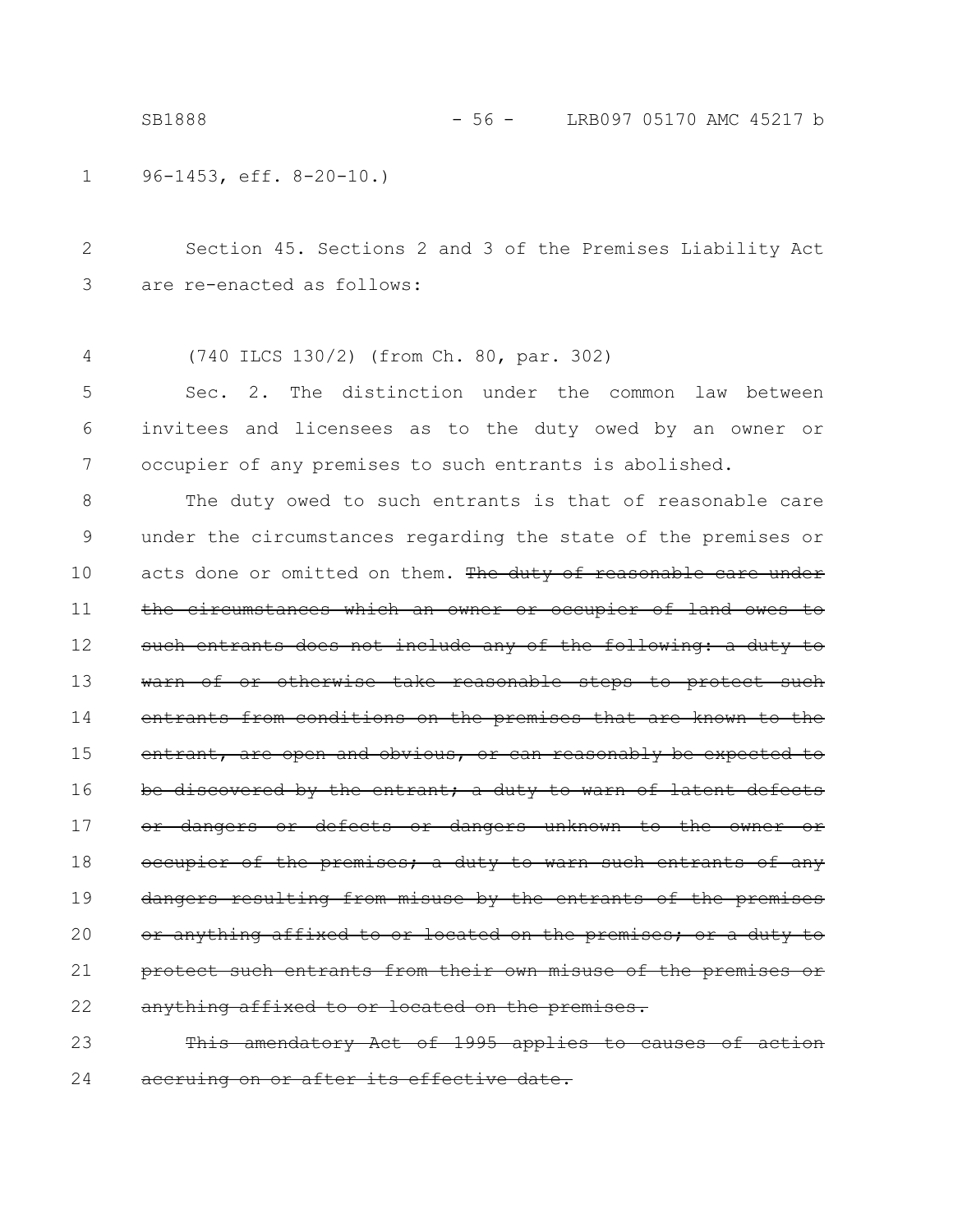96-1453, eff. 8-20-10.)

Section 45. Sections 2 and 3 of the Premises Liability Act are re-enacted as follows:

(740 ILCS 130/2) (from Ch. 80, par. 302)

Sec. 2. The distinction under the common law between invitees and licensees as to the duty owed by an owner or occupier of any premises to such entrants is abolished.

The duty owed to such entrants is that of reasonable care under the circumstances regarding the state of the premises or acts done or omitted on them. ~~The duty of reasonable care under the circumstances which an owner or occupier of land owes to such entrants does not include any of the following: a duty to warn of or otherwise take reasonable steps to protect such entrants from conditions on the premises that are known to the entrant, are open and obvious, or can reasonably be expected to be discovered by the entrant; a duty to warn of latent defects or dangers or defects or dangers unknown to the owner or occupier of the premises; a duty to warn such entrants of any dangers resulting from misuse by the entrants of the premises or anything affixed to or located on the premises; or a duty to protect such entrants from their own misuse of the premises or anything affixed to or located on the premises.~~

~~This amendatory Act of 1995 applies to causes of action accruing on or after its effective date.~~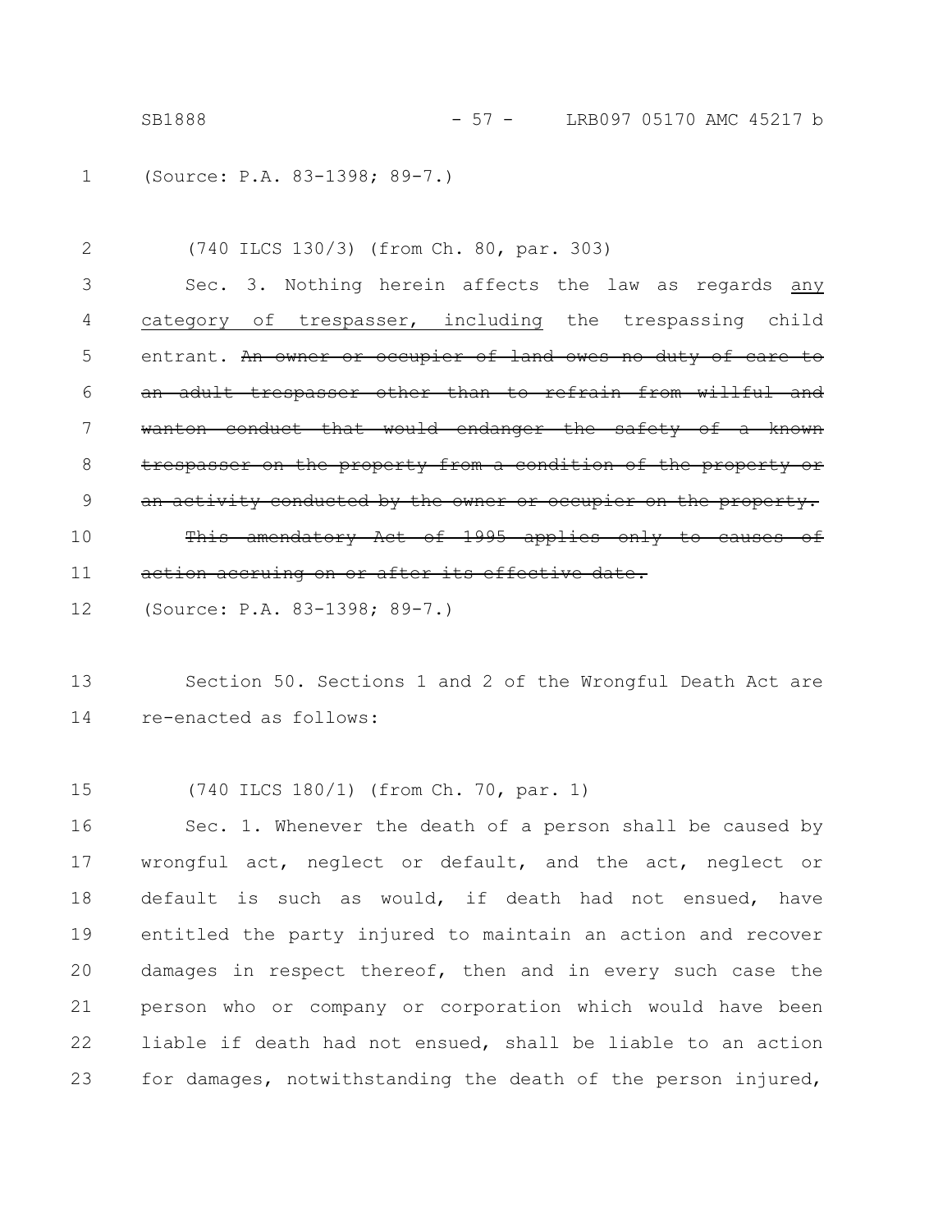(Source: P.A. 83-1398; 89-7.)

(740 ILCS 130/3) (from Ch. 80, par. 303)

Sec. 3. Nothing herein affects the law as regards <u>any category of trespasser, including</u> the trespassing child entrant. ~~An owner or occupier of land owes no duty of care to an adult trespasser other than to refrain from willful and wanton conduct that would endanger the safety of a known trespasser on the property from a condition of the property or an activity conducted by the owner or occupier on the property.~~

~~This amendatory Act of 1995 applies only to causes of action accruing on or after its effective date.~~

(Source: P.A. 83-1398; 89-7.)

Section 50. Sections 1 and 2 of the Wrongful Death Act are re-enacted as follows:

(740 ILCS 180/1) (from Ch. 70, par. 1)

Sec. 1. Whenever the death of a person shall be caused by wrongful act, neglect or default, and the act, neglect or default is such as would, if death had not ensued, have entitled the party injured to maintain an action and recover damages in respect thereof, then and in every such case the person who or company or corporation which would have been liable if death had not ensued, shall be liable to an action for damages, notwithstanding the death of the person injured,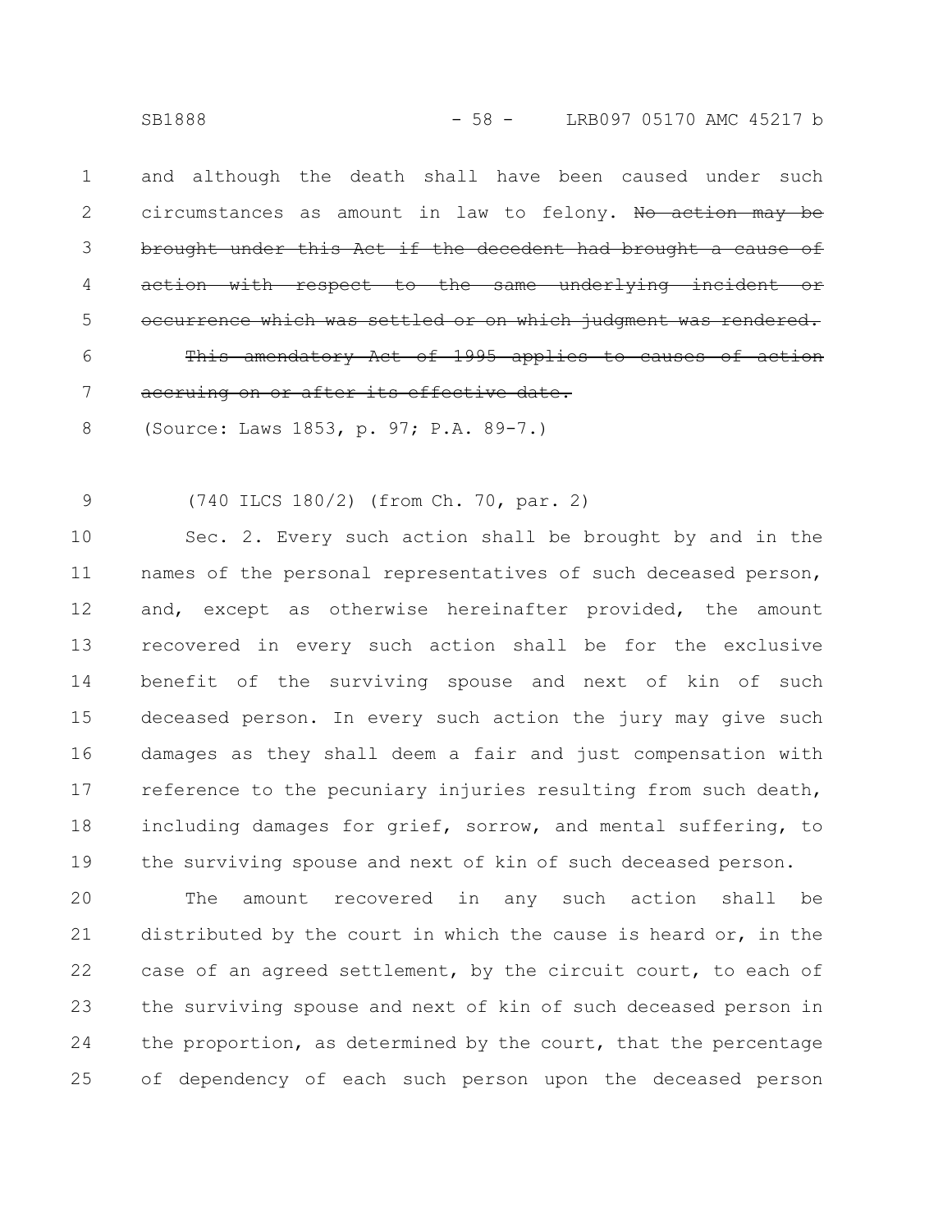and although the death shall have been caused under such circumstances as amount in law to felony. ~~No action may be brought under this Act if the decedent had brought a cause of action with respect to the same underlying incident or occurrence which was settled or on which judgment was rendered.~~

~~This amendatory Act of 1995 applies to causes of action accruing on or after its effective date.~~

(Source: Laws 1853, p. 97; P.A. 89-7.)

(740 ILCS 180/2) (from Ch. 70, par. 2)

Sec. 2. Every such action shall be brought by and in the names of the personal representatives of such deceased person, and, except as otherwise hereinafter provided, the amount recovered in every such action shall be for the exclusive benefit of the surviving spouse and next of kin of such deceased person. In every such action the jury may give such damages as they shall deem a fair and just compensation with reference to the pecuniary injuries resulting from such death, including damages for grief, sorrow, and mental suffering, to the surviving spouse and next of kin of such deceased person.

The amount recovered in any such action shall be distributed by the court in which the cause is heard or, in the case of an agreed settlement, by the circuit court, to each of the surviving spouse and next of kin of such deceased person in the proportion, as determined by the court, that the percentage of dependency of each such person upon the deceased person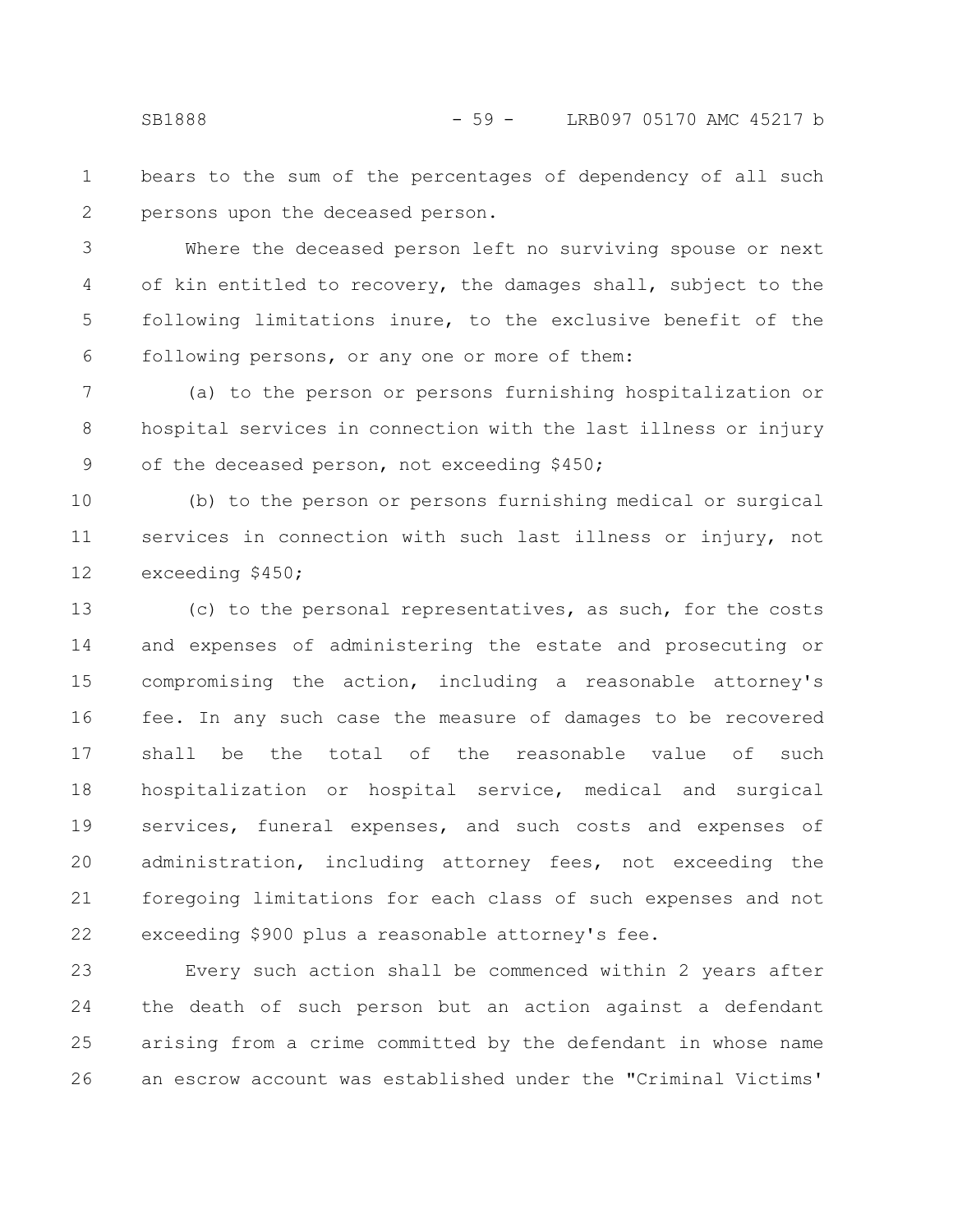bears to the sum of the percentages of dependency of all such persons upon the deceased person.

Where the deceased person left no surviving spouse or next of kin entitled to recovery, the damages shall, subject to the following limitations inure, to the exclusive benefit of the following persons, or any one or more of them:

(a) to the person or persons furnishing hospitalization or hospital services in connection with the last illness or injury of the deceased person, not exceeding $450;

(b) to the person or persons furnishing medical or surgical services in connection with such last illness or injury, not exceeding $450;

(c) to the personal representatives, as such, for the costs and expenses of administering the estate and prosecuting or compromising the action, including a reasonable attorney's fee. In any such case the measure of damages to be recovered shall be the total of the reasonable value of such hospitalization or hospital service, medical and surgical services, funeral expenses, and such costs and expenses of administration, including attorney fees, not exceeding the foregoing limitations for each class of such expenses and not exceeding $900 plus a reasonable attorney's fee.

Every such action shall be commenced within 2 years after the death of such person but an action against a defendant arising from a crime committed by the defendant in whose name an escrow account was established under the "Criminal Victims'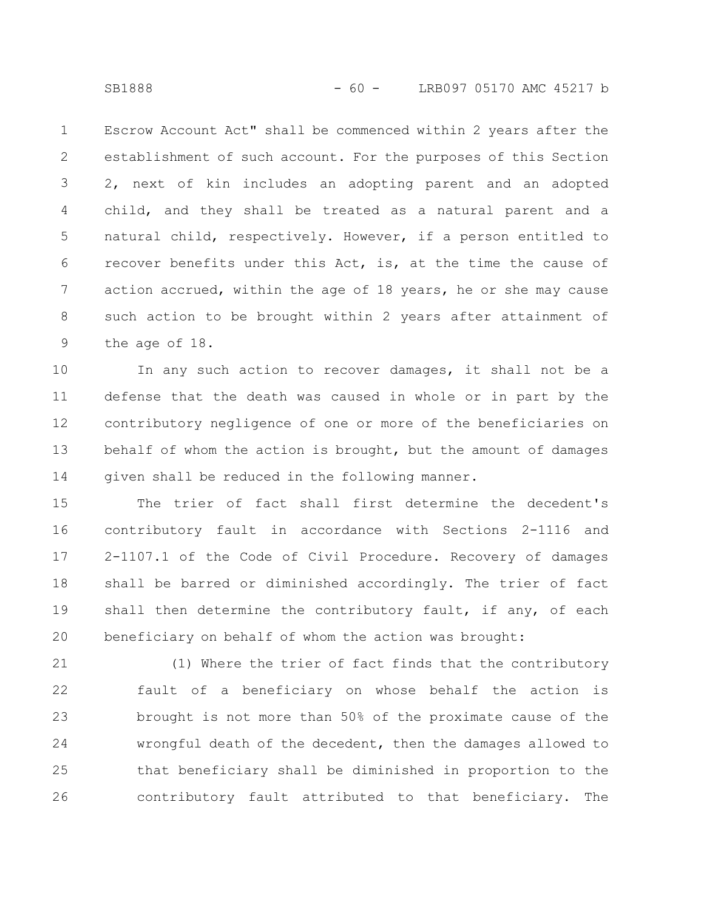Escrow Account Act" shall be commenced within 2 years after the establishment of such account. For the purposes of this Section 2, next of kin includes an adopting parent and an adopted child, and they shall be treated as a natural parent and a natural child, respectively. However, if a person entitled to recover benefits under this Act, is, at the time the cause of action accrued, within the age of 18 years, he or she may cause such action to be brought within 2 years after attainment of the age of 18.

In any such action to recover damages, it shall not be a defense that the death was caused in whole or in part by the contributory negligence of one or more of the beneficiaries on behalf of whom the action is brought, but the amount of damages given shall be reduced in the following manner.

The trier of fact shall first determine the decedent's contributory fault in accordance with Sections 2-1116 and 2-1107.1 of the Code of Civil Procedure. Recovery of damages shall be barred or diminished accordingly. The trier of fact shall then determine the contributory fault, if any, of each beneficiary on behalf of whom the action was brought:

(1) Where the trier of fact finds that the contributory fault of a beneficiary on whose behalf the action is brought is not more than 50% of the proximate cause of the wrongful death of the decedent, then the damages allowed to that beneficiary shall be diminished in proportion to the contributory fault attributed to that beneficiary. The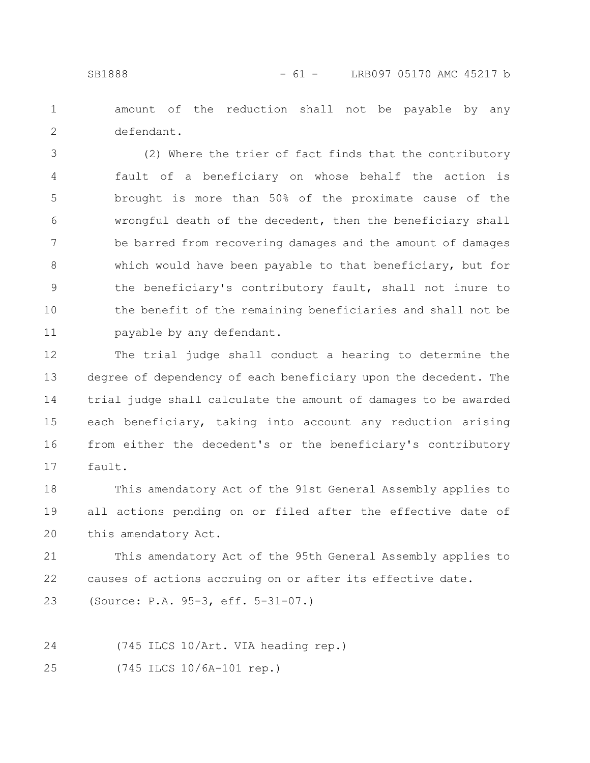amount of the reduction shall not be payable by any defendant.

(2) Where the trier of fact finds that the contributory fault of a beneficiary on whose behalf the action is brought is more than 50% of the proximate cause of the wrongful death of the decedent, then the beneficiary shall be barred from recovering damages and the amount of damages which would have been payable to that beneficiary, but for the beneficiary's contributory fault, shall not inure to the benefit of the remaining beneficiaries and shall not be payable by any defendant.

The trial judge shall conduct a hearing to determine the degree of dependency of each beneficiary upon the decedent. The trial judge shall calculate the amount of damages to be awarded each beneficiary, taking into account any reduction arising from either the decedent's or the beneficiary's contributory fault.

This amendatory Act of the 91st General Assembly applies to all actions pending on or filed after the effective date of this amendatory Act.

This amendatory Act of the 95th General Assembly applies to causes of actions accruing on or after its effective date.

(Source: P.A. 95-3, eff. 5-31-07.)

(745 ILCS 10/Art. VIA heading rep.)

(745 ILCS 10/6A-101 rep.)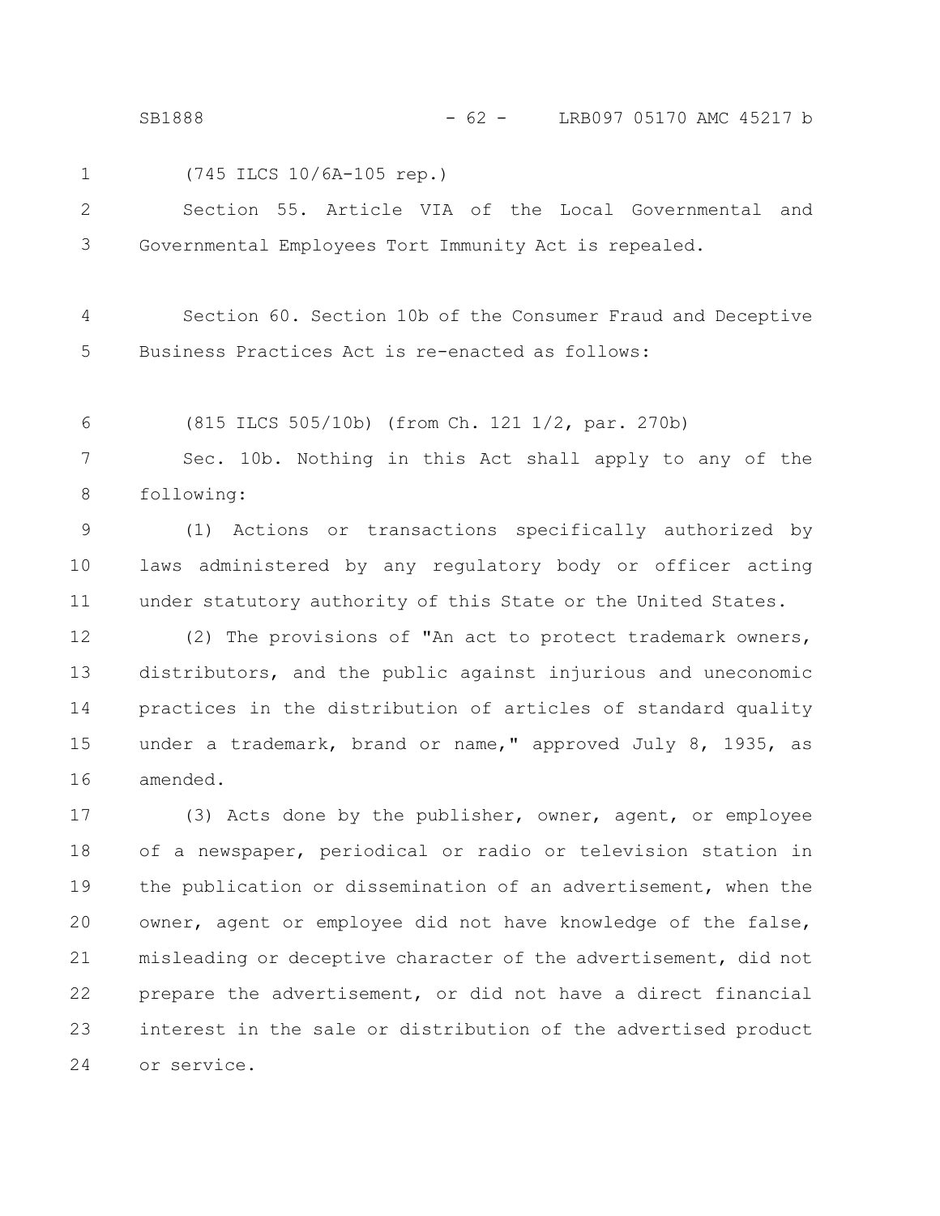(745 ILCS 10/6A-105 rep.)

Section 55. Article VIA of the Local Governmental and Governmental Employees Tort Immunity Act is repealed.

Section 60. Section 10b of the Consumer Fraud and Deceptive Business Practices Act is re-enacted as follows:

(815 ILCS 505/10b) (from Ch. 121 1/2, par. 270b)

Sec. 10b. Nothing in this Act shall apply to any of the following:

(1) Actions or transactions specifically authorized by laws administered by any regulatory body or officer acting under statutory authority of this State or the United States.

(2) The provisions of "An act to protect trademark owners, distributors, and the public against injurious and uneconomic practices in the distribution of articles of standard quality under a trademark, brand or name," approved July 8, 1935, as amended.

(3) Acts done by the publisher, owner, agent, or employee of a newspaper, periodical or radio or television station in the publication or dissemination of an advertisement, when the owner, agent or employee did not have knowledge of the false, misleading or deceptive character of the advertisement, did not prepare the advertisement, or did not have a direct financial interest in the sale or distribution of the advertised product or service.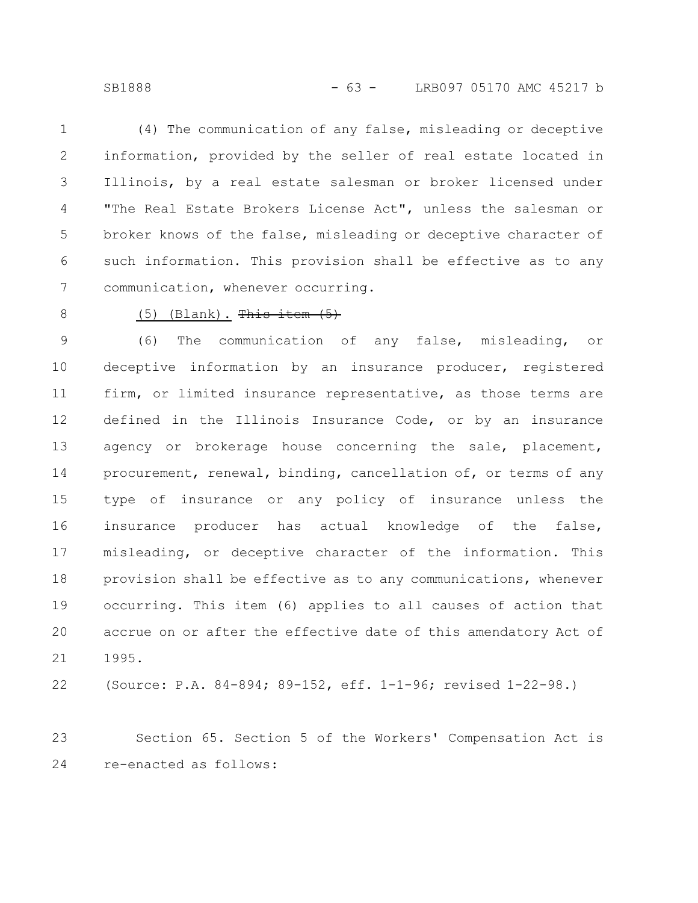(4) The communication of any false, misleading or deceptive information, provided by the seller of real estate located in Illinois, by a real estate salesman or broker licensed under "The Real Estate Brokers License Act", unless the salesman or broker knows of the false, misleading or deceptive character of such information. This provision shall be effective as to any communication, whenever occurring.

(5) (Blank). ~~This item (5)~~

(6) The communication of any false, misleading, or deceptive information by an insurance producer, registered firm, or limited insurance representative, as those terms are defined in the Illinois Insurance Code, or by an insurance agency or brokerage house concerning the sale, placement, procurement, renewal, binding, cancellation of, or terms of any type of insurance or any policy of insurance unless the insurance producer has actual knowledge of the false, misleading, or deceptive character of the information. This provision shall be effective as to any communications, whenever occurring. This item (6) applies to all causes of action that accrue on or after the effective date of this amendatory Act of 1995.

(Source: P.A. 84-894; 89-152, eff. 1-1-96; revised 1-22-98.)

Section 65. Section 5 of the Workers' Compensation Act is re-enacted as follows: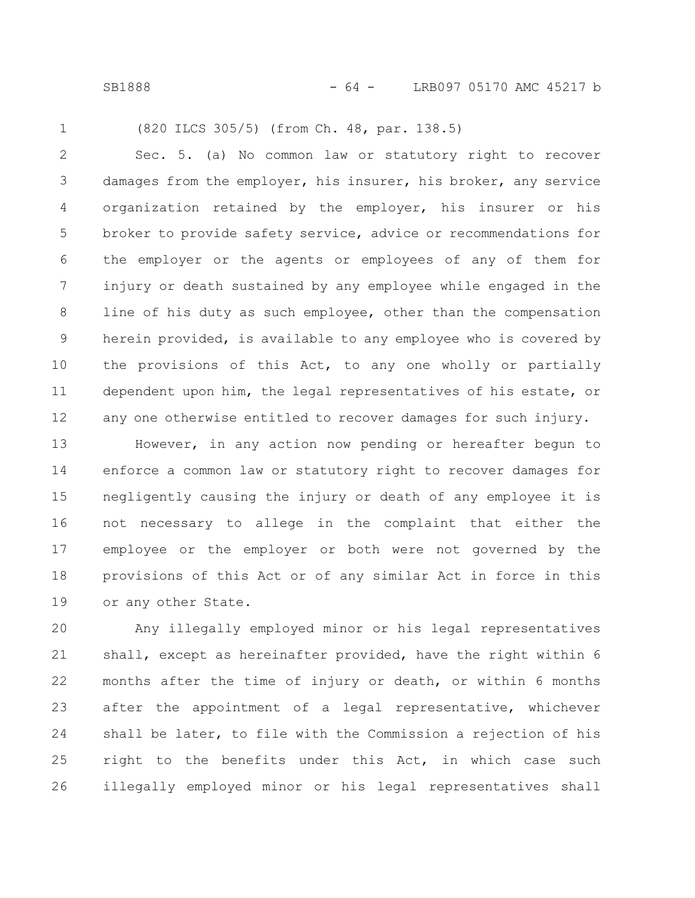(820 ILCS 305/5) (from Ch. 48, par. 138.5)

Sec. 5. (a) No common law or statutory right to recover damages from the employer, his insurer, his broker, any service organization retained by the employer, his insurer or his broker to provide safety service, advice or recommendations for the employer or the agents or employees of any of them for injury or death sustained by any employee while engaged in the line of his duty as such employee, other than the compensation herein provided, is available to any employee who is covered by the provisions of this Act, to any one wholly or partially dependent upon him, the legal representatives of his estate, or any one otherwise entitled to recover damages for such injury.

However, in any action now pending or hereafter begun to enforce a common law or statutory right to recover damages for negligently causing the injury or death of any employee it is not necessary to allege in the complaint that either the employee or the employer or both were not governed by the provisions of this Act or of any similar Act in force in this or any other State.

Any illegally employed minor or his legal representatives shall, except as hereinafter provided, have the right within 6 months after the time of injury or death, or within 6 months after the appointment of a legal representative, whichever shall be later, to file with the Commission a rejection of his right to the benefits under this Act, in which case such illegally employed minor or his legal representatives shall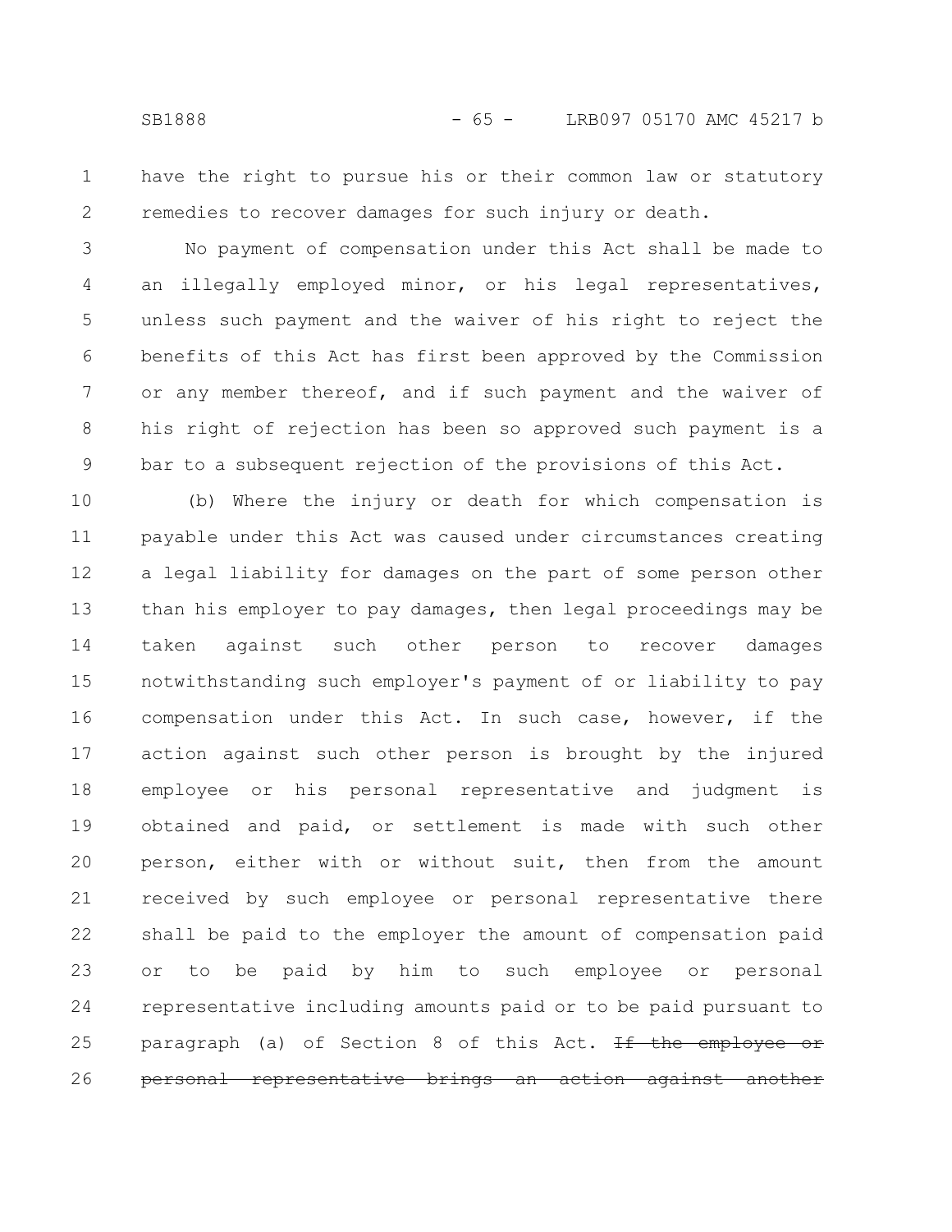have the right to pursue his or their common law or statutory remedies to recover damages for such injury or death.

No payment of compensation under this Act shall be made to an illegally employed minor, or his legal representatives, unless such payment and the waiver of his right to reject the benefits of this Act has first been approved by the Commission or any member thereof, and if such payment and the waiver of his right of rejection has been so approved such payment is a bar to a subsequent rejection of the provisions of this Act.

(b) Where the injury or death for which compensation is payable under this Act was caused under circumstances creating a legal liability for damages on the part of some person other than his employer to pay damages, then legal proceedings may be taken against such other person to recover damages notwithstanding such employer's payment of or liability to pay compensation under this Act. In such case, however, if the action against such other person is brought by the injured employee or his personal representative and judgment is obtained and paid, or settlement is made with such other person, either with or without suit, then from the amount received by such employee or personal representative there shall be paid to the employer the amount of compensation paid or to be paid by him to such employee or personal representative including amounts paid or to be paid pursuant to paragraph (a) of Section 8 of this Act. ~~If the employee or personal representative brings an action against another~~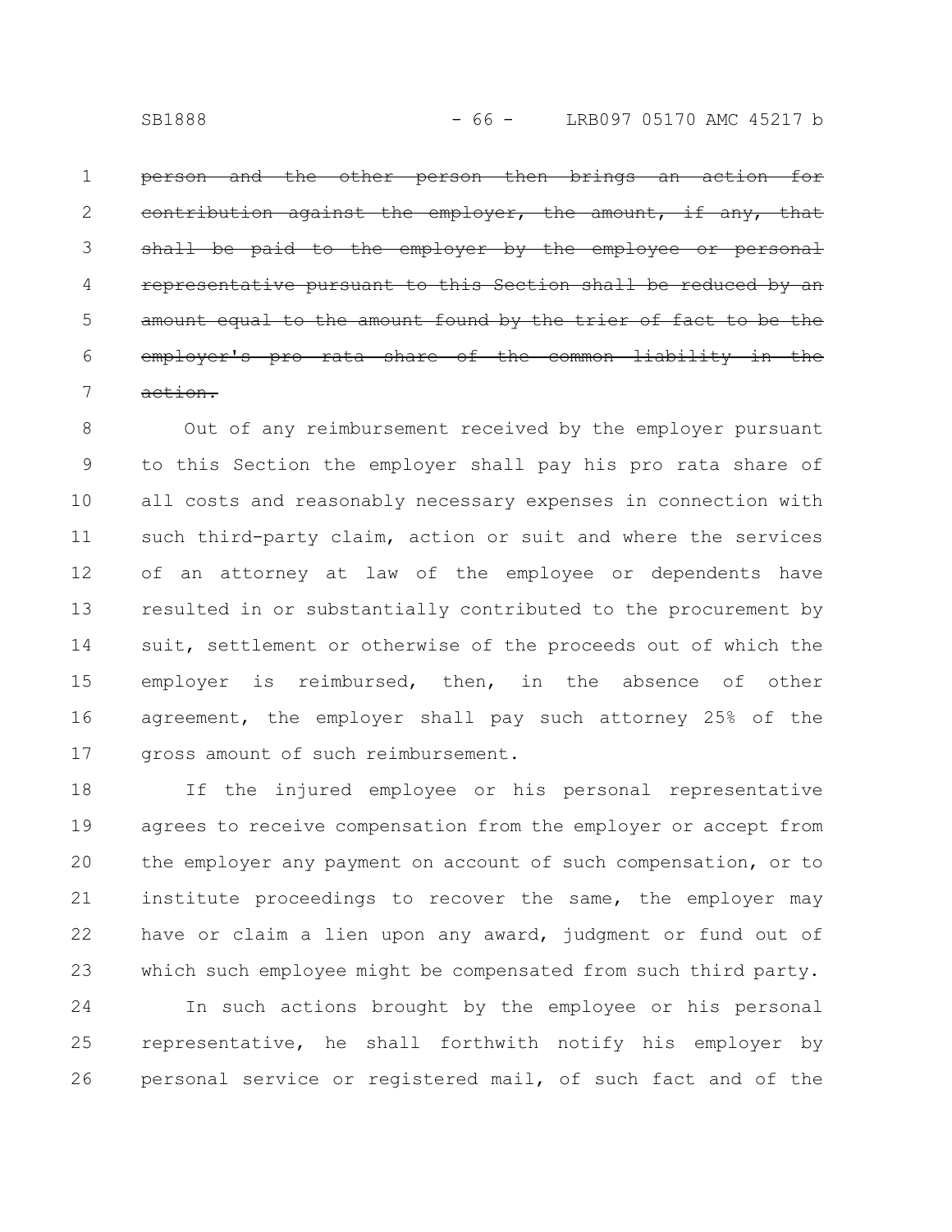~~person and the other person then brings an action for contribution against the employer, the amount, if any, that shall be paid to the employer by the employee or personal representative pursuant to this Section shall be reduced by an amount equal to the amount found by the trier of fact to be the employer's pro rata share of the common liability in the action.~~

Out of any reimbursement received by the employer pursuant to this Section the employer shall pay his pro rata share of all costs and reasonably necessary expenses in connection with such third-party claim, action or suit and where the services of an attorney at law of the employee or dependents have resulted in or substantially contributed to the procurement by suit, settlement or otherwise of the proceeds out of which the employer is reimbursed, then, in the absence of other agreement, the employer shall pay such attorney 25% of the gross amount of such reimbursement.

If the injured employee or his personal representative agrees to receive compensation from the employer or accept from the employer any payment on account of such compensation, or to institute proceedings to recover the same, the employer may have or claim a lien upon any award, judgment or fund out of which such employee might be compensated from such third party.

In such actions brought by the employee or his personal representative, he shall forthwith notify his employer by personal service or registered mail, of such fact and of the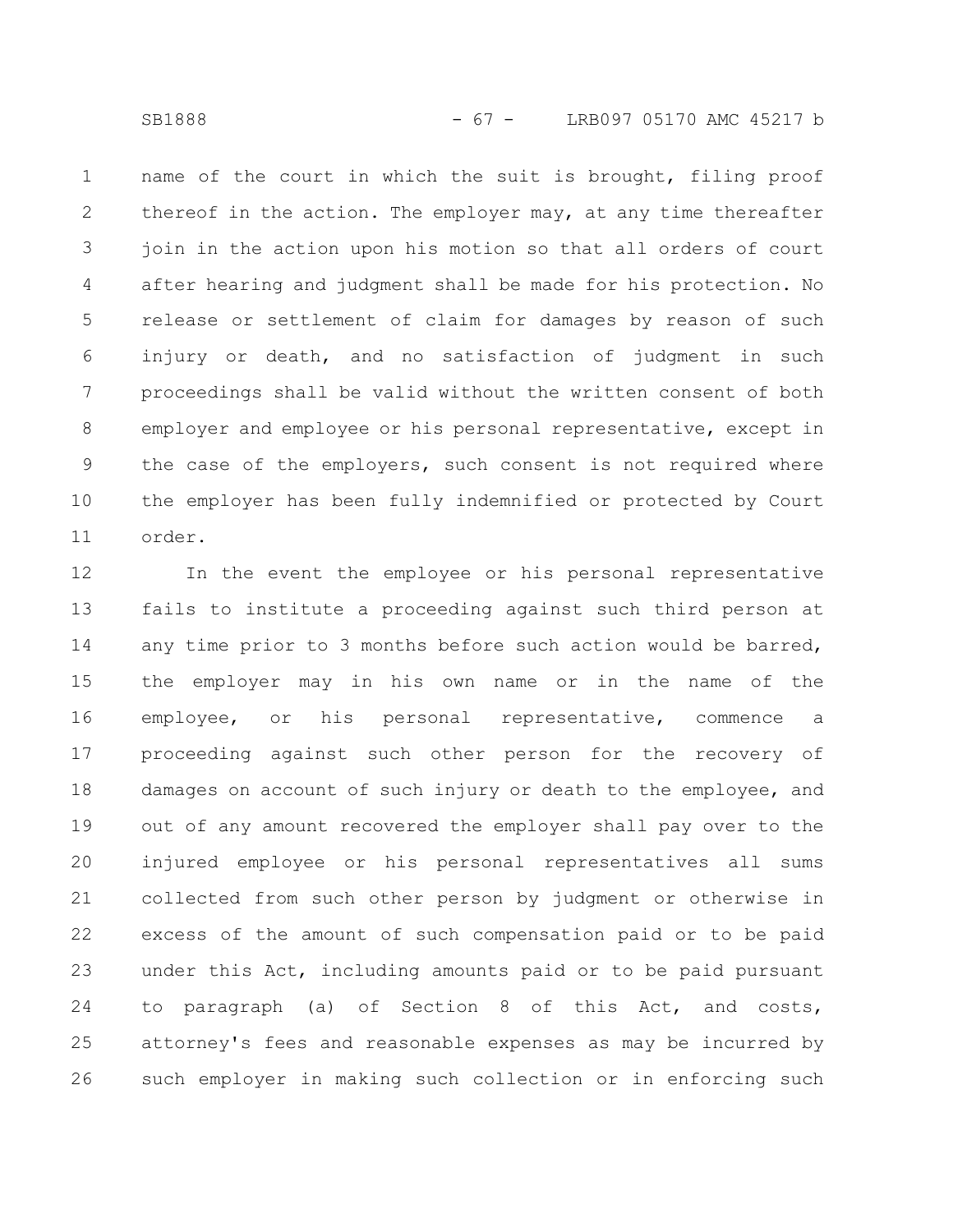name of the court in which the suit is brought, filing proof thereof in the action. The employer may, at any time thereafter join in the action upon his motion so that all orders of court after hearing and judgment shall be made for his protection. No release or settlement of claim for damages by reason of such injury or death, and no satisfaction of judgment in such proceedings shall be valid without the written consent of both employer and employee or his personal representative, except in the case of the employers, such consent is not required where the employer has been fully indemnified or protected by Court order.

In the event the employee or his personal representative fails to institute a proceeding against such third person at any time prior to 3 months before such action would be barred, the employer may in his own name or in the name of the employee, or his personal representative, commence a proceeding against such other person for the recovery of damages on account of such injury or death to the employee, and out of any amount recovered the employer shall pay over to the injured employee or his personal representatives all sums collected from such other person by judgment or otherwise in excess of the amount of such compensation paid or to be paid under this Act, including amounts paid or to be paid pursuant to paragraph (a) of Section 8 of this Act, and costs, attorney's fees and reasonable expenses as may be incurred by such employer in making such collection or in enforcing such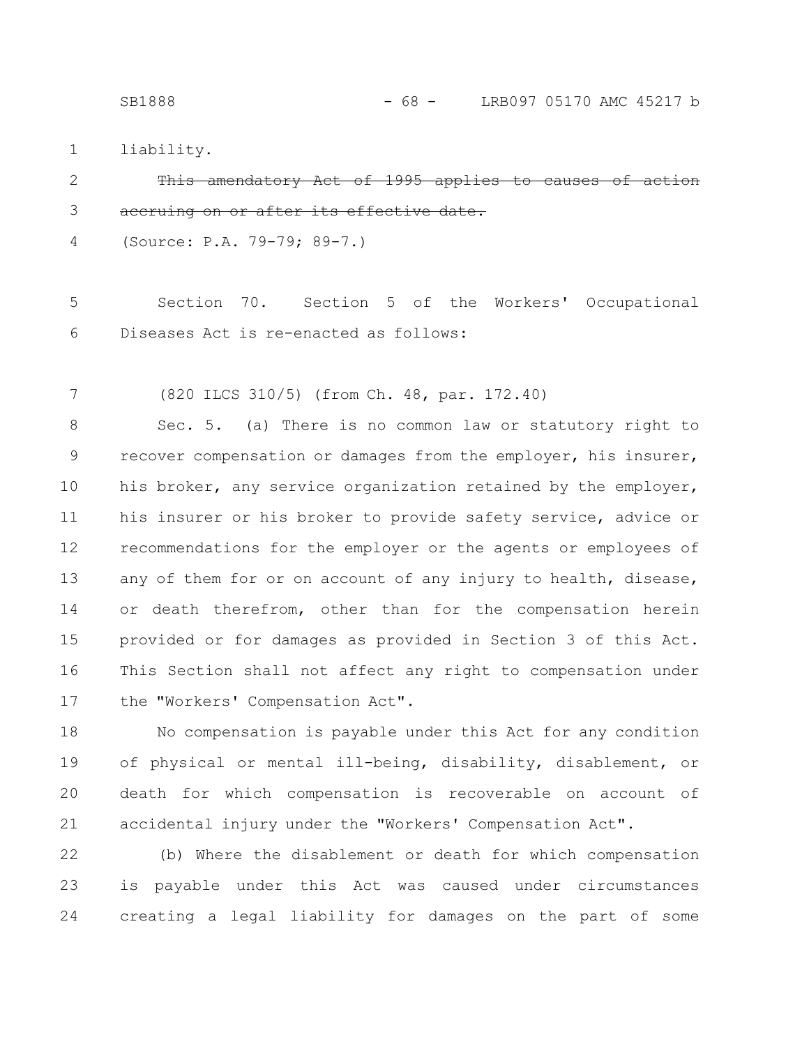liability.

~~This amendatory Act of 1995 applies to causes of action accruing on or after its effective date.~~

(Source: P.A. 79-79; 89-7.)

Section 70. Section 5 of the Workers' Occupational Diseases Act is re-enacted as follows:

(820 ILCS 310/5) (from Ch. 48, par. 172.40)

Sec. 5. (a) There is no common law or statutory right to recover compensation or damages from the employer, his insurer, his broker, any service organization retained by the employer, his insurer or his broker to provide safety service, advice or recommendations for the employer or the agents or employees of any of them for or on account of any injury to health, disease, or death therefrom, other than for the compensation herein provided or for damages as provided in Section 3 of this Act. This Section shall not affect any right to compensation under the "Workers' Compensation Act".

No compensation is payable under this Act for any condition of physical or mental ill-being, disability, disablement, or death for which compensation is recoverable on account of accidental injury under the "Workers' Compensation Act".

(b) Where the disablement or death for which compensation is payable under this Act was caused under circumstances creating a legal liability for damages on the part of some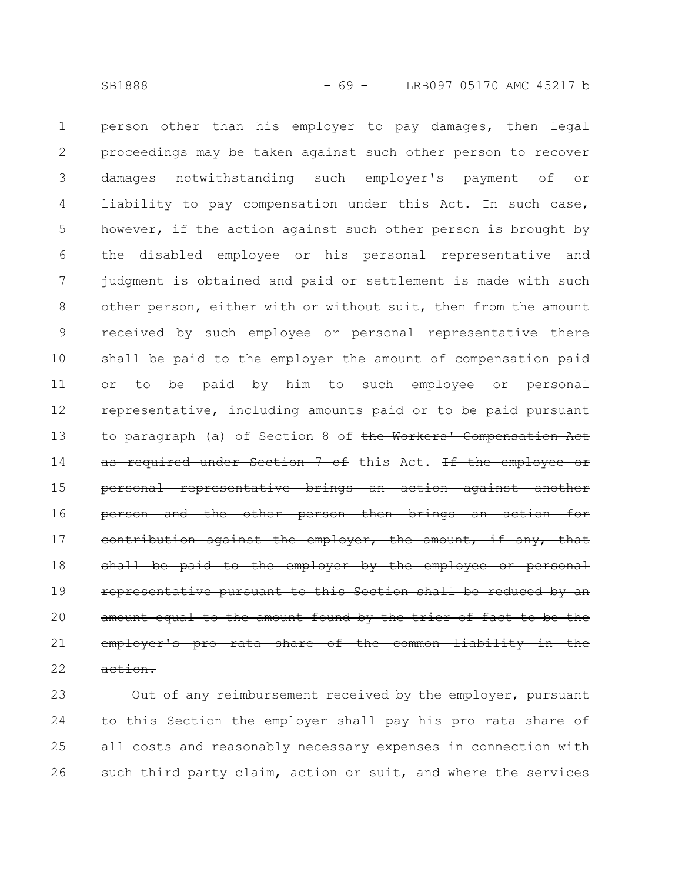person other than his employer to pay damages, then legal proceedings may be taken against such other person to recover damages notwithstanding such employer's payment of or liability to pay compensation under this Act. In such case, however, if the action against such other person is brought by the disabled employee or his personal representative and judgment is obtained and paid or settlement is made with such other person, either with or without suit, then from the amount received by such employee or personal representative there shall be paid to the employer the amount of compensation paid or to be paid by him to such employee or personal representative, including amounts paid or to be paid pursuant to paragraph (a) of Section 8 of ~~the Workers' Compensation Act as required under Section 7 of~~ this Act. ~~If the employee or personal representative brings an action against another person and the other person then brings an action for contribution against the employer, the amount, if any, that shall be paid to the employer by the employee or personal representative pursuant to this Section shall be reduced by an amount equal to the amount found by the trier of fact to be the employer's pro rata share of the common liability in the action.~~

Out of any reimbursement received by the employer, pursuant to this Section the employer shall pay his pro rata share of all costs and reasonably necessary expenses in connection with such third party claim, action or suit, and where the services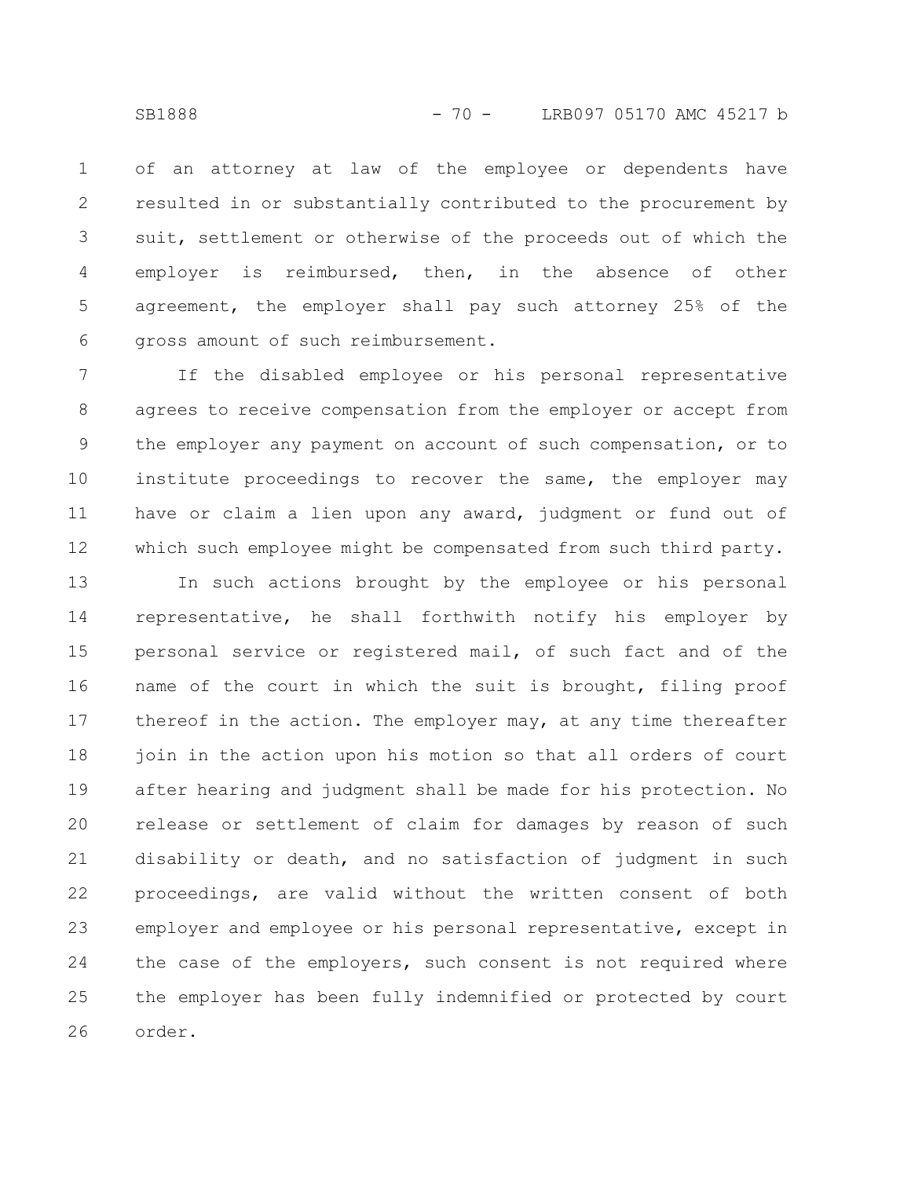of an attorney at law of the employee or dependents have resulted in or substantially contributed to the procurement by suit, settlement or otherwise of the proceeds out of which the employer is reimbursed, then, in the absence of other agreement, the employer shall pay such attorney 25% of the gross amount of such reimbursement.

If the disabled employee or his personal representative agrees to receive compensation from the employer or accept from the employer any payment on account of such compensation, or to institute proceedings to recover the same, the employer may have or claim a lien upon any award, judgment or fund out of which such employee might be compensated from such third party.

In such actions brought by the employee or his personal representative, he shall forthwith notify his employer by personal service or registered mail, of such fact and of the name of the court in which the suit is brought, filing proof thereof in the action. The employer may, at any time thereafter join in the action upon his motion so that all orders of court after hearing and judgment shall be made for his protection. No release or settlement of claim for damages by reason of such disability or death, and no satisfaction of judgment in such proceedings, are valid without the written consent of both employer and employee or his personal representative, except in the case of the employers, such consent is not required where the employer has been fully indemnified or protected by court order.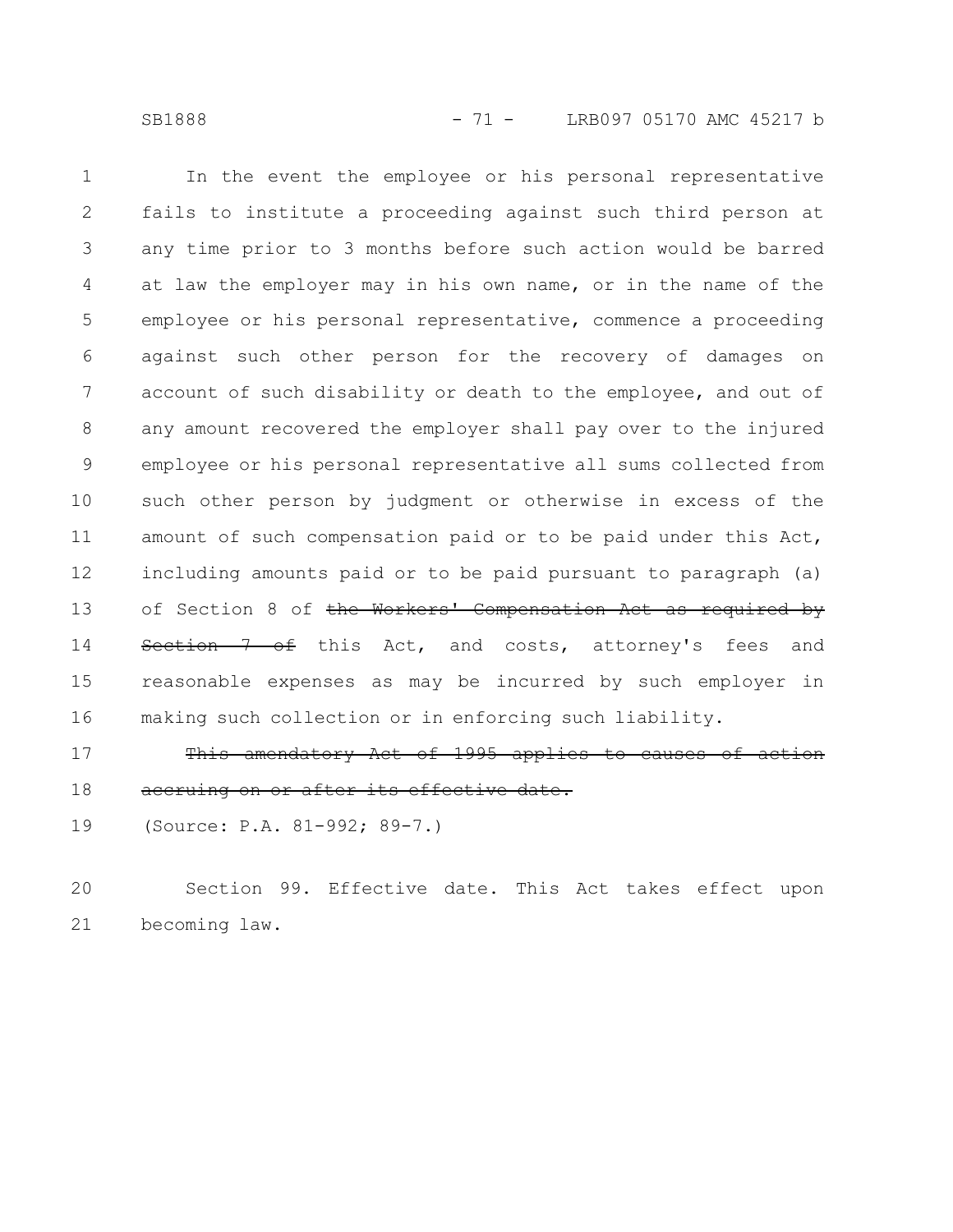In the event the employee or his personal representative fails to institute a proceeding against such third person at any time prior to 3 months before such action would be barred at law the employer may in his own name, or in the name of the employee or his personal representative, commence a proceeding against such other person for the recovery of damages on account of such disability or death to the employee, and out of any amount recovered the employer shall pay over to the injured employee or his personal representative all sums collected from such other person by judgment or otherwise in excess of the amount of such compensation paid or to be paid under this Act, including amounts paid or to be paid pursuant to paragraph (a) of Section 8 of ~~the Workers' Compensation Act as required by Section 7 of~~ this Act, and costs, attorney's fees and reasonable expenses as may be incurred by such employer in making such collection or in enforcing such liability.

~~This amendatory Act of 1995 applies to causes of action accruing on or after its effective date.~~

(Source: P.A. 81-992; 89-7.)

Section 99. Effective date. This Act takes effect upon becoming law.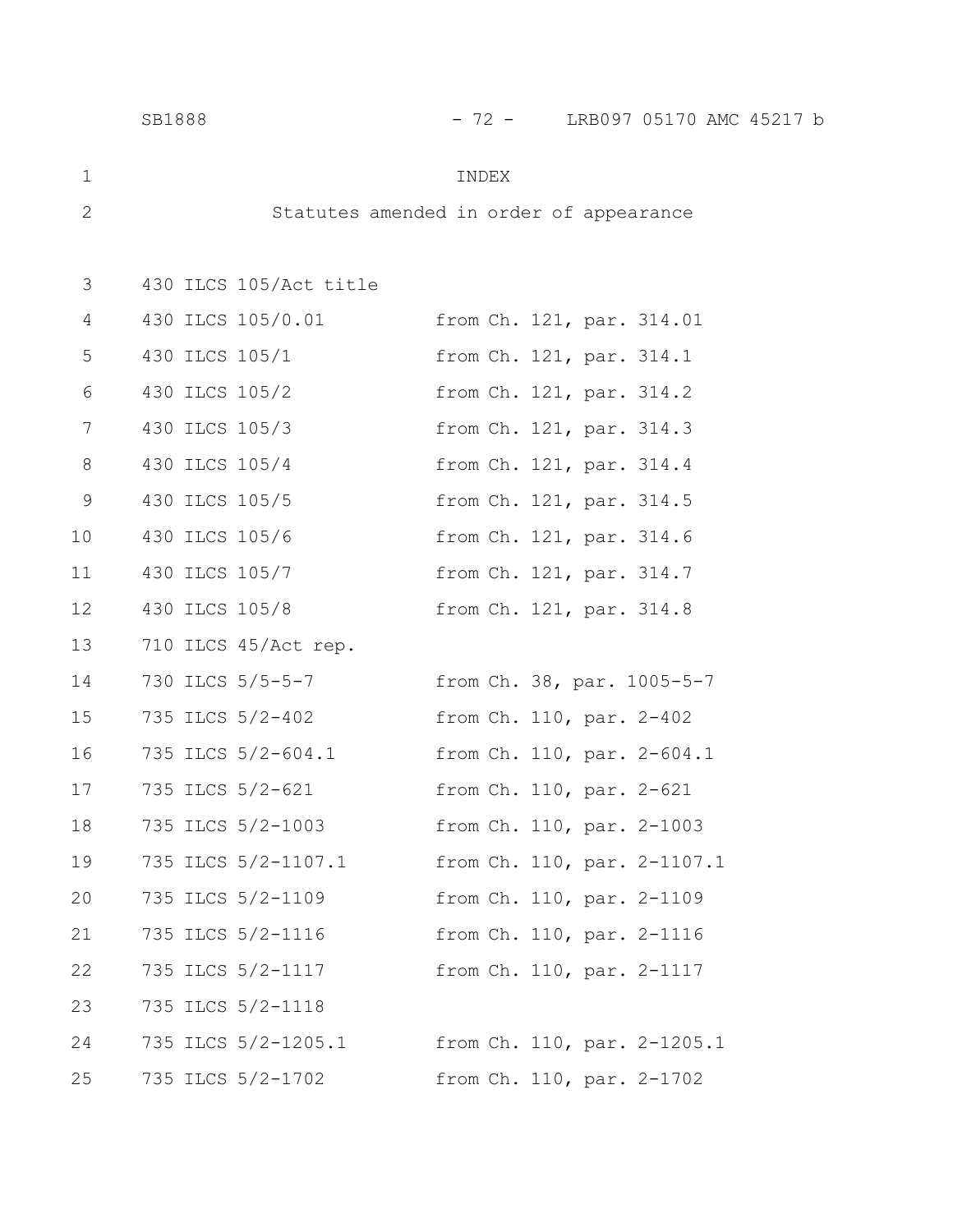INDEX

Statutes amended in order of appearance

| | |
|---|---|
| 430 ILCS 105/Act title | |
| 430 ILCS 105/0.01 | from Ch. 121, par. 314.01 |
| 430 ILCS 105/1 | from Ch. 121, par. 314.1 |
| 430 ILCS 105/2 | from Ch. 121, par. 314.2 |
| 430 ILCS 105/3 | from Ch. 121, par. 314.3 |
| 430 ILCS 105/4 | from Ch. 121, par. 314.4 |
| 430 ILCS 105/5 | from Ch. 121, par. 314.5 |
| 430 ILCS 105/6 | from Ch. 121, par. 314.6 |
| 430 ILCS 105/7 | from Ch. 121, par. 314.7 |
| 430 ILCS 105/8 | from Ch. 121, par. 314.8 |
| 710 ILCS 45/Act rep. | |
| 730 ILCS 5/5-5-7 | from Ch. 38, par. 1005-5-7 |
| 735 ILCS 5/2-402 | from Ch. 110, par. 2-402 |
| 735 ILCS 5/2-604.1 | from Ch. 110, par. 2-604.1 |
| 735 ILCS 5/2-621 | from Ch. 110, par. 2-621 |
| 735 ILCS 5/2-1003 | from Ch. 110, par. 2-1003 |
| 735 ILCS 5/2-1107.1 | from Ch. 110, par. 2-1107.1 |
| 735 ILCS 5/2-1109 | from Ch. 110, par. 2-1109 |
| 735 ILCS 5/2-1116 | from Ch. 110, par. 2-1116 |
| 735 ILCS 5/2-1117 | from Ch. 110, par. 2-1117 |
| 735 ILCS 5/2-1118 | |
| 735 ILCS 5/2-1205.1 | from Ch. 110, par. 2-1205.1 |
| 735 ILCS 5/2-1702 | from Ch. 110, par. 2-1702 |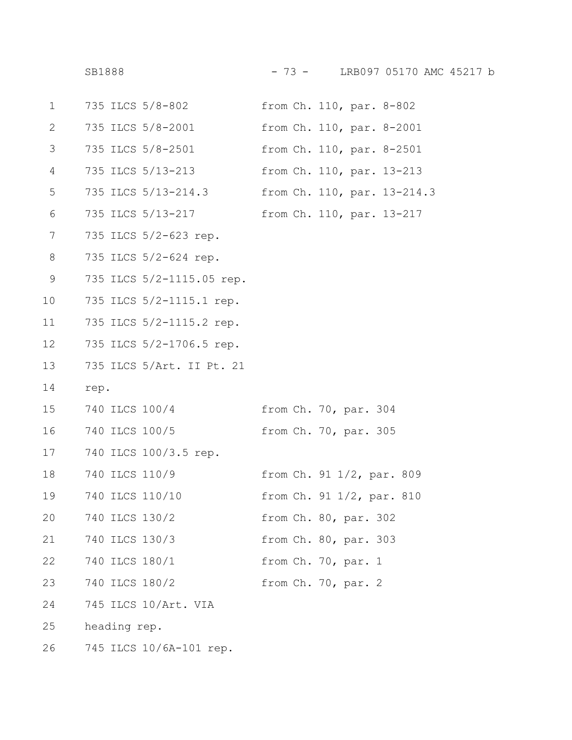| | |
|---|---|
| 735 ILCS 5/8-802 | from Ch. 110, par. 8-802 |
| 735 ILCS 5/8-2001 | from Ch. 110, par. 8-2001 |
| 735 ILCS 5/8-2501 | from Ch. 110, par. 8-2501 |
| 735 ILCS 5/13-213 | from Ch. 110, par. 13-213 |
| 735 ILCS 5/13-214.3 | from Ch. 110, par. 13-214.3 |
| 735 ILCS 5/13-217 | from Ch. 110, par. 13-217 |
| 735 ILCS 5/2-623 rep. | |
| 735 ILCS 5/2-624 rep. | |
| 735 ILCS 5/2-1115.05 rep. | |
| 735 ILCS 5/2-1115.1 rep. | |
| 735 ILCS 5/2-1115.2 rep. | |
| 735 ILCS 5/2-1706.5 rep. | |
| 735 ILCS 5/Art. II Pt. 21 rep. | |
| 740 ILCS 100/4 | from Ch. 70, par. 304 |
| 740 ILCS 100/5 | from Ch. 70, par. 305 |
| 740 ILCS 100/3.5 rep. | |
| 740 ILCS 110/9 | from Ch. 91 1/2, par. 809 |
| 740 ILCS 110/10 | from Ch. 91 1/2, par. 810 |
| 740 ILCS 130/2 | from Ch. 80, par. 302 |
| 740 ILCS 130/3 | from Ch. 80, par. 303 |
| 740 ILCS 180/1 | from Ch. 70, par. 1 |
| 740 ILCS 180/2 | from Ch. 70, par. 2 |
| 745 ILCS 10/Art. VIA heading rep. | |
| 745 ILCS 10/6A-101 rep. | |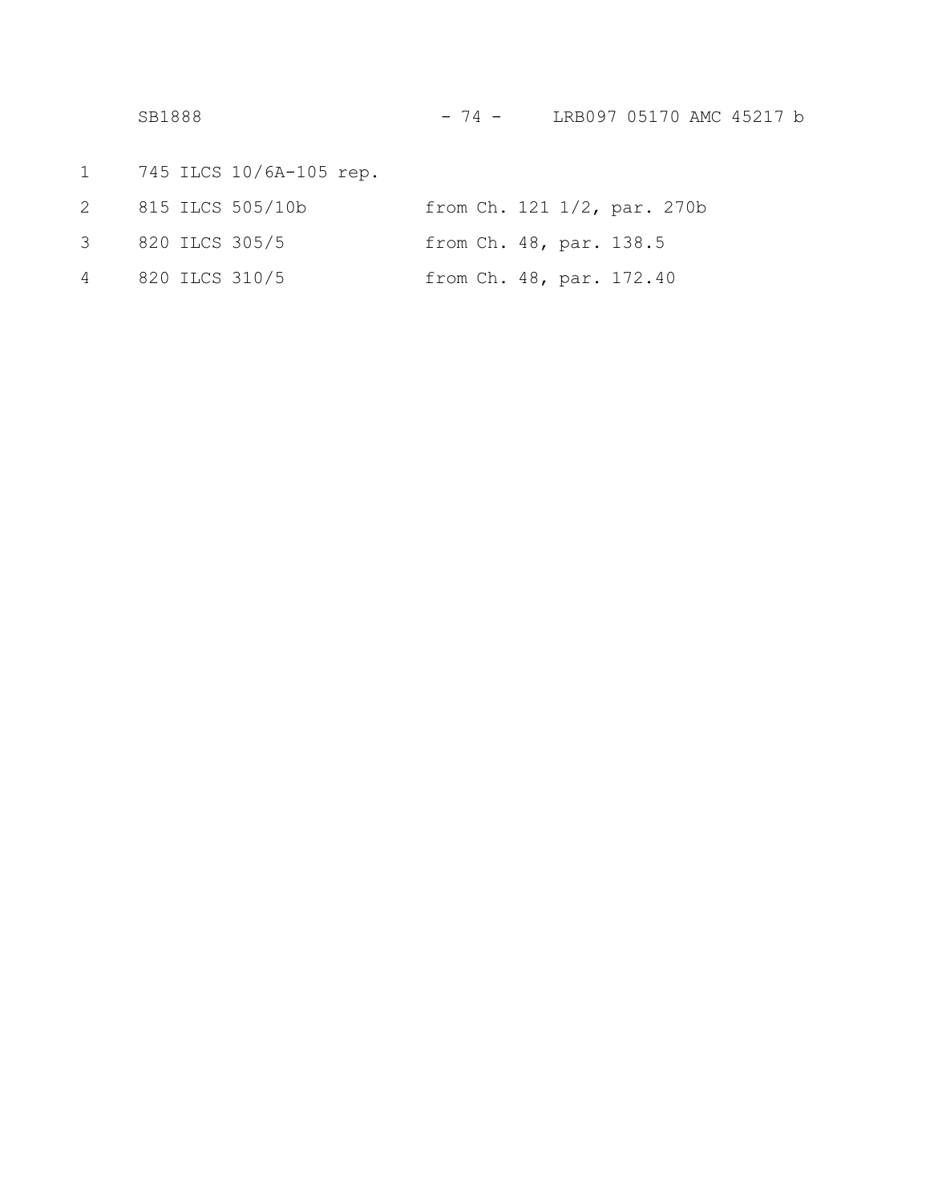| | |
|---|---|
| 745 ILCS 10/6A-105 rep. | |
| 815 ILCS 505/10b | from Ch. 121 1/2, par. 270b |
| 820 ILCS 305/5 | from Ch. 48, par. 138.5 |
| 820 ILCS 310/5 | from Ch. 48, par. 172.40 |